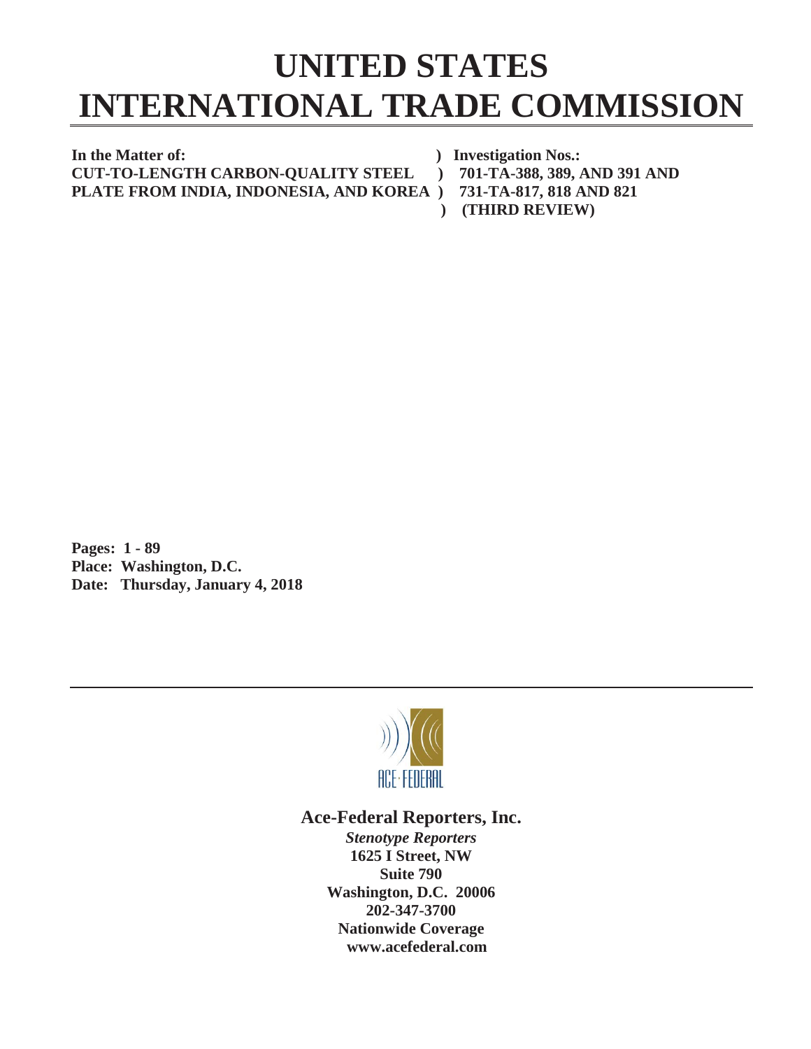# UNITED STATES
# INTERNATIONAL TRADE COMMISSION

**In the Matter of:** ) **Investigation Nos.:**
**CUT-TO-LENGTH CARBON-QUALITY STEEL** ) **701-TA-388, 389, AND 391 AND**
**PLATE FROM INDIA, INDONESIA, AND KOREA** ) **731-TA-817, 818 AND 821**
) **(THIRD REVIEW)**

**Pages: 1 - 89**
**Place: Washington, D.C.**
**Date: Thursday, January 4, 2018**

ACE·FEDERAL

**Ace-Federal Reporters, Inc.**
***Stenotype Reporters***
**1625 I Street, NW**
**Suite 790**
**Washington, D.C. 20006**
**202-347-3700**
**Nationwide Coverage**
**www.acefederal.com**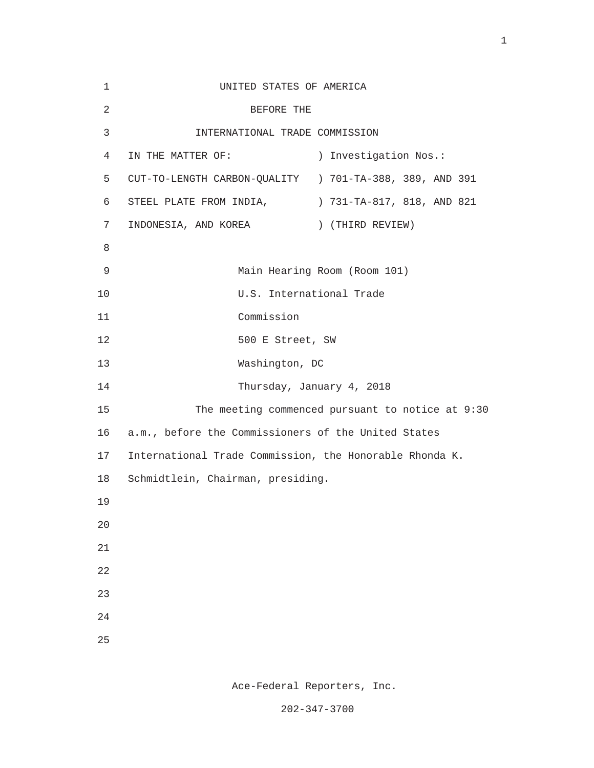UNITED STATES OF AMERICA

BEFORE THE

INTERNATIONAL TRADE COMMISSION

| IN THE MATTER OF: | ) Investigation Nos.: |
|---|---|
| CUT-TO-LENGTH CARBON-QUALITY | ) 701-TA-388, 389, AND 391 |
| STEEL PLATE FROM INDIA, | ) 731-TA-817, 818, AND 821 |
| INDONESIA, AND KOREA | ) (THIRD REVIEW) |

Main Hearing Room (Room 101)
U.S. International Trade
Commission
500 E Street, SW
Washington, DC
Thursday, January 4, 2018

The meeting commenced pursuant to notice at 9:30 a.m., before the Commissioners of the United States International Trade Commission, the Honorable Rhonda K. Schmidtlein, Chairman, presiding.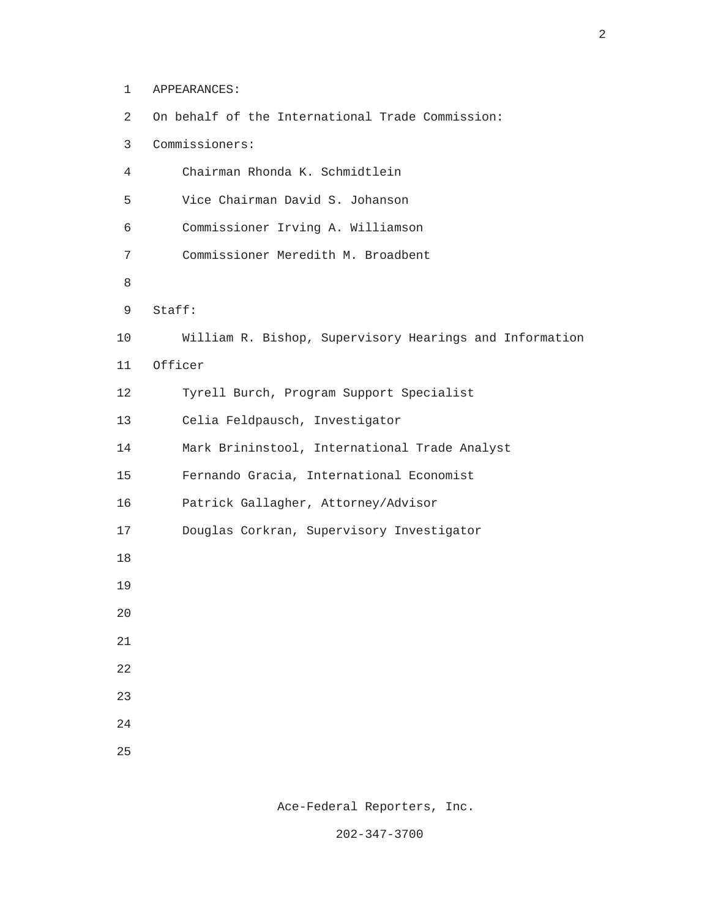APPEARANCES:

On behalf of the International Trade Commission:

Commissioners:

Chairman Rhonda K. Schmidtlein

Vice Chairman David S. Johanson

Commissioner Irving A. Williamson

Commissioner Meredith M. Broadbent

Staff:

William R. Bishop, Supervisory Hearings and Information Officer

Tyrell Burch, Program Support Specialist

Celia Feldpausch, Investigator

Mark Brininstool, International Trade Analyst

Fernando Gracia, International Economist

Patrick Gallagher, Attorney/Advisor

Douglas Corkran, Supervisory Investigator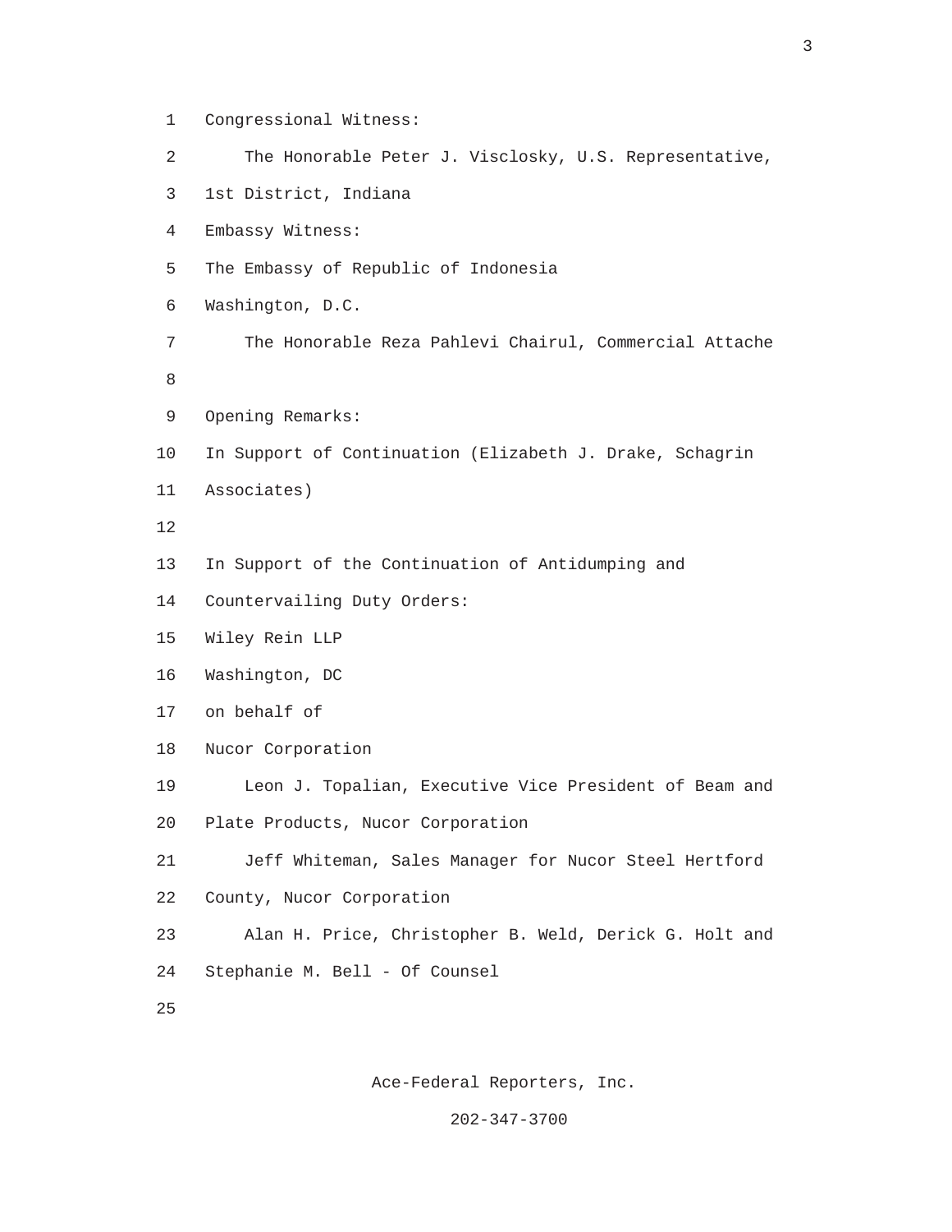Congressional Witness:

The Honorable Peter J. Visclosky, U.S. Representative, 1st District, Indiana

Embassy Witness:

The Embassy of Republic of Indonesia
Washington, D.C.

The Honorable Reza Pahlevi Chairul, Commercial Attache

Opening Remarks:

In Support of Continuation (Elizabeth J. Drake, Schagrin Associates)

In Support of the Continuation of Antidumping and Countervailing Duty Orders:

Wiley Rein LLP
Washington, DC
on behalf of
Nucor Corporation

Leon J. Topalian, Executive Vice President of Beam and Plate Products, Nucor Corporation

Jeff Whiteman, Sales Manager for Nucor Steel Hertford County, Nucor Corporation

Alan H. Price, Christopher B. Weld, Derick G. Holt and Stephanie M. Bell - Of Counsel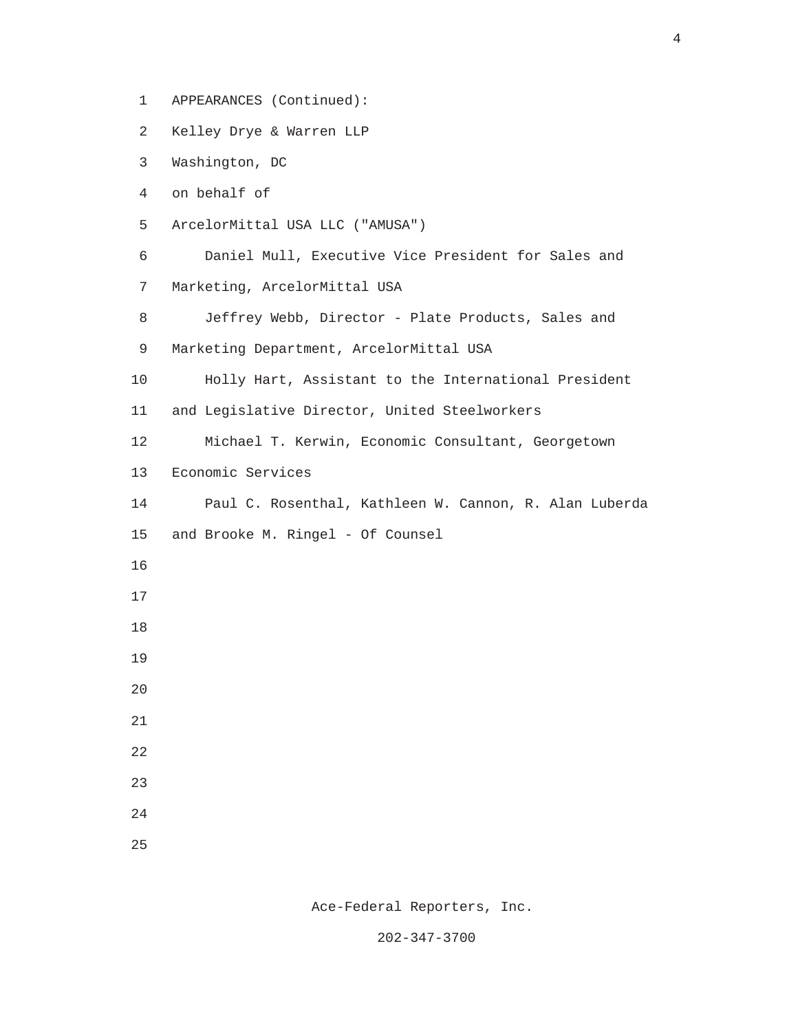APPEARANCES (Continued):

Kelley Drye & Warren LLP

Washington, DC

on behalf of

ArcelorMittal USA LLC ("AMUSA")

Daniel Mull, Executive Vice President for Sales and Marketing, ArcelorMittal USA

Jeffrey Webb, Director - Plate Products, Sales and Marketing Department, ArcelorMittal USA

Holly Hart, Assistant to the International President and Legislative Director, United Steelworkers

Michael T. Kerwin, Economic Consultant, Georgetown Economic Services

Paul C. Rosenthal, Kathleen W. Cannon, R. Alan Luberda and Brooke M. Ringel - Of Counsel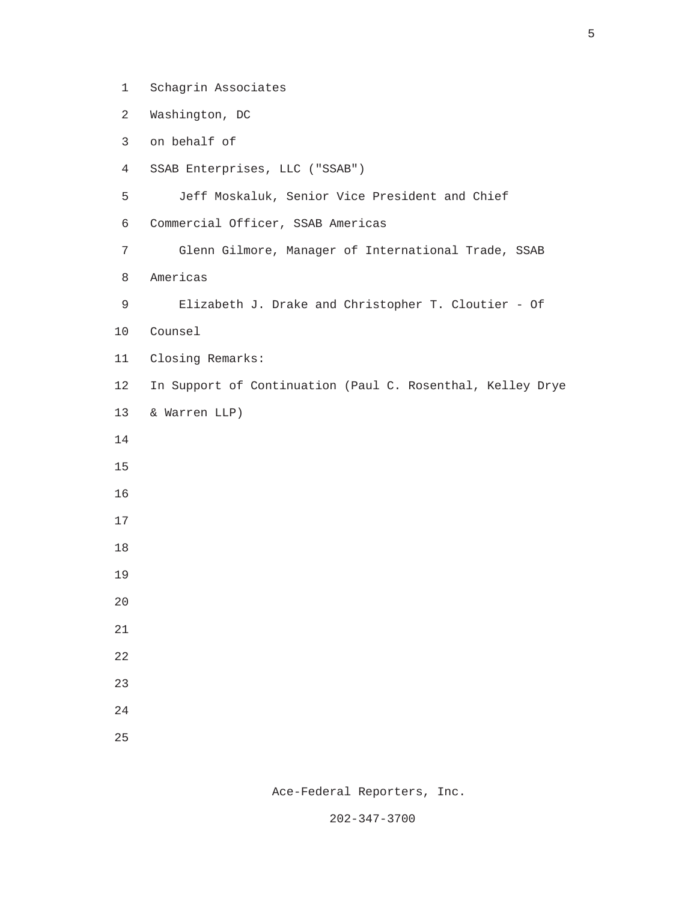Schagrin Associates
Washington, DC
on behalf of
SSAB Enterprises, LLC ("SSAB")

Jeff Moskaluk, Senior Vice President and Chief Commercial Officer, SSAB Americas

Glenn Gilmore, Manager of International Trade, SSAB Americas

Elizabeth J. Drake and Christopher T. Cloutier - Of Counsel

Closing Remarks:
In Support of Continuation (Paul C. Rosenthal, Kelley Drye & Warren LLP)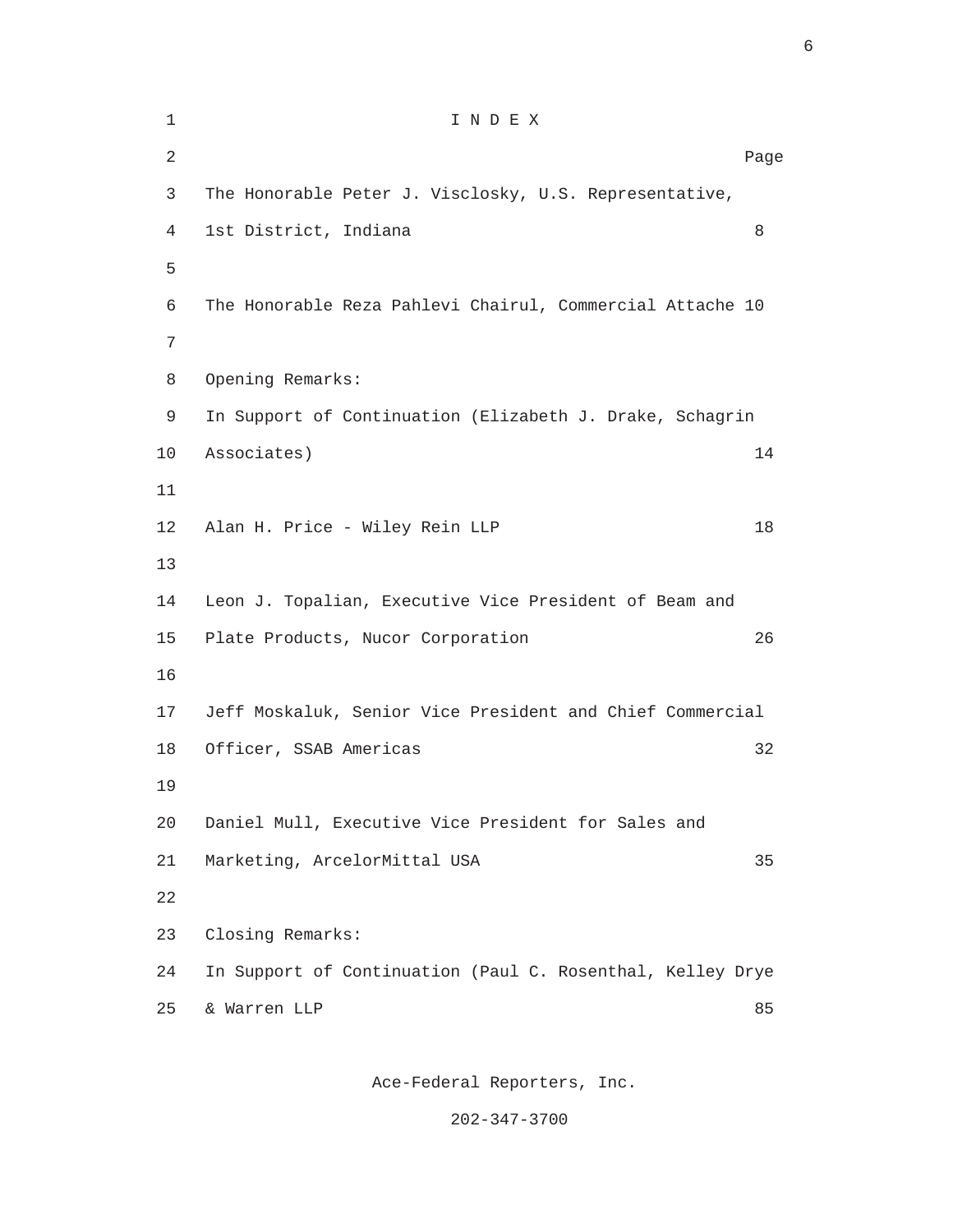# I N D E X

| | Page |
|---|---|
| The Honorable Peter J. Visclosky, U.S. Representative, 1st District, Indiana | 8 |
| The Honorable Reza Pahlevi Chairul, Commercial Attache | 10 |
| Opening Remarks: | |
| In Support of Continuation (Elizabeth J. Drake, Schagrin Associates) | 14 |
| Alan H. Price - Wiley Rein LLP | 18 |
| Leon J. Topalian, Executive Vice President of Beam and Plate Products, Nucor Corporation | 26 |
| Jeff Moskaluk, Senior Vice President and Chief Commercial Officer, SSAB Americas | 32 |
| Daniel Mull, Executive Vice President for Sales and Marketing, ArcelorMittal USA | 35 |
| Closing Remarks: | |
| In Support of Continuation (Paul C. Rosenthal, Kelley Drye & Warren LLP | 85 |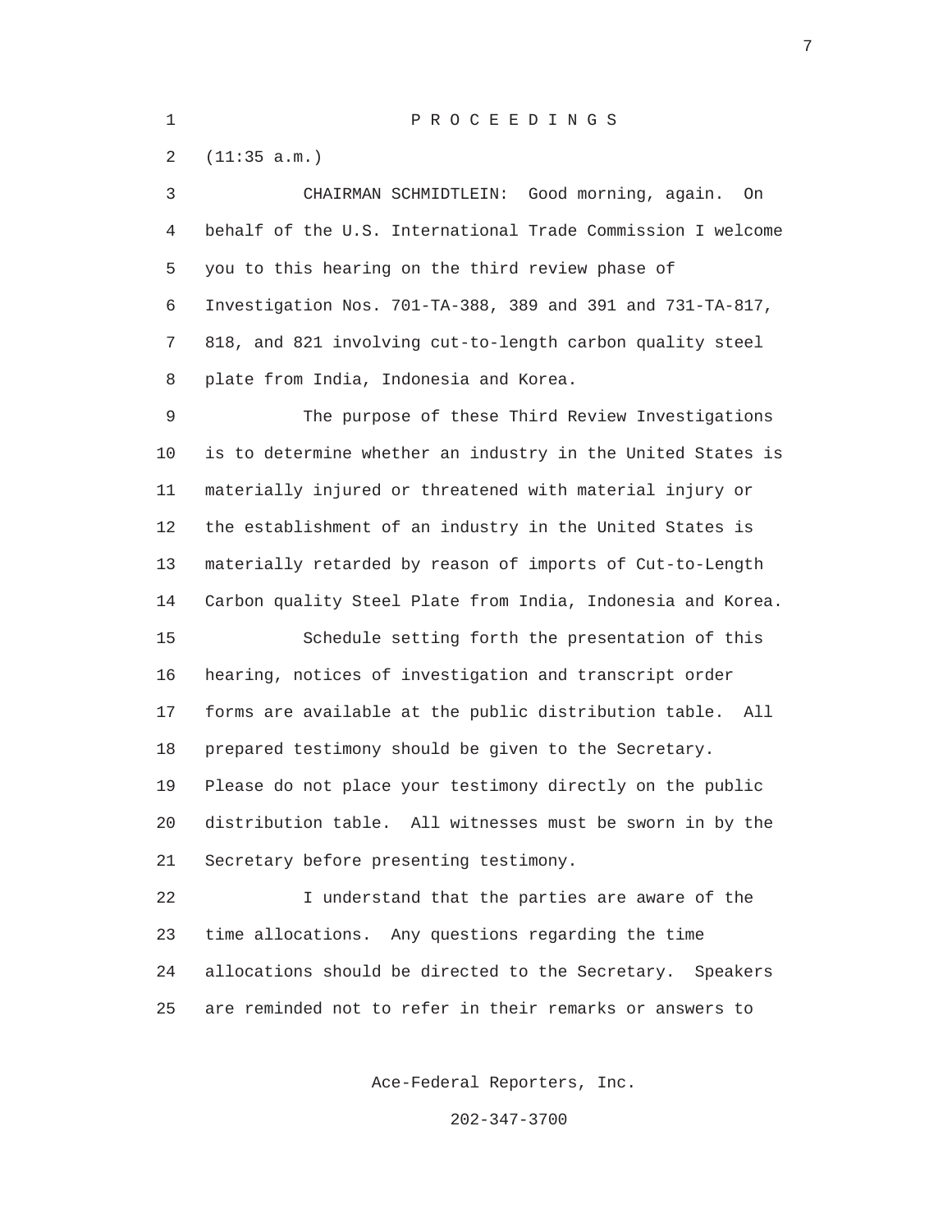P R O C E E D I N G S

(11:35 a.m.)

CHAIRMAN SCHMIDTLEIN: Good morning, again. On behalf of the U.S. International Trade Commission I welcome you to this hearing on the third review phase of Investigation Nos. 701-TA-388, 389 and 391 and 731-TA-817, 818, and 821 involving cut-to-length carbon quality steel plate from India, Indonesia and Korea.

The purpose of these Third Review Investigations is to determine whether an industry in the United States is materially injured or threatened with material injury or the establishment of an industry in the United States is materially retarded by reason of imports of Cut-to-Length Carbon quality Steel Plate from India, Indonesia and Korea.

Schedule setting forth the presentation of this hearing, notices of investigation and transcript order forms are available at the public distribution table. All prepared testimony should be given to the Secretary. Please do not place your testimony directly on the public distribution table. All witnesses must be sworn in by the Secretary before presenting testimony.

I understand that the parties are aware of the time allocations. Any questions regarding the time allocations should be directed to the Secretary. Speakers are reminded not to refer in their remarks or answers to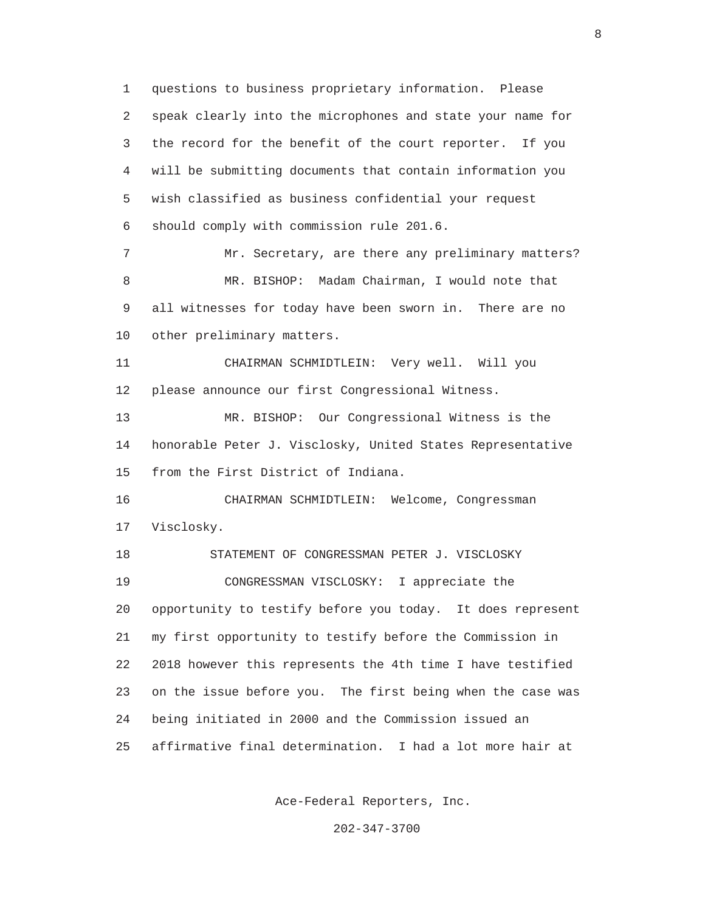questions to business proprietary information. Please speak clearly into the microphones and state your name for the record for the benefit of the court reporter. If you will be submitting documents that contain information you wish classified as business confidential your request should comply with commission rule 201.6.

Mr. Secretary, are there any preliminary matters?

MR. BISHOP: Madam Chairman, I would note that all witnesses for today have been sworn in. There are no other preliminary matters.

CHAIRMAN SCHMIDTLEIN: Very well. Will you please announce our first Congressional Witness.

MR. BISHOP: Our Congressional Witness is the honorable Peter J. Visclosky, United States Representative from the First District of Indiana.

CHAIRMAN SCHMIDTLEIN: Welcome, Congressman Visclosky.

STATEMENT OF CONGRESSMAN PETER J. VISCLOSKY

CONGRESSMAN VISCLOSKY: I appreciate the opportunity to testify before you today. It does represent my first opportunity to testify before the Commission in 2018 however this represents the 4th time I have testified on the issue before you. The first being when the case was being initiated in 2000 and the Commission issued an affirmative final determination. I had a lot more hair at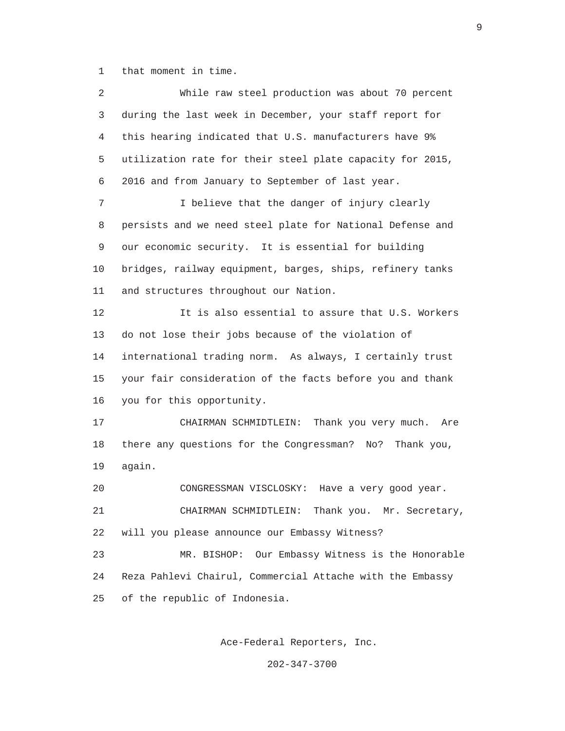that moment in time.

While raw steel production was about 70 percent during the last week in December, your staff report for this hearing indicated that U.S. manufacturers have 9% utilization rate for their steel plate capacity for 2015, 2016 and from January to September of last year.

I believe that the danger of injury clearly persists and we need steel plate for National Defense and our economic security. It is essential for building bridges, railway equipment, barges, ships, refinery tanks and structures throughout our Nation.

It is also essential to assure that U.S. Workers do not lose their jobs because of the violation of international trading norm. As always, I certainly trust your fair consideration of the facts before you and thank you for this opportunity.

CHAIRMAN SCHMIDTLEIN: Thank you very much. Are there any questions for the Congressman? No? Thank you, again.

CONGRESSMAN VISCLOSKY: Have a very good year.

CHAIRMAN SCHMIDTLEIN: Thank you. Mr. Secretary, will you please announce our Embassy Witness?

MR. BISHOP: Our Embassy Witness is the Honorable Reza Pahlevi Chairul, Commercial Attache with the Embassy of the republic of Indonesia.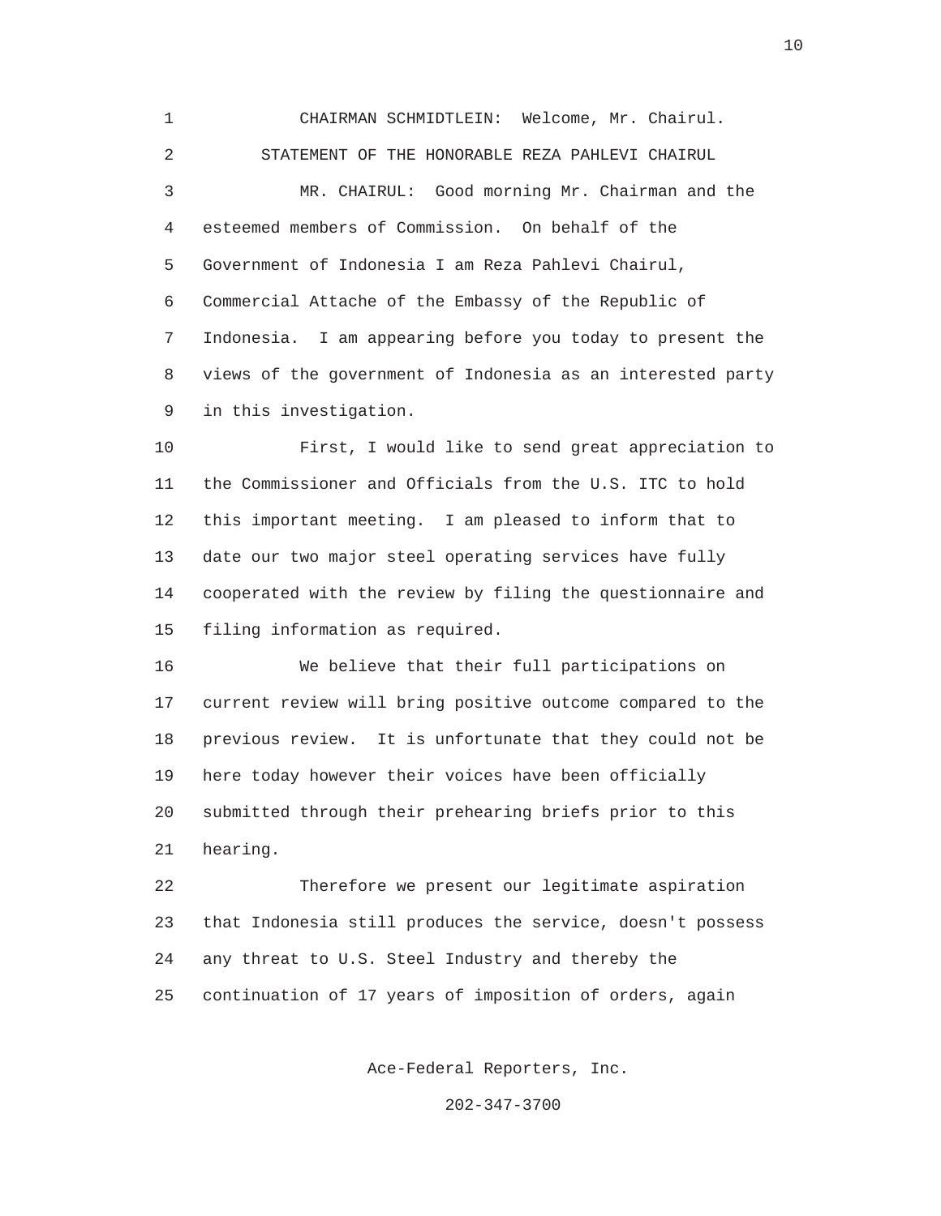CHAIRMAN SCHMIDTLEIN: Welcome, Mr. Chairul.

STATEMENT OF THE HONORABLE REZA PAHLEVI CHAIRUL

MR. CHAIRUL: Good morning Mr. Chairman and the esteemed members of Commission. On behalf of the Government of Indonesia I am Reza Pahlevi Chairul, Commercial Attache of the Embassy of the Republic of Indonesia. I am appearing before you today to present the views of the government of Indonesia as an interested party in this investigation.

First, I would like to send great appreciation to the Commissioner and Officials from the U.S. ITC to hold this important meeting. I am pleased to inform that to date our two major steel operating services have fully cooperated with the review by filing the questionnaire and filing information as required.

We believe that their full participations on current review will bring positive outcome compared to the previous review. It is unfortunate that they could not be here today however their voices have been officially submitted through their prehearing briefs prior to this hearing.

Therefore we present our legitimate aspiration that Indonesia still produces the service, doesn't possess any threat to U.S. Steel Industry and thereby the continuation of 17 years of imposition of orders, again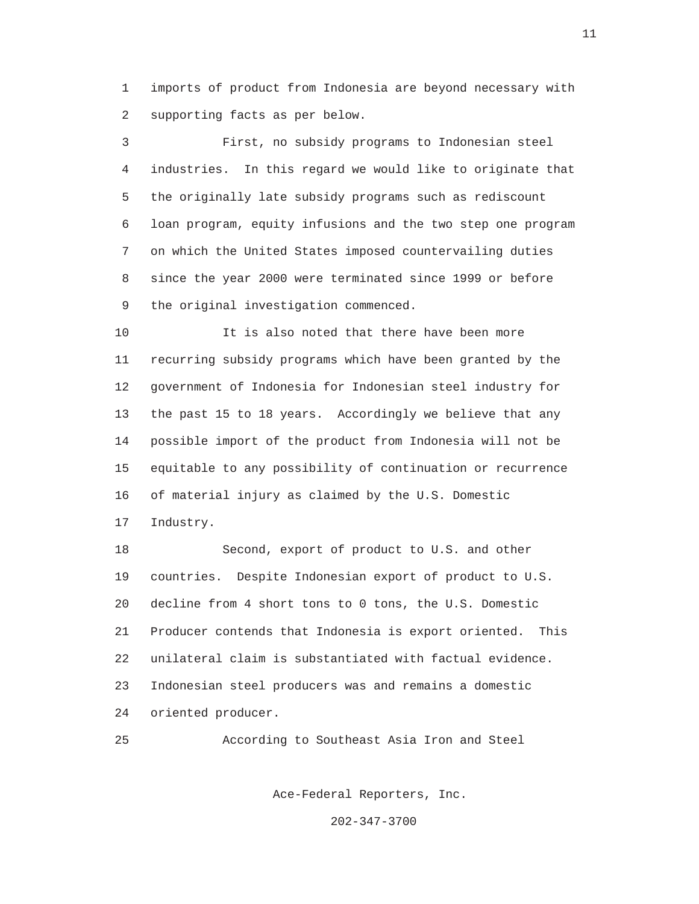imports of product from Indonesia are beyond necessary with supporting facts as per below.

First, no subsidy programs to Indonesian steel industries. In this regard we would like to originate that the originally late subsidy programs such as rediscount loan program, equity infusions and the two step one program on which the United States imposed countervailing duties since the year 2000 were terminated since 1999 or before the original investigation commenced.

It is also noted that there have been more recurring subsidy programs which have been granted by the government of Indonesia for Indonesian steel industry for the past 15 to 18 years. Accordingly we believe that any possible import of the product from Indonesia will not be equitable to any possibility of continuation or recurrence of material injury as claimed by the U.S. Domestic Industry.

Second, export of product to U.S. and other countries. Despite Indonesian export of product to U.S. decline from 4 short tons to 0 tons, the U.S. Domestic Producer contends that Indonesia is export oriented. This unilateral claim is substantiated with factual evidence. Indonesian steel producers was and remains a domestic oriented producer.

According to Southeast Asia Iron and Steel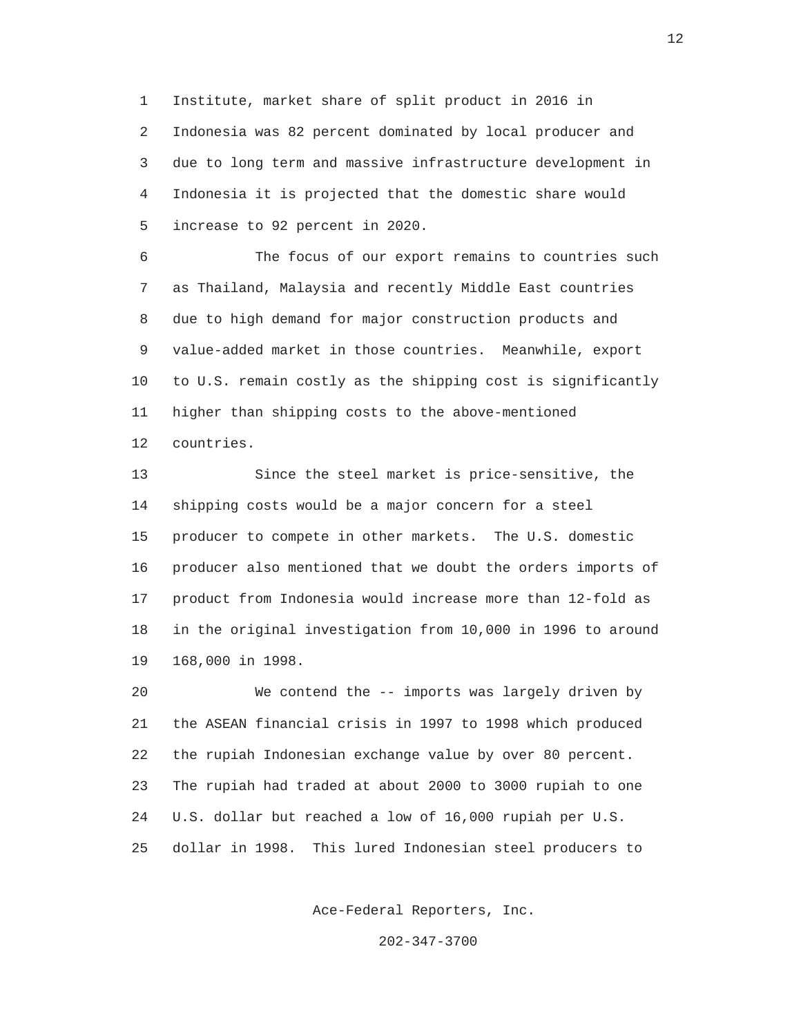Institute, market share of split product in 2016 in Indonesia was 82 percent dominated by local producer and due to long term and massive infrastructure development in Indonesia it is projected that the domestic share would increase to 92 percent in 2020.

The focus of our export remains to countries such as Thailand, Malaysia and recently Middle East countries due to high demand for major construction products and value-added market in those countries. Meanwhile, export to U.S. remain costly as the shipping cost is significantly higher than shipping costs to the above-mentioned countries.

Since the steel market is price-sensitive, the shipping costs would be a major concern for a steel producer to compete in other markets. The U.S. domestic producer also mentioned that we doubt the orders imports of product from Indonesia would increase more than 12-fold as in the original investigation from 10,000 in 1996 to around 168,000 in 1998.

We contend the -- imports was largely driven by the ASEAN financial crisis in 1997 to 1998 which produced the rupiah Indonesian exchange value by over 80 percent. The rupiah had traded at about 2000 to 3000 rupiah to one U.S. dollar but reached a low of 16,000 rupiah per U.S. dollar in 1998. This lured Indonesian steel producers to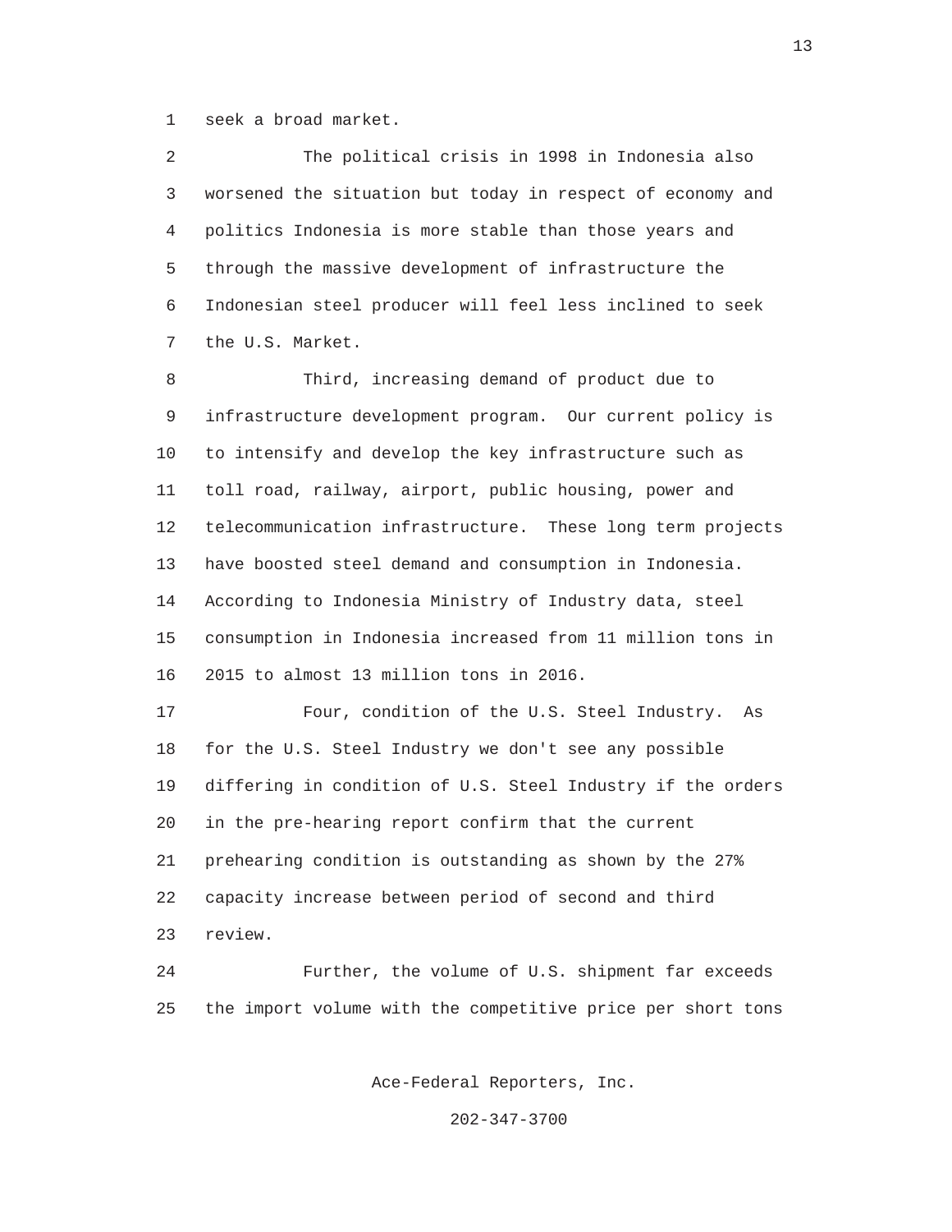seek a broad market.

The political crisis in 1998 in Indonesia also worsened the situation but today in respect of economy and politics Indonesia is more stable than those years and through the massive development of infrastructure the Indonesian steel producer will feel less inclined to seek the U.S. Market.

Third, increasing demand of product due to infrastructure development program. Our current policy is to intensify and develop the key infrastructure such as toll road, railway, airport, public housing, power and telecommunication infrastructure. These long term projects have boosted steel demand and consumption in Indonesia. According to Indonesia Ministry of Industry data, steel consumption in Indonesia increased from 11 million tons in 2015 to almost 13 million tons in 2016.

Four, condition of the U.S. Steel Industry. As for the U.S. Steel Industry we don't see any possible differing in condition of U.S. Steel Industry if the orders in the pre-hearing report confirm that the current prehearing condition is outstanding as shown by the 27% capacity increase between period of second and third review.

Further, the volume of U.S. shipment far exceeds the import volume with the competitive price per short tons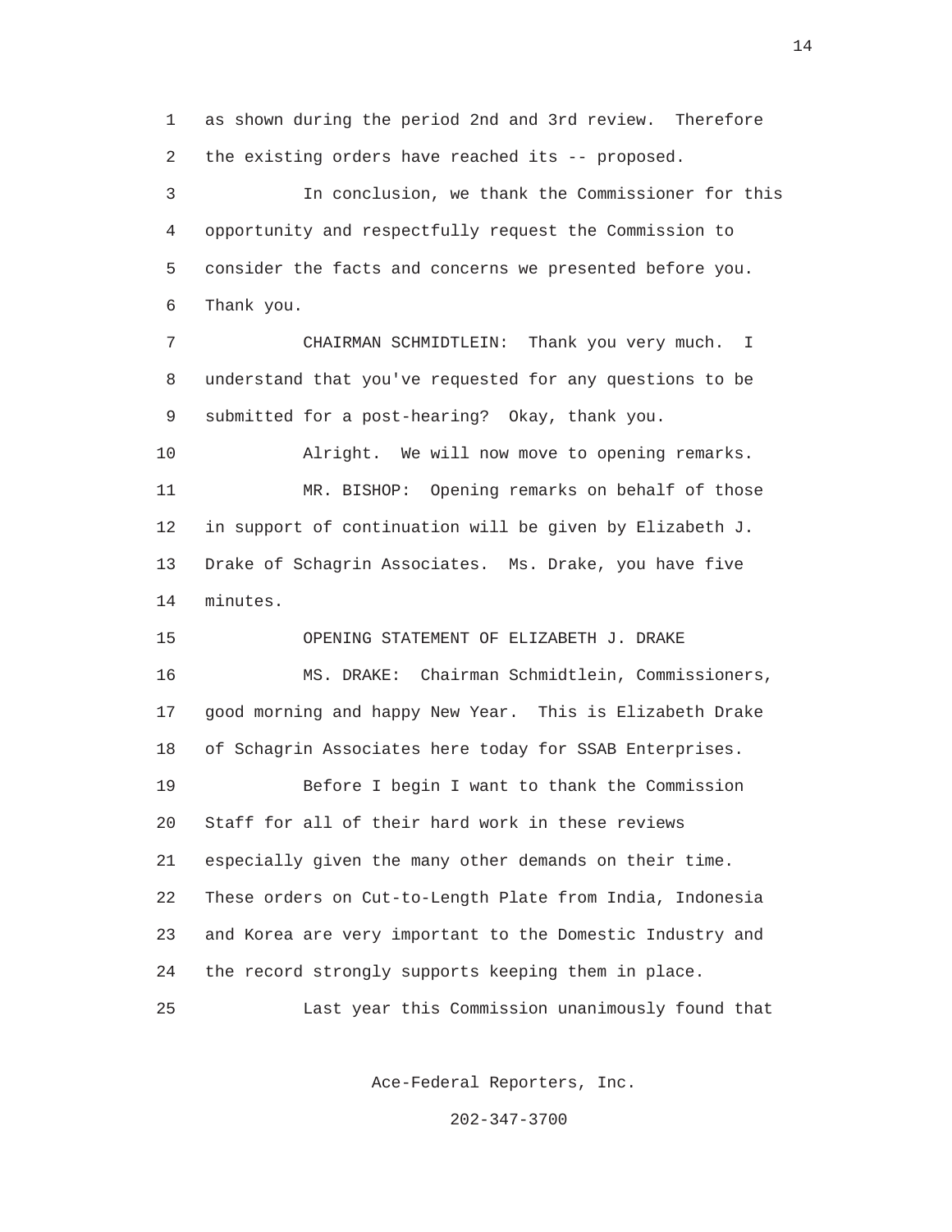as shown during the period 2nd and 3rd review. Therefore the existing orders have reached its -- proposed.

In conclusion, we thank the Commissioner for this opportunity and respectfully request the Commission to consider the facts and concerns we presented before you. Thank you.

CHAIRMAN SCHMIDTLEIN: Thank you very much. I understand that you've requested for any questions to be submitted for a post-hearing? Okay, thank you.

Alright. We will now move to opening remarks.

MR. BISHOP: Opening remarks on behalf of those in support of continuation will be given by Elizabeth J. Drake of Schagrin Associates. Ms. Drake, you have five minutes.

OPENING STATEMENT OF ELIZABETH J. DRAKE

MS. DRAKE: Chairman Schmidtlein, Commissioners, good morning and happy New Year. This is Elizabeth Drake of Schagrin Associates here today for SSAB Enterprises.

Before I begin I want to thank the Commission Staff for all of their hard work in these reviews especially given the many other demands on their time. These orders on Cut-to-Length Plate from India, Indonesia and Korea are very important to the Domestic Industry and the record strongly supports keeping them in place.

Last year this Commission unanimously found that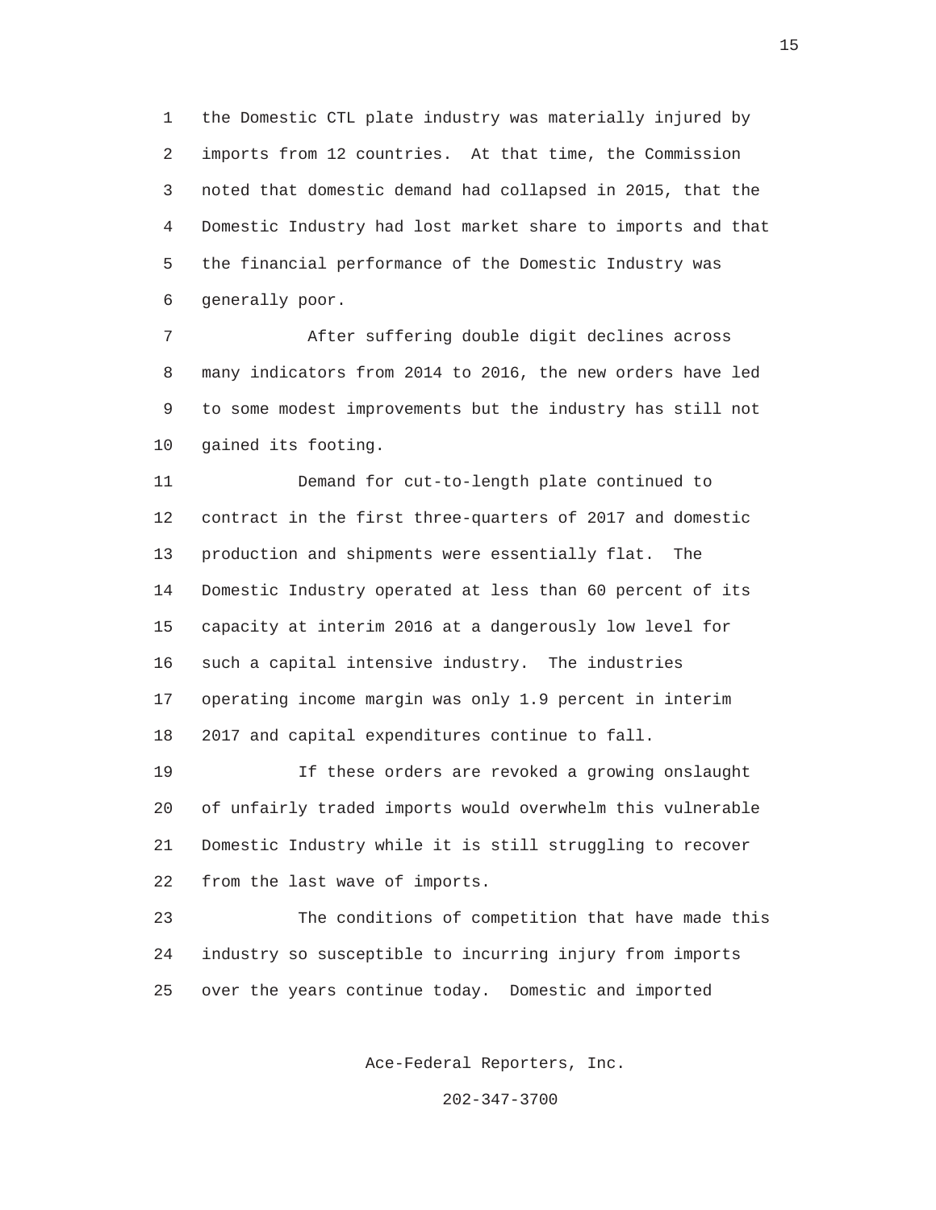the Domestic CTL plate industry was materially injured by imports from 12 countries. At that time, the Commission noted that domestic demand had collapsed in 2015, that the Domestic Industry had lost market share to imports and that the financial performance of the Domestic Industry was generally poor.

After suffering double digit declines across many indicators from 2014 to 2016, the new orders have led to some modest improvements but the industry has still not gained its footing.

Demand for cut-to-length plate continued to contract in the first three-quarters of 2017 and domestic production and shipments were essentially flat. The Domestic Industry operated at less than 60 percent of its capacity at interim 2016 at a dangerously low level for such a capital intensive industry. The industries operating income margin was only 1.9 percent in interim 2017 and capital expenditures continue to fall.

If these orders are revoked a growing onslaught of unfairly traded imports would overwhelm this vulnerable Domestic Industry while it is still struggling to recover from the last wave of imports.

The conditions of competition that have made this industry so susceptible to incurring injury from imports over the years continue today. Domestic and imported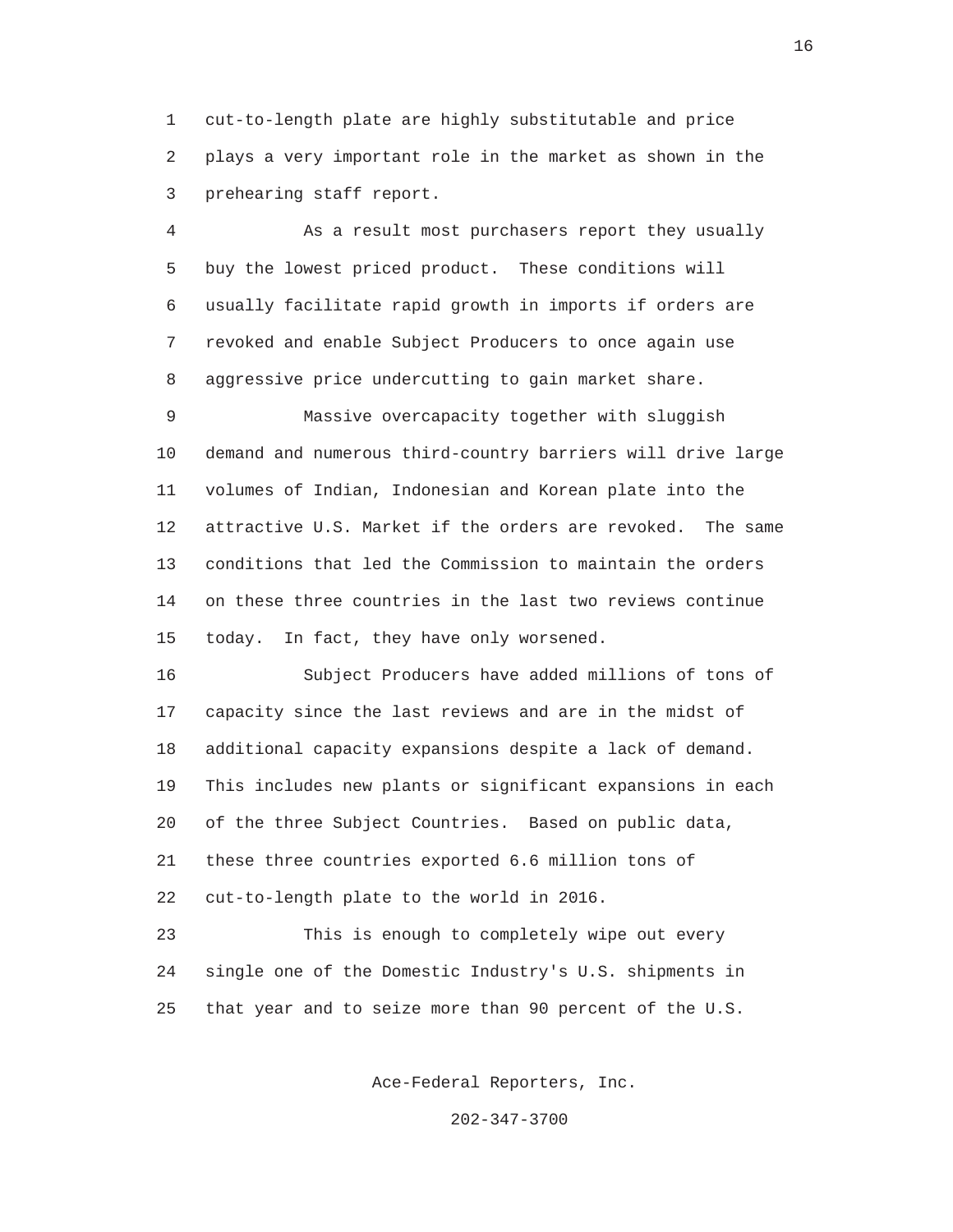cut-to-length plate are highly substitutable and price plays a very important role in the market as shown in the prehearing staff report.

As a result most purchasers report they usually buy the lowest priced product. These conditions will usually facilitate rapid growth in imports if orders are revoked and enable Subject Producers to once again use aggressive price undercutting to gain market share.

Massive overcapacity together with sluggish demand and numerous third-country barriers will drive large volumes of Indian, Indonesian and Korean plate into the attractive U.S. Market if the orders are revoked. The same conditions that led the Commission to maintain the orders on these three countries in the last two reviews continue today. In fact, they have only worsened.

Subject Producers have added millions of tons of capacity since the last reviews and are in the midst of additional capacity expansions despite a lack of demand. This includes new plants or significant expansions in each of the three Subject Countries. Based on public data, these three countries exported 6.6 million tons of cut-to-length plate to the world in 2016.

This is enough to completely wipe out every single one of the Domestic Industry's U.S. shipments in that year and to seize more than 90 percent of the U.S.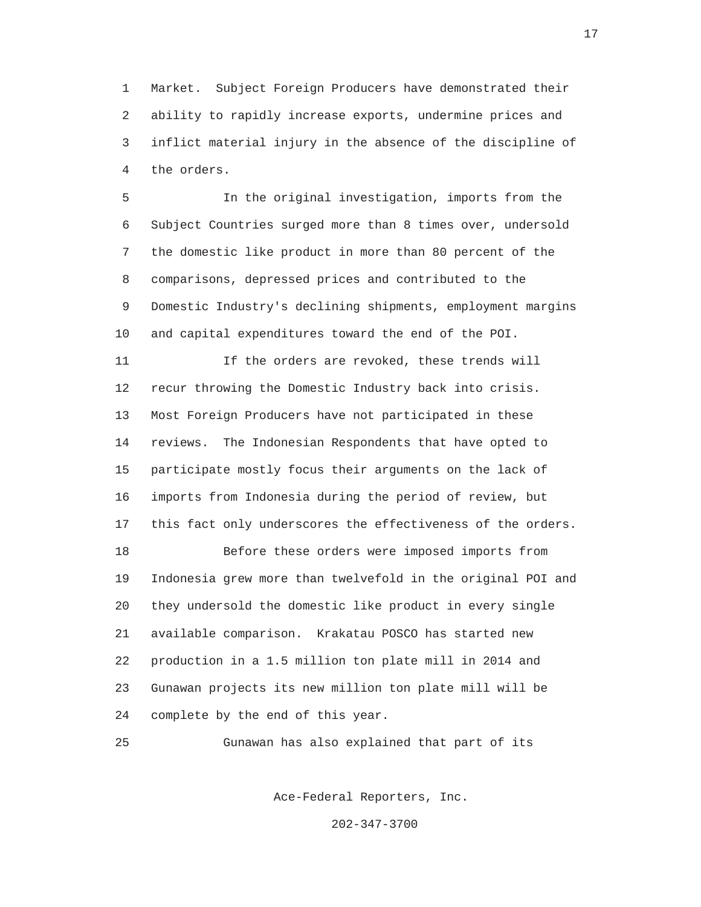Market. Subject Foreign Producers have demonstrated their ability to rapidly increase exports, undermine prices and inflict material injury in the absence of the discipline of the orders.

In the original investigation, imports from the Subject Countries surged more than 8 times over, undersold the domestic like product in more than 80 percent of the comparisons, depressed prices and contributed to the Domestic Industry's declining shipments, employment margins and capital expenditures toward the end of the POI.

If the orders are revoked, these trends will recur throwing the Domestic Industry back into crisis. Most Foreign Producers have not participated in these reviews. The Indonesian Respondents that have opted to participate mostly focus their arguments on the lack of imports from Indonesia during the period of review, but this fact only underscores the effectiveness of the orders.

Before these orders were imposed imports from Indonesia grew more than twelvefold in the original POI and they undersold the domestic like product in every single available comparison. Krakatau POSCO has started new production in a 1.5 million ton plate mill in 2014 and Gunawan projects its new million ton plate mill will be complete by the end of this year.

Gunawan has also explained that part of its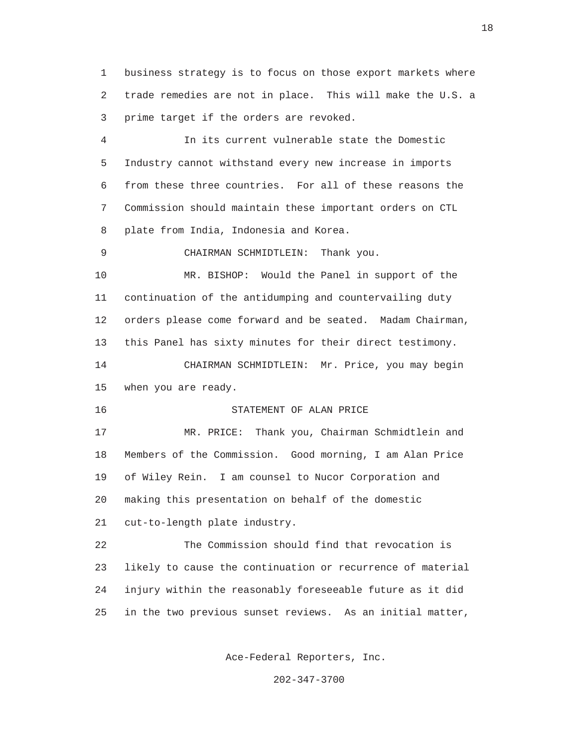business strategy is to focus on those export markets where trade remedies are not in place. This will make the U.S. a prime target if the orders are revoked.

In its current vulnerable state the Domestic Industry cannot withstand every new increase in imports from these three countries. For all of these reasons the Commission should maintain these important orders on CTL plate from India, Indonesia and Korea.

CHAIRMAN SCHMIDTLEIN: Thank you.

MR. BISHOP: Would the Panel in support of the continuation of the antidumping and countervailing duty orders please come forward and be seated. Madam Chairman, this Panel has sixty minutes for their direct testimony.

CHAIRMAN SCHMIDTLEIN: Mr. Price, you may begin when you are ready.

STATEMENT OF ALAN PRICE

MR. PRICE: Thank you, Chairman Schmidtlein and Members of the Commission. Good morning, I am Alan Price of Wiley Rein. I am counsel to Nucor Corporation and making this presentation on behalf of the domestic cut-to-length plate industry.

The Commission should find that revocation is likely to cause the continuation or recurrence of material injury within the reasonably foreseeable future as it did in the two previous sunset reviews. As an initial matter,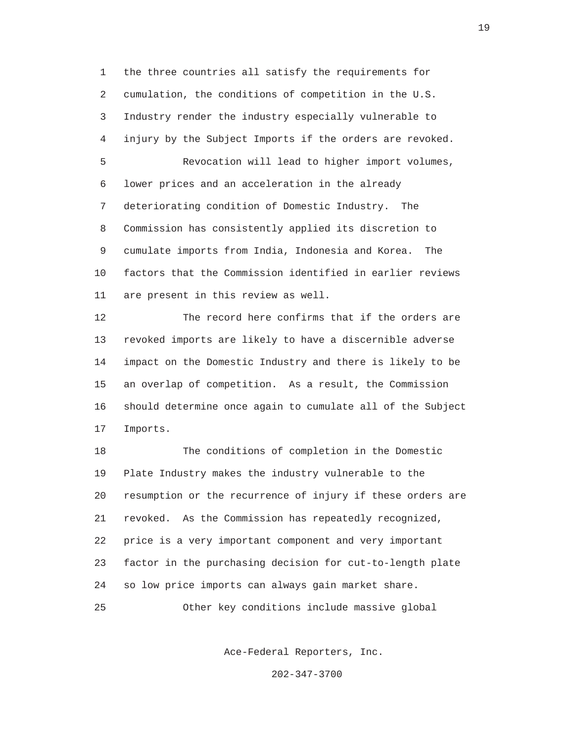the three countries all satisfy the requirements for cumulation, the conditions of competition in the U.S. Industry render the industry especially vulnerable to injury by the Subject Imports if the orders are revoked.

Revocation will lead to higher import volumes, lower prices and an acceleration in the already deteriorating condition of Domestic Industry. The Commission has consistently applied its discretion to cumulate imports from India, Indonesia and Korea. The factors that the Commission identified in earlier reviews are present in this review as well.

The record here confirms that if the orders are revoked imports are likely to have a discernible adverse impact on the Domestic Industry and there is likely to be an overlap of competition. As a result, the Commission should determine once again to cumulate all of the Subject Imports.

The conditions of completion in the Domestic Plate Industry makes the industry vulnerable to the resumption or the recurrence of injury if these orders are revoked. As the Commission has repeatedly recognized, price is a very important component and very important factor in the purchasing decision for cut-to-length plate so low price imports can always gain market share.

Other key conditions include massive global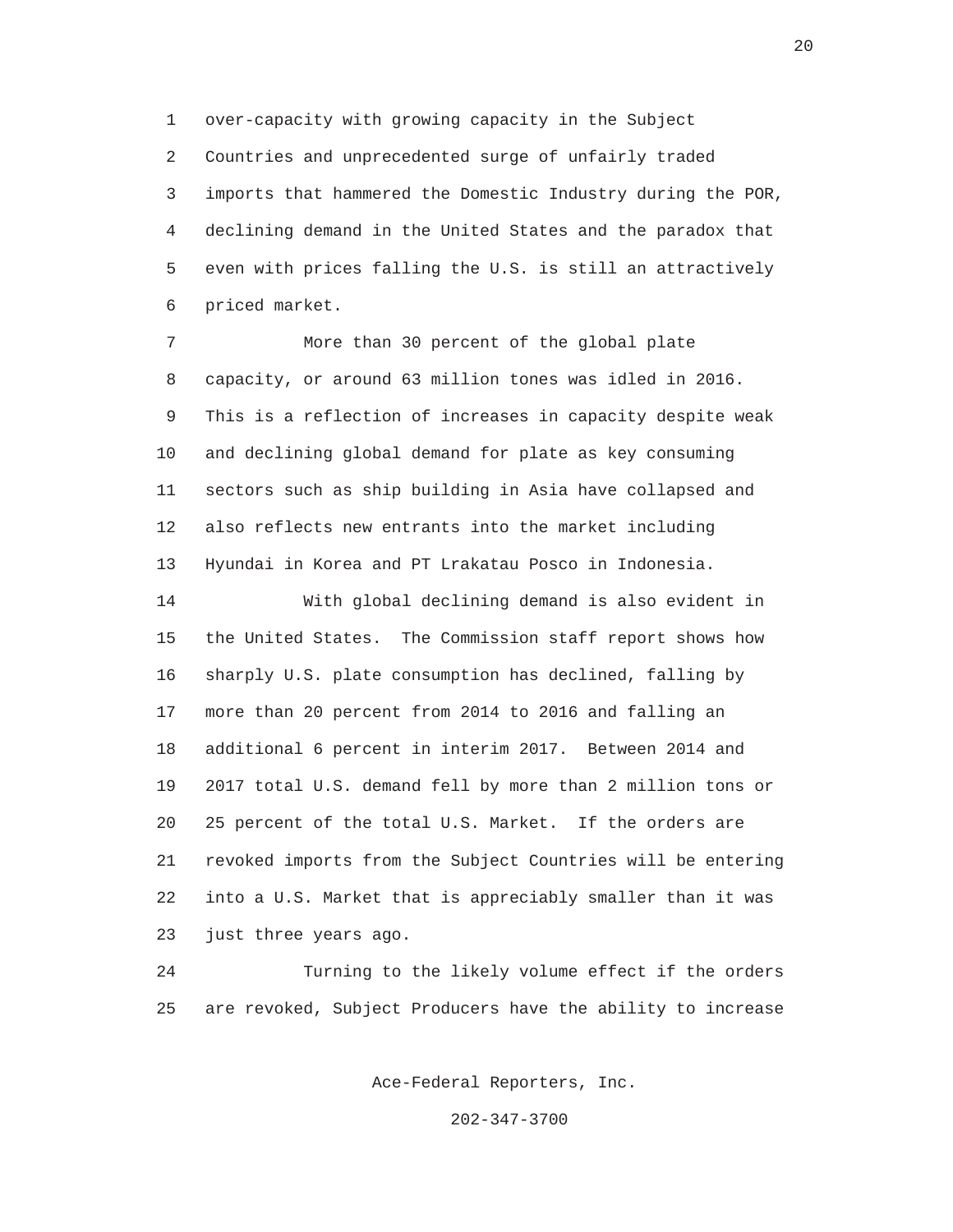over-capacity with growing capacity in the Subject Countries and unprecedented surge of unfairly traded imports that hammered the Domestic Industry during the POR, declining demand in the United States and the paradox that even with prices falling the U.S. is still an attractively priced market.

More than 30 percent of the global plate capacity, or around 63 million tones was idled in 2016. This is a reflection of increases in capacity despite weak and declining global demand for plate as key consuming sectors such as ship building in Asia have collapsed and also reflects new entrants into the market including Hyundai in Korea and PT Lrakatau Posco in Indonesia.

With global declining demand is also evident in the United States. The Commission staff report shows how sharply U.S. plate consumption has declined, falling by more than 20 percent from 2014 to 2016 and falling an additional 6 percent in interim 2017. Between 2014 and 2017 total U.S. demand fell by more than 2 million tons or 25 percent of the total U.S. Market. If the orders are revoked imports from the Subject Countries will be entering into a U.S. Market that is appreciably smaller than it was just three years ago.

Turning to the likely volume effect if the orders are revoked, Subject Producers have the ability to increase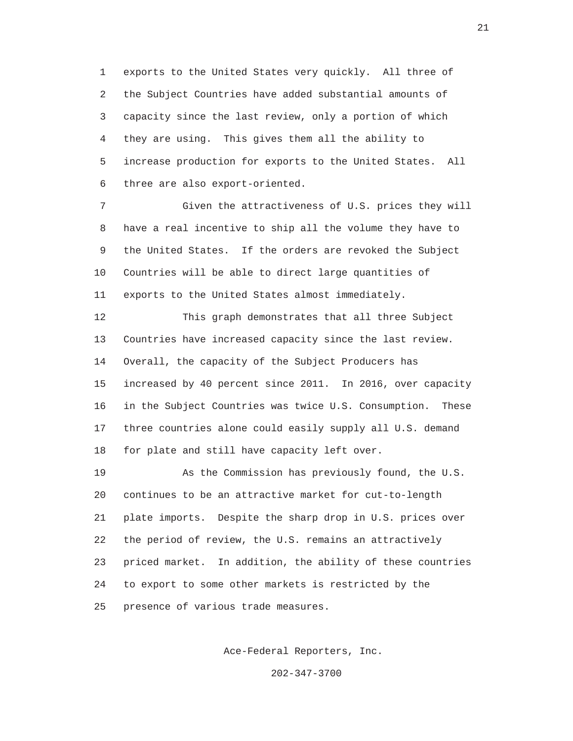exports to the United States very quickly. All three of the Subject Countries have added substantial amounts of capacity since the last review, only a portion of which they are using. This gives them all the ability to increase production for exports to the United States. All three are also export-oriented.

Given the attractiveness of U.S. prices they will have a real incentive to ship all the volume they have to the United States. If the orders are revoked the Subject Countries will be able to direct large quantities of exports to the United States almost immediately.

This graph demonstrates that all three Subject Countries have increased capacity since the last review. Overall, the capacity of the Subject Producers has increased by 40 percent since 2011. In 2016, over capacity in the Subject Countries was twice U.S. Consumption. These three countries alone could easily supply all U.S. demand for plate and still have capacity left over.

As the Commission has previously found, the U.S. continues to be an attractive market for cut-to-length plate imports. Despite the sharp drop in U.S. prices over the period of review, the U.S. remains an attractively priced market. In addition, the ability of these countries to export to some other markets is restricted by the presence of various trade measures.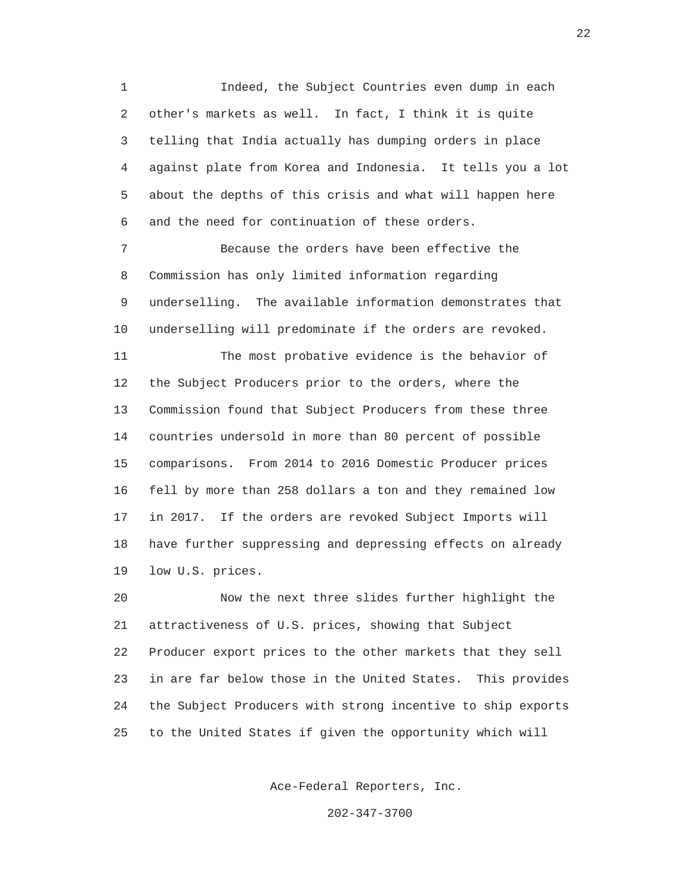Indeed, the Subject Countries even dump in each other's markets as well. In fact, I think it is quite telling that India actually has dumping orders in place against plate from Korea and Indonesia. It tells you a lot about the depths of this crisis and what will happen here and the need for continuation of these orders.

Because the orders have been effective the Commission has only limited information regarding underselling. The available information demonstrates that underselling will predominate if the orders are revoked.

The most probative evidence is the behavior of the Subject Producers prior to the orders, where the Commission found that Subject Producers from these three countries undersold in more than 80 percent of possible comparisons. From 2014 to 2016 Domestic Producer prices fell by more than 258 dollars a ton and they remained low in 2017. If the orders are revoked Subject Imports will have further suppressing and depressing effects on already low U.S. prices.

Now the next three slides further highlight the attractiveness of U.S. prices, showing that Subject Producer export prices to the other markets that they sell in are far below those in the United States. This provides the Subject Producers with strong incentive to ship exports to the United States if given the opportunity which will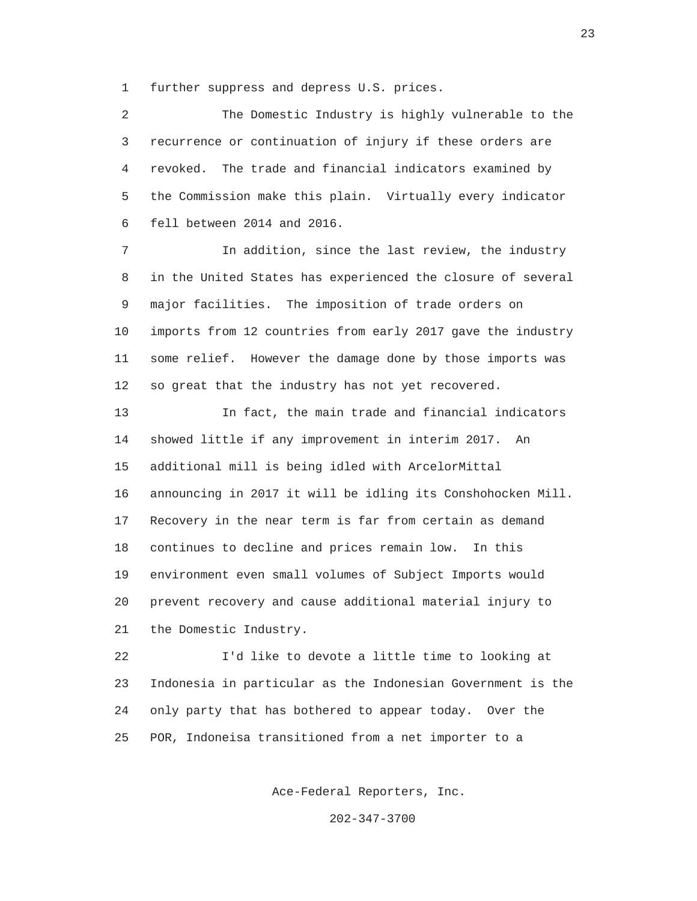further suppress and depress U.S. prices.

The Domestic Industry is highly vulnerable to the recurrence or continuation of injury if these orders are revoked. The trade and financial indicators examined by the Commission make this plain. Virtually every indicator fell between 2014 and 2016.

In addition, since the last review, the industry in the United States has experienced the closure of several major facilities. The imposition of trade orders on imports from 12 countries from early 2017 gave the industry some relief. However the damage done by those imports was so great that the industry has not yet recovered.

In fact, the main trade and financial indicators showed little if any improvement in interim 2017. An additional mill is being idled with ArcelorMittal announcing in 2017 it will be idling its Conshohocken Mill. Recovery in the near term is far from certain as demand continues to decline and prices remain low. In this environment even small volumes of Subject Imports would prevent recovery and cause additional material injury to the Domestic Industry.

I'd like to devote a little time to looking at Indonesia in particular as the Indonesian Government is the only party that has bothered to appear today. Over the POR, Indoneisa transitioned from a net importer to a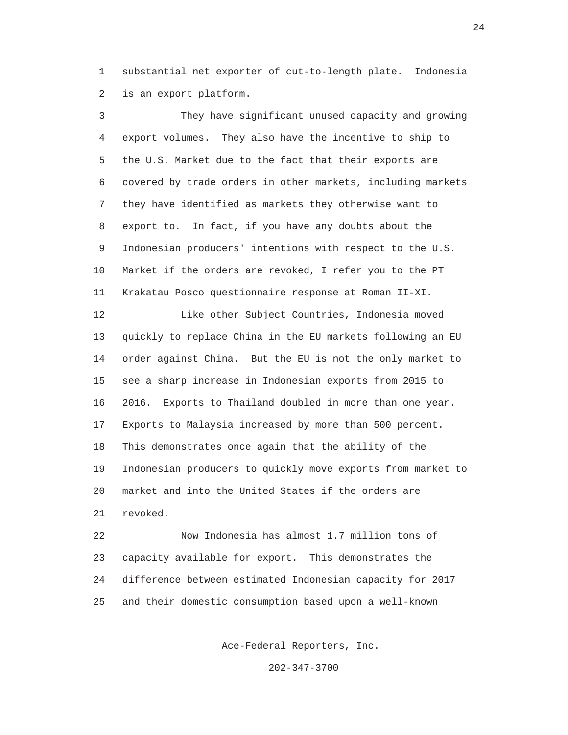substantial net exporter of cut-to-length plate. Indonesia is an export platform.

They have significant unused capacity and growing export volumes. They also have the incentive to ship to the U.S. Market due to the fact that their exports are covered by trade orders in other markets, including markets they have identified as markets they otherwise want to export to. In fact, if you have any doubts about the Indonesian producers' intentions with respect to the U.S. Market if the orders are revoked, I refer you to the PT Krakatau Posco questionnaire response at Roman II-XI.

Like other Subject Countries, Indonesia moved quickly to replace China in the EU markets following an EU order against China. But the EU is not the only market to see a sharp increase in Indonesian exports from 2015 to 2016. Exports to Thailand doubled in more than one year. Exports to Malaysia increased by more than 500 percent. This demonstrates once again that the ability of the Indonesian producers to quickly move exports from market to market and into the United States if the orders are revoked.

Now Indonesia has almost 1.7 million tons of capacity available for export. This demonstrates the difference between estimated Indonesian capacity for 2017 and their domestic consumption based upon a well-known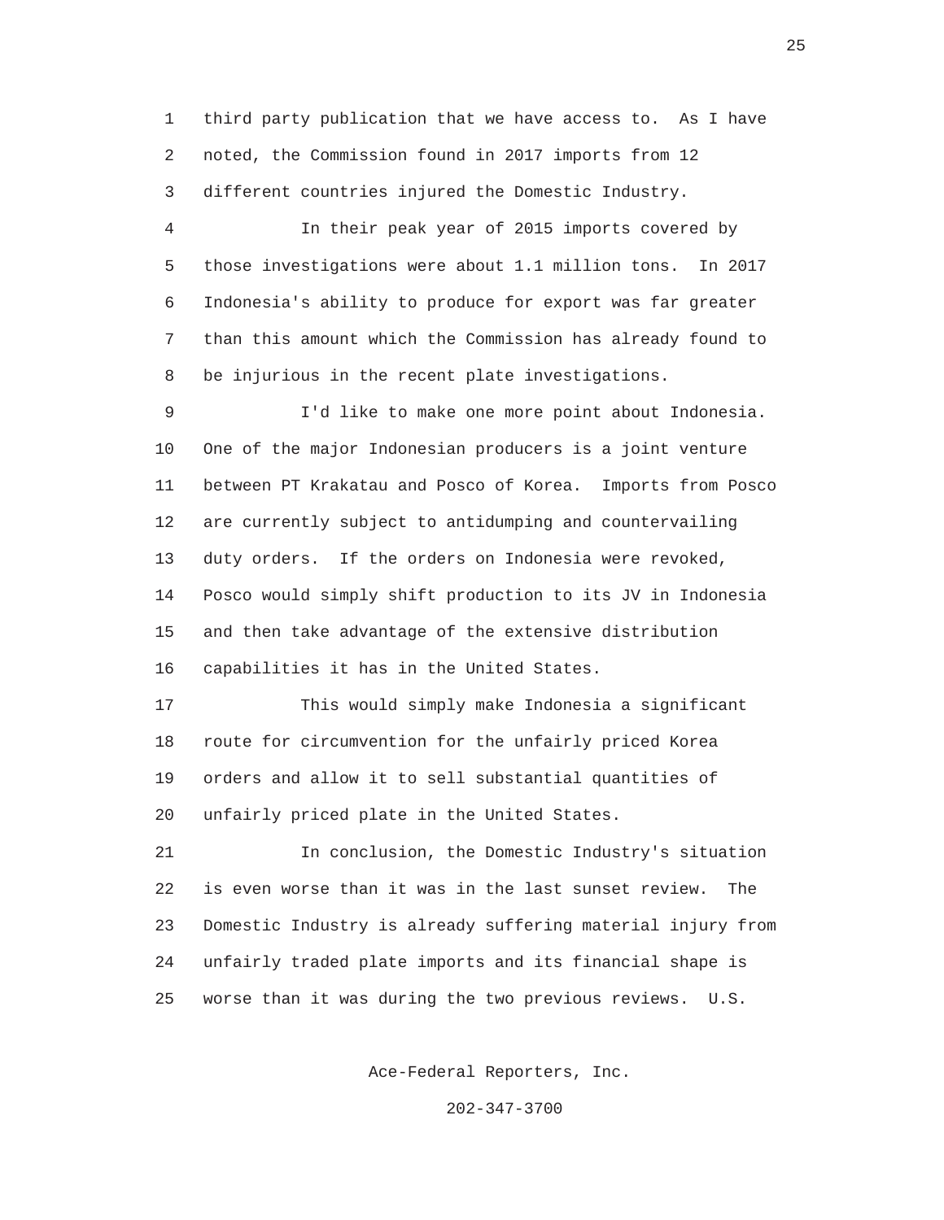third party publication that we have access to. As I have noted, the Commission found in 2017 imports from 12 different countries injured the Domestic Industry.

In their peak year of 2015 imports covered by those investigations were about 1.1 million tons. In 2017 Indonesia's ability to produce for export was far greater than this amount which the Commission has already found to be injurious in the recent plate investigations.

I'd like to make one more point about Indonesia. One of the major Indonesian producers is a joint venture between PT Krakatau and Posco of Korea. Imports from Posco are currently subject to antidumping and countervailing duty orders. If the orders on Indonesia were revoked, Posco would simply shift production to its JV in Indonesia and then take advantage of the extensive distribution capabilities it has in the United States.

This would simply make Indonesia a significant route for circumvention for the unfairly priced Korea orders and allow it to sell substantial quantities of unfairly priced plate in the United States.

In conclusion, the Domestic Industry's situation is even worse than it was in the last sunset review. The Domestic Industry is already suffering material injury from unfairly traded plate imports and its financial shape is worse than it was during the two previous reviews. U.S.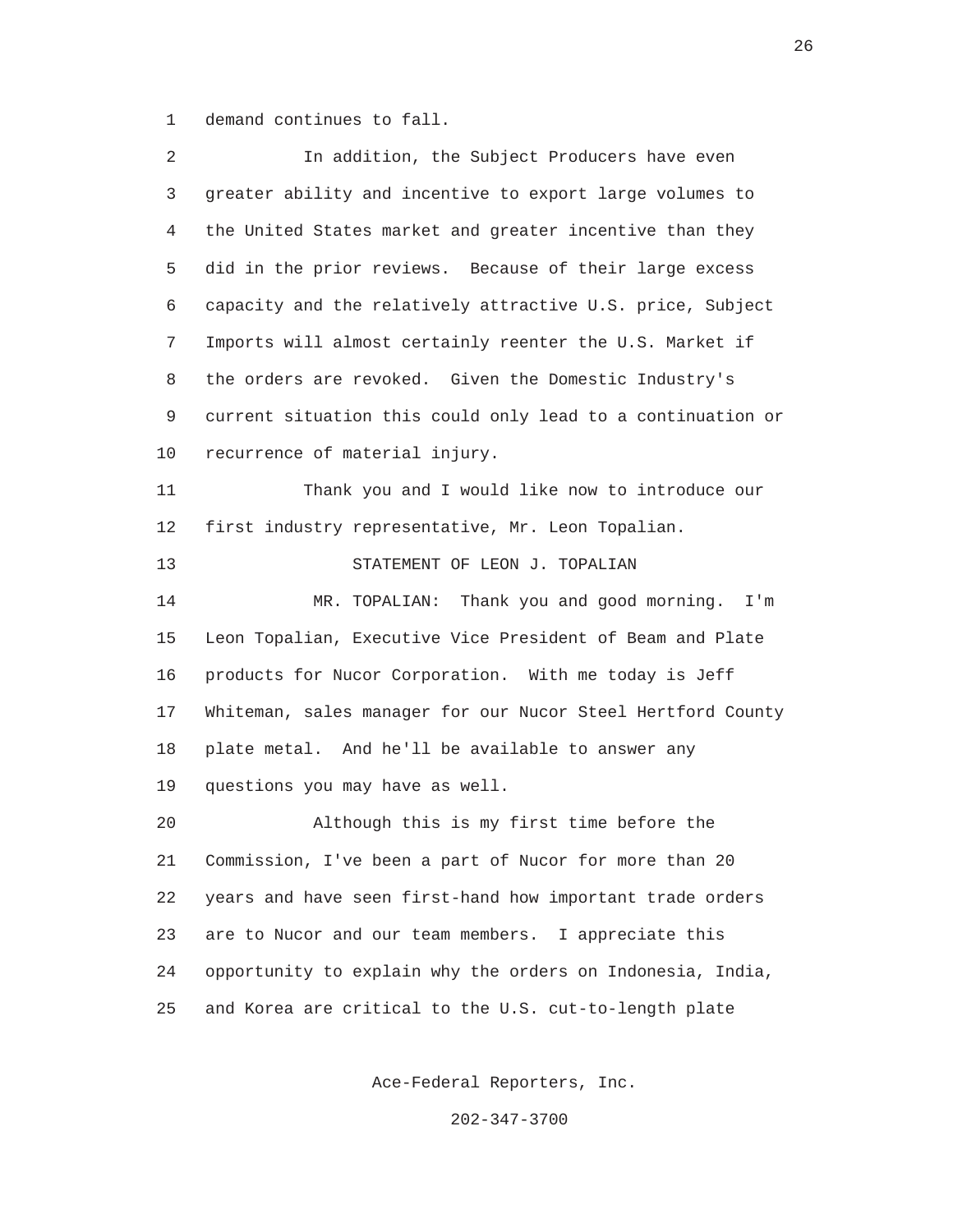demand continues to fall.

In addition, the Subject Producers have even greater ability and incentive to export large volumes to the United States market and greater incentive than they did in the prior reviews. Because of their large excess capacity and the relatively attractive U.S. price, Subject Imports will almost certainly reenter the U.S. Market if the orders are revoked. Given the Domestic Industry's current situation this could only lead to a continuation or recurrence of material injury.

Thank you and I would like now to introduce our first industry representative, Mr. Leon Topalian.

STATEMENT OF LEON J. TOPALIAN

MR. TOPALIAN: Thank you and good morning. I'm Leon Topalian, Executive Vice President of Beam and Plate products for Nucor Corporation. With me today is Jeff Whiteman, sales manager for our Nucor Steel Hertford County plate metal. And he'll be available to answer any questions you may have as well.

Although this is my first time before the Commission, I've been a part of Nucor for more than 20 years and have seen first-hand how important trade orders are to Nucor and our team members. I appreciate this opportunity to explain why the orders on Indonesia, India, and Korea are critical to the U.S. cut-to-length plate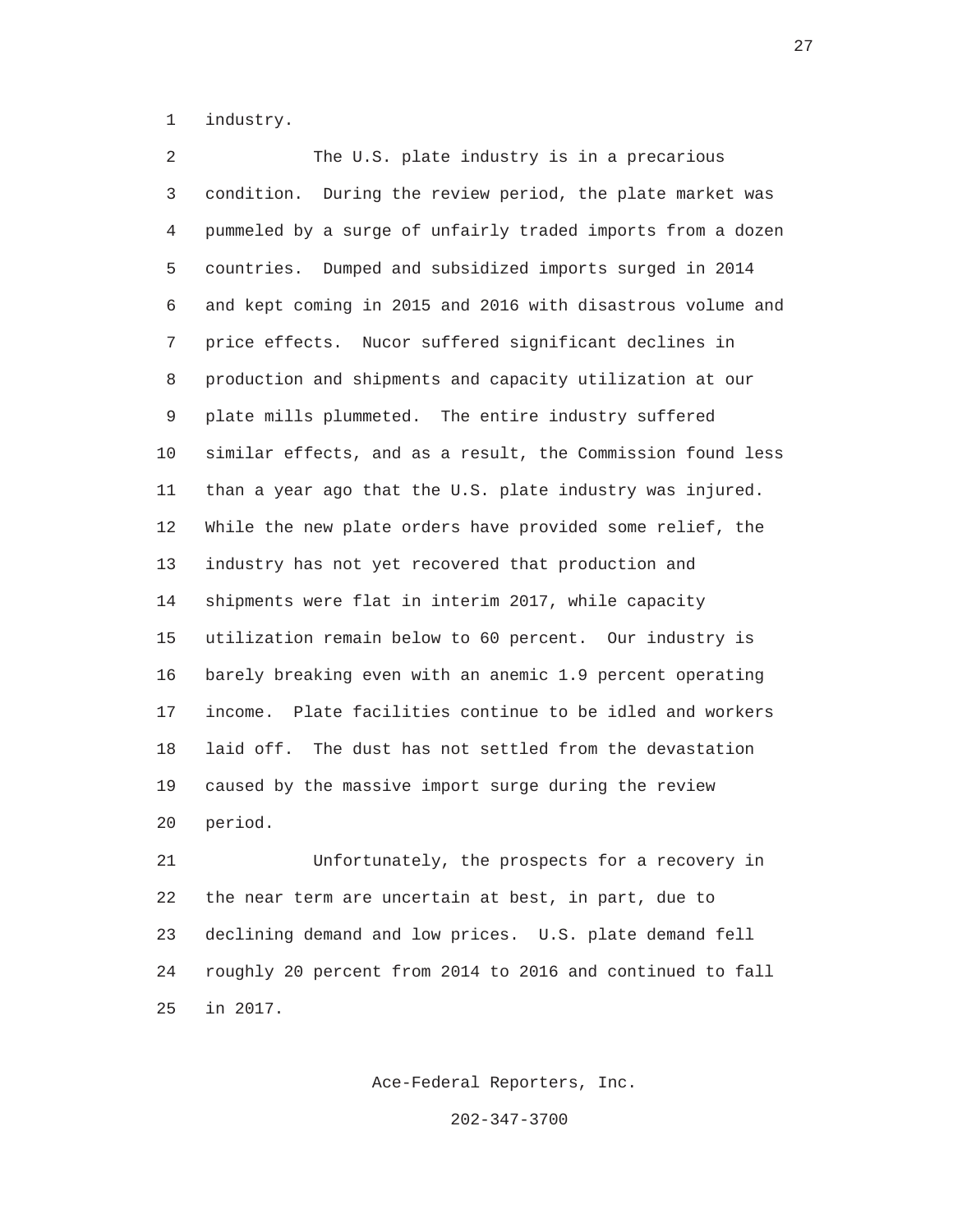industry.

The U.S. plate industry is in a precarious condition. During the review period, the plate market was pummeled by a surge of unfairly traded imports from a dozen countries. Dumped and subsidized imports surged in 2014 and kept coming in 2015 and 2016 with disastrous volume and price effects. Nucor suffered significant declines in production and shipments and capacity utilization at our plate mills plummeted. The entire industry suffered similar effects, and as a result, the Commission found less than a year ago that the U.S. plate industry was injured. While the new plate orders have provided some relief, the industry has not yet recovered that production and shipments were flat in interim 2017, while capacity utilization remain below to 60 percent. Our industry is barely breaking even with an anemic 1.9 percent operating income. Plate facilities continue to be idled and workers laid off. The dust has not settled from the devastation caused by the massive import surge during the review period.

Unfortunately, the prospects for a recovery in the near term are uncertain at best, in part, due to declining demand and low prices. U.S. plate demand fell roughly 20 percent from 2014 to 2016 and continued to fall in 2017.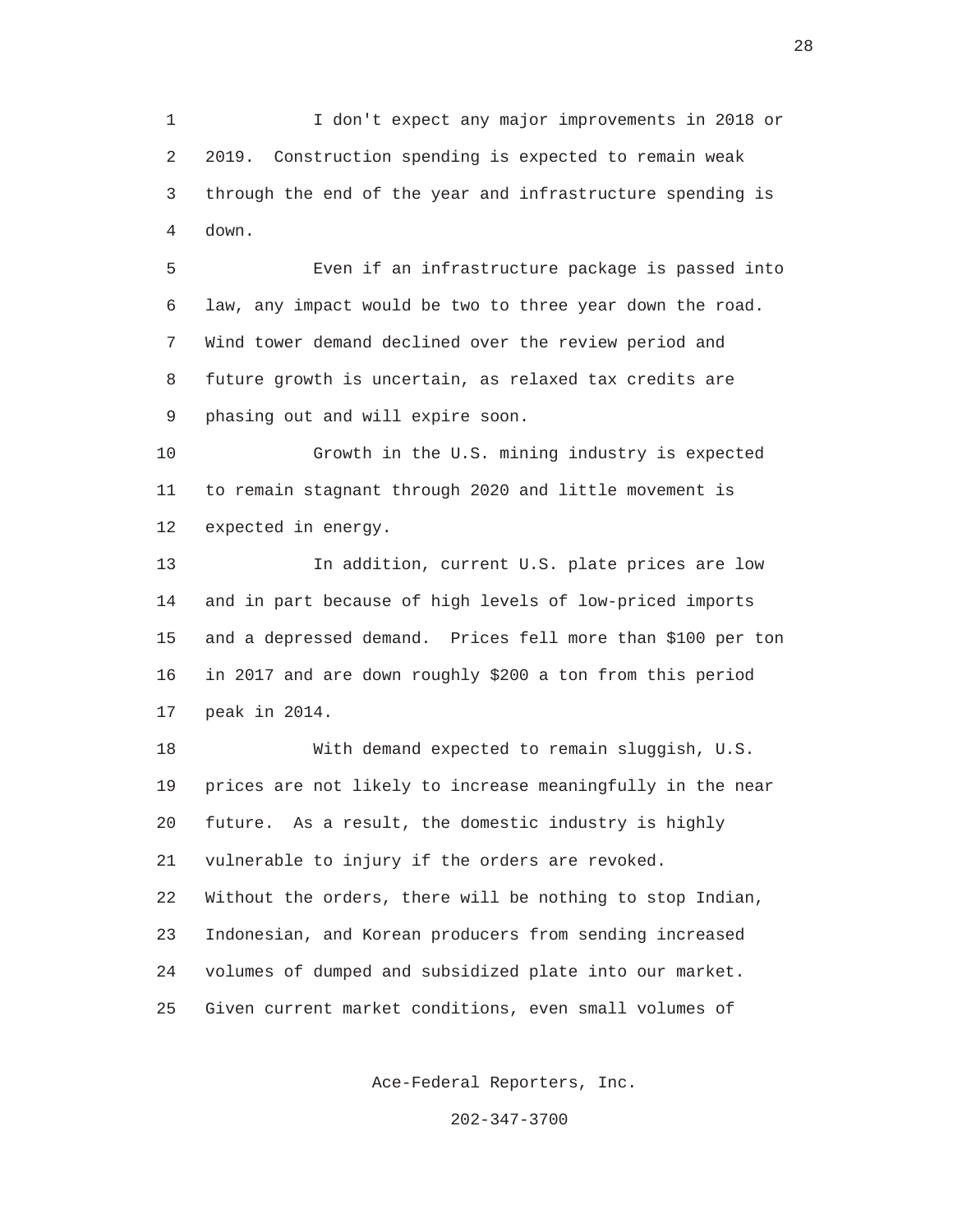I don't expect any major improvements in 2018 or 2019. Construction spending is expected to remain weak through the end of the year and infrastructure spending is down.

Even if an infrastructure package is passed into law, any impact would be two to three year down the road. Wind tower demand declined over the review period and future growth is uncertain, as relaxed tax credits are phasing out and will expire soon.

Growth in the U.S. mining industry is expected to remain stagnant through 2020 and little movement is expected in energy.

In addition, current U.S. plate prices are low and in part because of high levels of low-priced imports and a depressed demand. Prices fell more than $100 per ton in 2017 and are down roughly $200 a ton from this period peak in 2014.

With demand expected to remain sluggish, U.S. prices are not likely to increase meaningfully in the near future. As a result, the domestic industry is highly vulnerable to injury if the orders are revoked. Without the orders, there will be nothing to stop Indian, Indonesian, and Korean producers from sending increased volumes of dumped and subsidized plate into our market. Given current market conditions, even small volumes of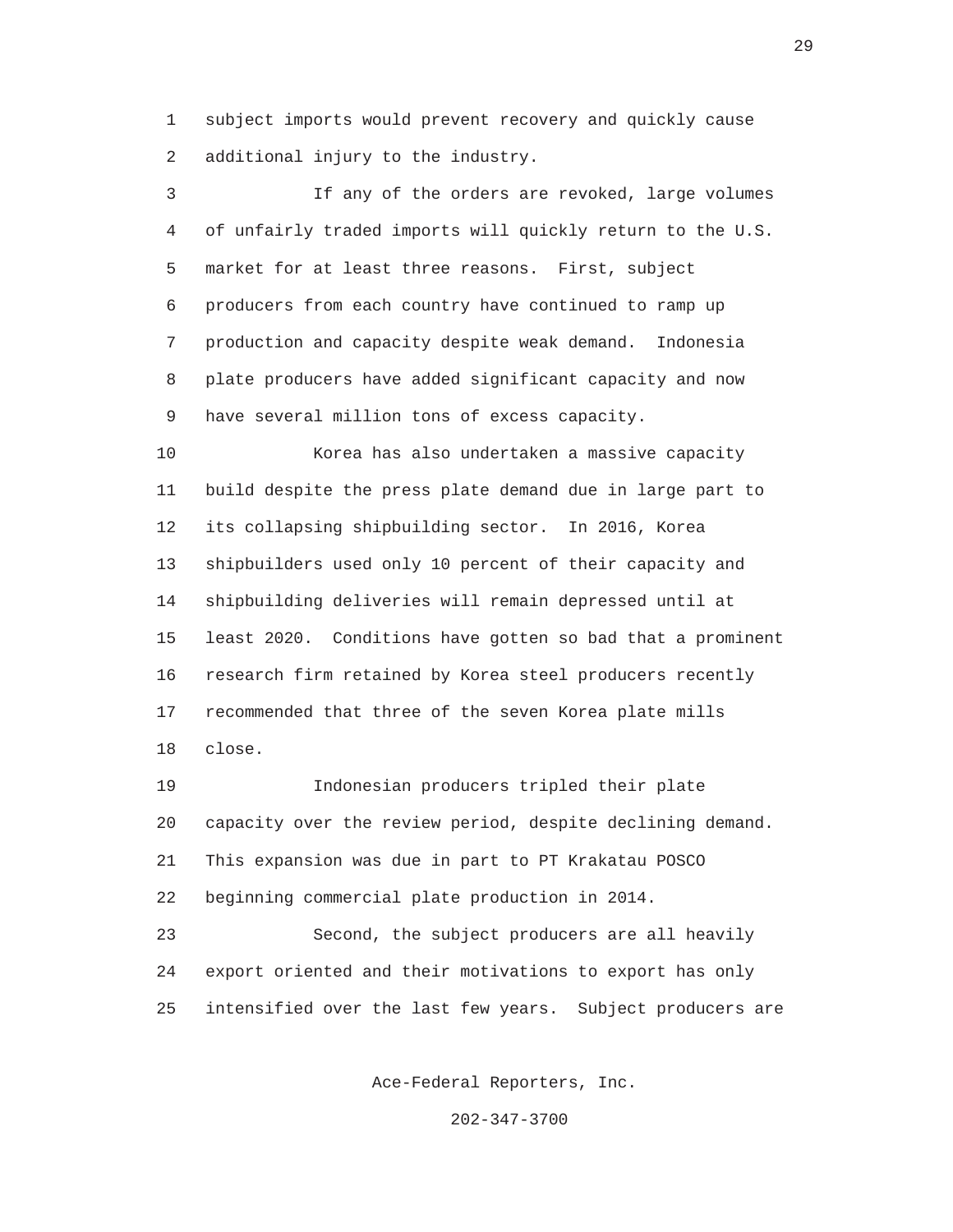subject imports would prevent recovery and quickly cause additional injury to the industry.

If any of the orders are revoked, large volumes of unfairly traded imports will quickly return to the U.S. market for at least three reasons. First, subject producers from each country have continued to ramp up production and capacity despite weak demand. Indonesia plate producers have added significant capacity and now have several million tons of excess capacity.

Korea has also undertaken a massive capacity build despite the press plate demand due in large part to its collapsing shipbuilding sector. In 2016, Korea shipbuilders used only 10 percent of their capacity and shipbuilding deliveries will remain depressed until at least 2020. Conditions have gotten so bad that a prominent research firm retained by Korea steel producers recently recommended that three of the seven Korea plate mills close.

Indonesian producers tripled their plate capacity over the review period, despite declining demand. This expansion was due in part to PT Krakatau POSCO beginning commercial plate production in 2014.

Second, the subject producers are all heavily export oriented and their motivations to export has only intensified over the last few years. Subject producers are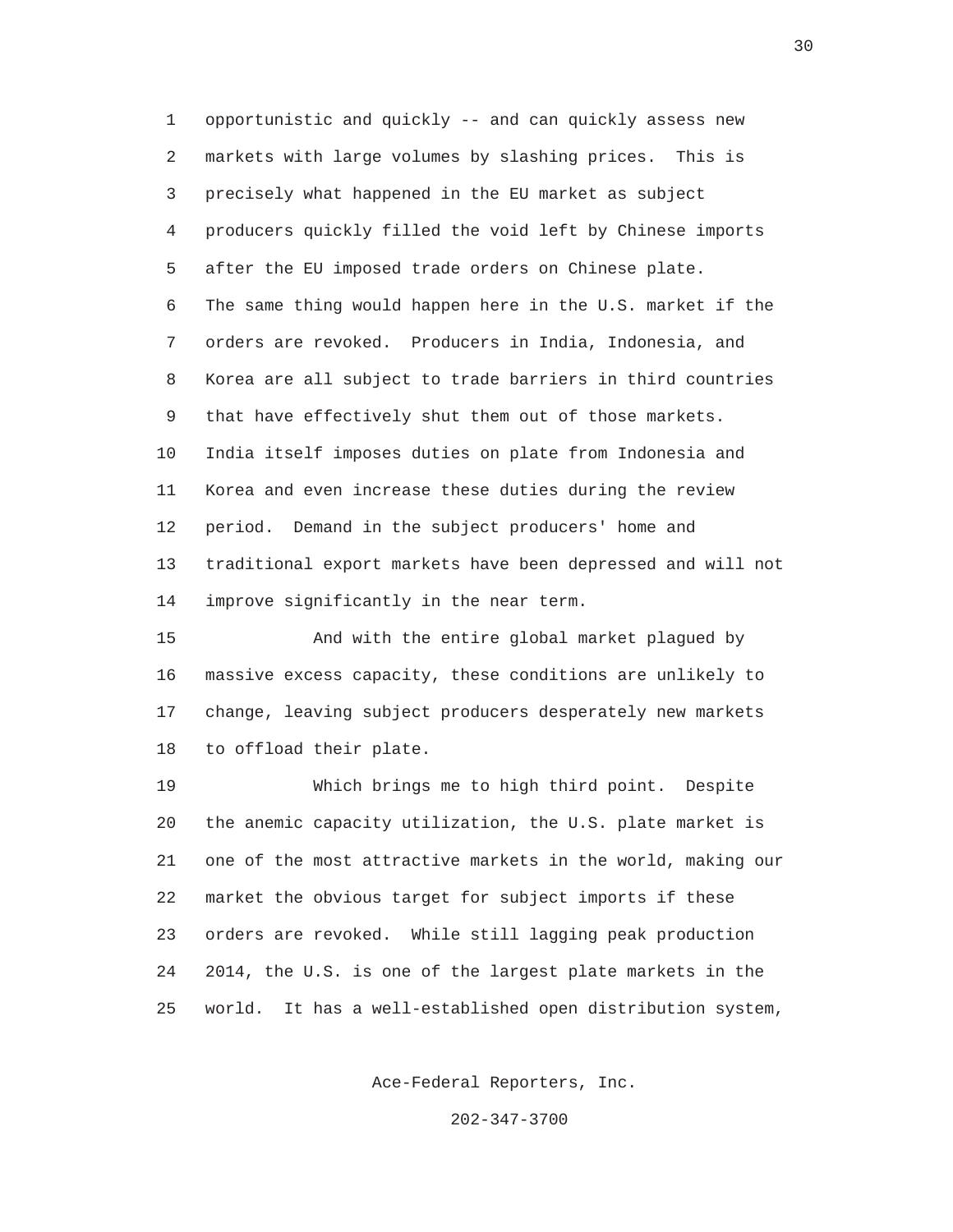opportunistic and quickly -- and can quickly assess new markets with large volumes by slashing prices. This is precisely what happened in the EU market as subject producers quickly filled the void left by Chinese imports after the EU imposed trade orders on Chinese plate. The same thing would happen here in the U.S. market if the orders are revoked. Producers in India, Indonesia, and Korea are all subject to trade barriers in third countries that have effectively shut them out of those markets. India itself imposes duties on plate from Indonesia and Korea and even increase these duties during the review period. Demand in the subject producers' home and traditional export markets have been depressed and will not improve significantly in the near term.

And with the entire global market plagued by massive excess capacity, these conditions are unlikely to change, leaving subject producers desperately new markets to offload their plate.

Which brings me to high third point. Despite the anemic capacity utilization, the U.S. plate market is one of the most attractive markets in the world, making our market the obvious target for subject imports if these orders are revoked. While still lagging peak production 2014, the U.S. is one of the largest plate markets in the world. It has a well-established open distribution system,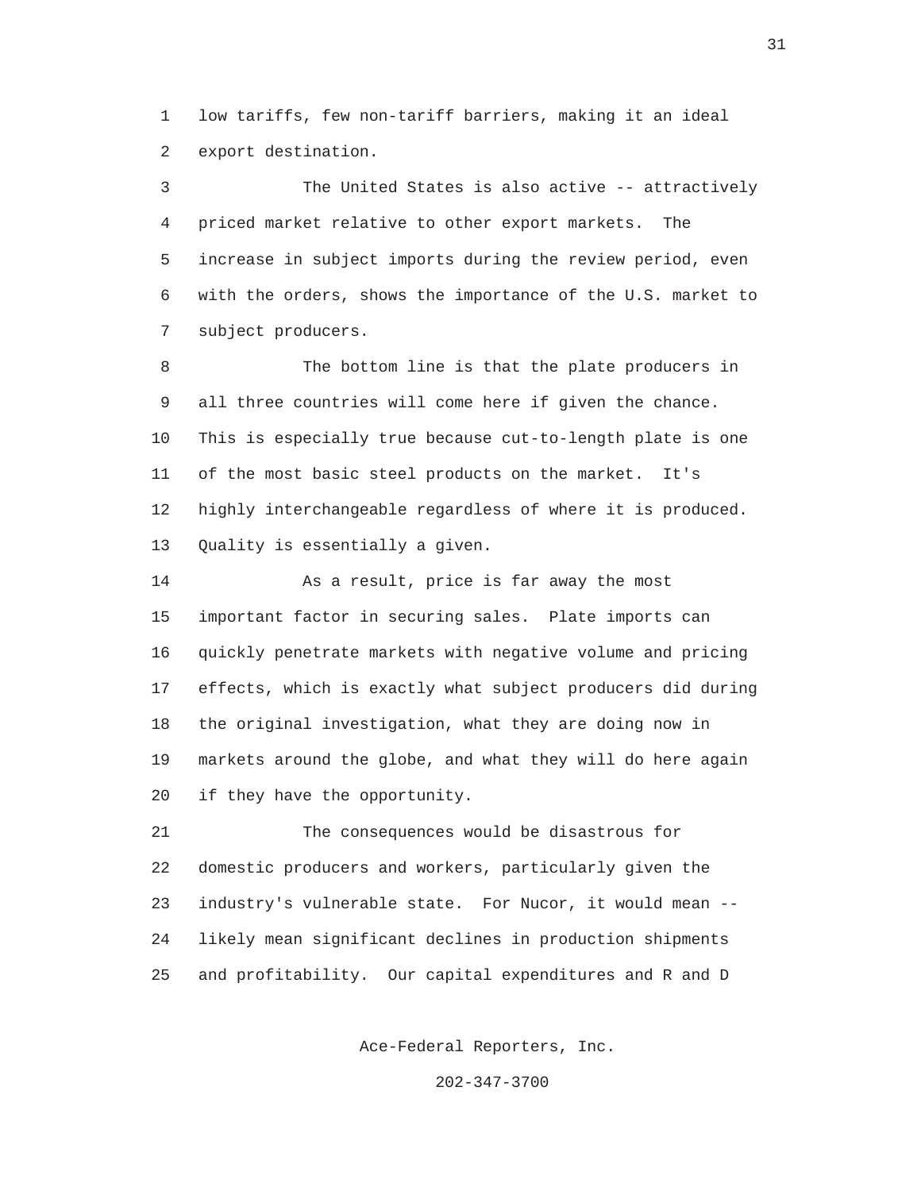low tariffs, few non-tariff barriers, making it an ideal export destination.

The United States is also active -- attractively priced market relative to other export markets. The increase in subject imports during the review period, even with the orders, shows the importance of the U.S. market to subject producers.

The bottom line is that the plate producers in all three countries will come here if given the chance. This is especially true because cut-to-length plate is one of the most basic steel products on the market. It's highly interchangeable regardless of where it is produced. Quality is essentially a given.

As a result, price is far away the most important factor in securing sales. Plate imports can quickly penetrate markets with negative volume and pricing effects, which is exactly what subject producers did during the original investigation, what they are doing now in markets around the globe, and what they will do here again if they have the opportunity.

The consequences would be disastrous for domestic producers and workers, particularly given the industry's vulnerable state. For Nucor, it would mean -- likely mean significant declines in production shipments and profitability. Our capital expenditures and R and D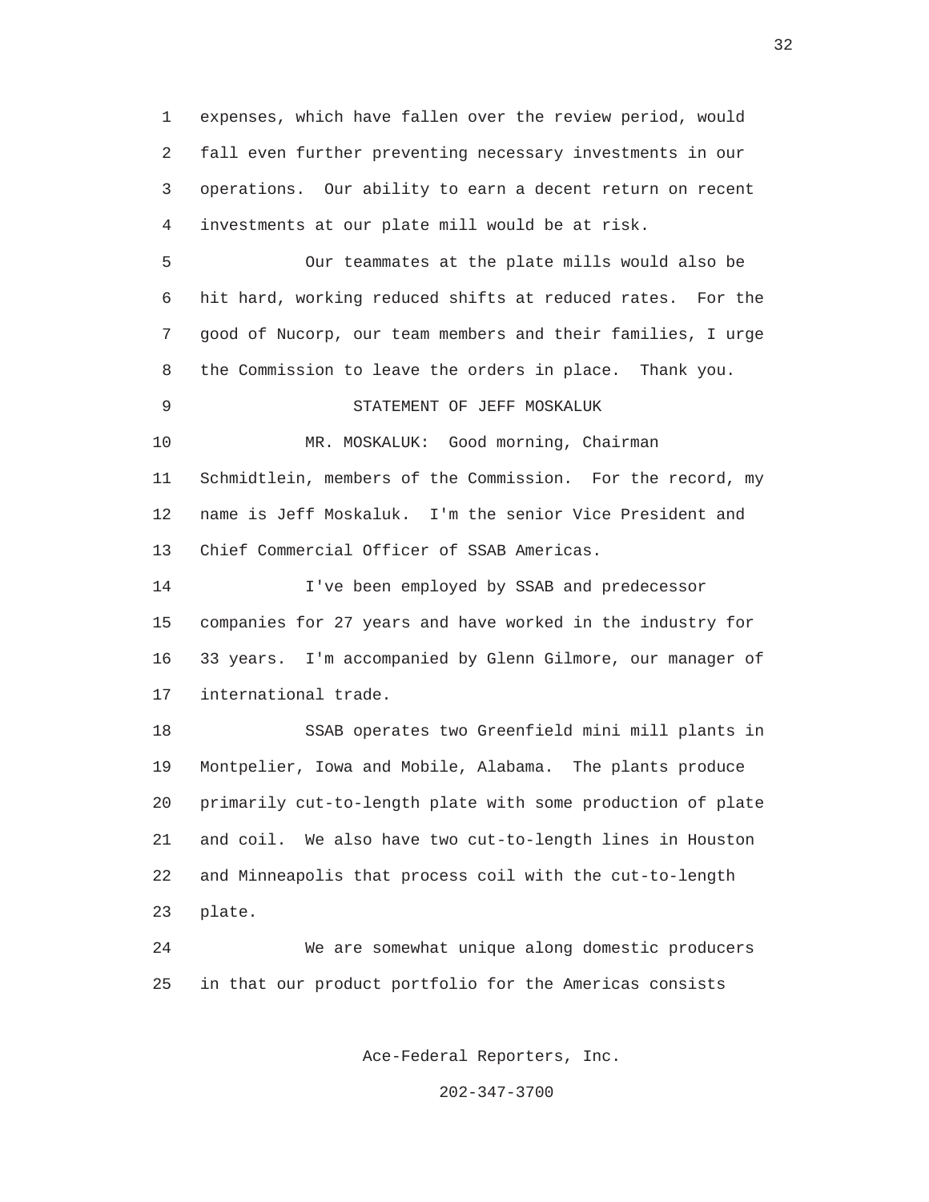expenses, which have fallen over the review period, would fall even further preventing necessary investments in our operations. Our ability to earn a decent return on recent investments at our plate mill would be at risk.

Our teammates at the plate mills would also be hit hard, working reduced shifts at reduced rates. For the good of Nucorp, our team members and their families, I urge the Commission to leave the orders in place. Thank you.

STATEMENT OF JEFF MOSKALUK

MR. MOSKALUK: Good morning, Chairman Schmidtlein, members of the Commission. For the record, my name is Jeff Moskaluk. I'm the senior Vice President and Chief Commercial Officer of SSAB Americas.

I've been employed by SSAB and predecessor companies for 27 years and have worked in the industry for 33 years. I'm accompanied by Glenn Gilmore, our manager of international trade.

SSAB operates two Greenfield mini mill plants in Montpelier, Iowa and Mobile, Alabama. The plants produce primarily cut-to-length plate with some production of plate and coil. We also have two cut-to-length lines in Houston and Minneapolis that process coil with the cut-to-length plate.

We are somewhat unique along domestic producers in that our product portfolio for the Americas consists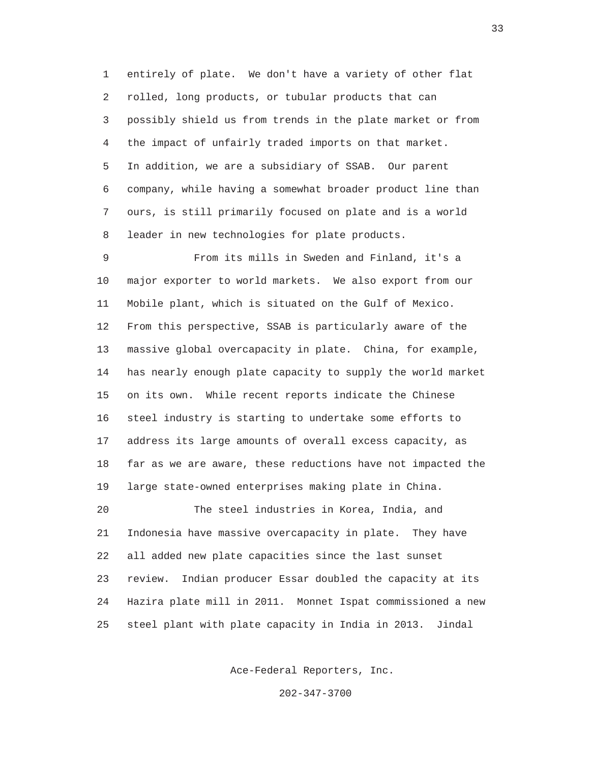entirely of plate. We don't have a variety of other flat rolled, long products, or tubular products that can possibly shield us from trends in the plate market or from the impact of unfairly traded imports on that market. In addition, we are a subsidiary of SSAB. Our parent company, while having a somewhat broader product line than ours, is still primarily focused on plate and is a world leader in new technologies for plate products.

From its mills in Sweden and Finland, it's a major exporter to world markets. We also export from our Mobile plant, which is situated on the Gulf of Mexico. From this perspective, SSAB is particularly aware of the massive global overcapacity in plate. China, for example, has nearly enough plate capacity to supply the world market on its own. While recent reports indicate the Chinese steel industry is starting to undertake some efforts to address its large amounts of overall excess capacity, as far as we are aware, these reductions have not impacted the large state-owned enterprises making plate in China.

The steel industries in Korea, India, and Indonesia have massive overcapacity in plate. They have all added new plate capacities since the last sunset review. Indian producer Essar doubled the capacity at its Hazira plate mill in 2011. Monnet Ispat commissioned a new steel plant with plate capacity in India in 2013. Jindal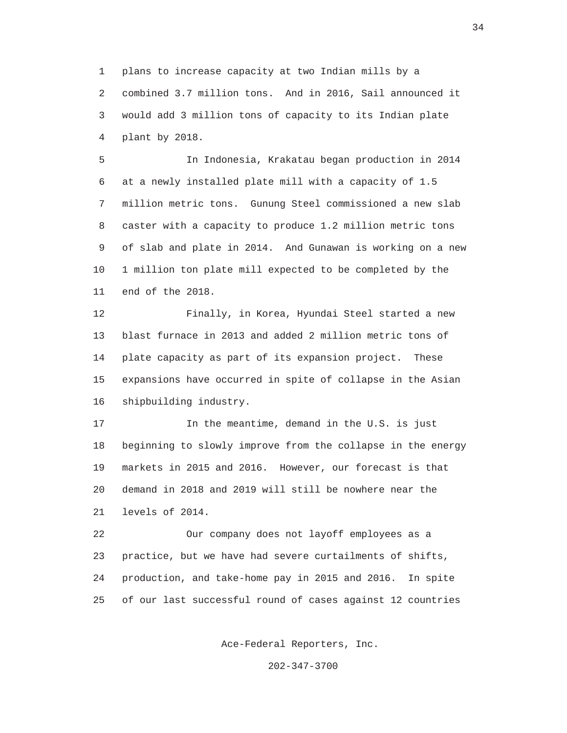plans to increase capacity at two Indian mills by a combined 3.7 million tons. And in 2016, Sail announced it would add 3 million tons of capacity to its Indian plate plant by 2018.

In Indonesia, Krakatau began production in 2014 at a newly installed plate mill with a capacity of 1.5 million metric tons. Gunung Steel commissioned a new slab caster with a capacity to produce 1.2 million metric tons of slab and plate in 2014. And Gunawan is working on a new 1 million ton plate mill expected to be completed by the end of the 2018.

Finally, in Korea, Hyundai Steel started a new blast furnace in 2013 and added 2 million metric tons of plate capacity as part of its expansion project. These expansions have occurred in spite of collapse in the Asian shipbuilding industry.

In the meantime, demand in the U.S. is just beginning to slowly improve from the collapse in the energy markets in 2015 and 2016. However, our forecast is that demand in 2018 and 2019 will still be nowhere near the levels of 2014.

Our company does not layoff employees as a practice, but we have had severe curtailments of shifts, production, and take-home pay in 2015 and 2016. In spite of our last successful round of cases against 12 countries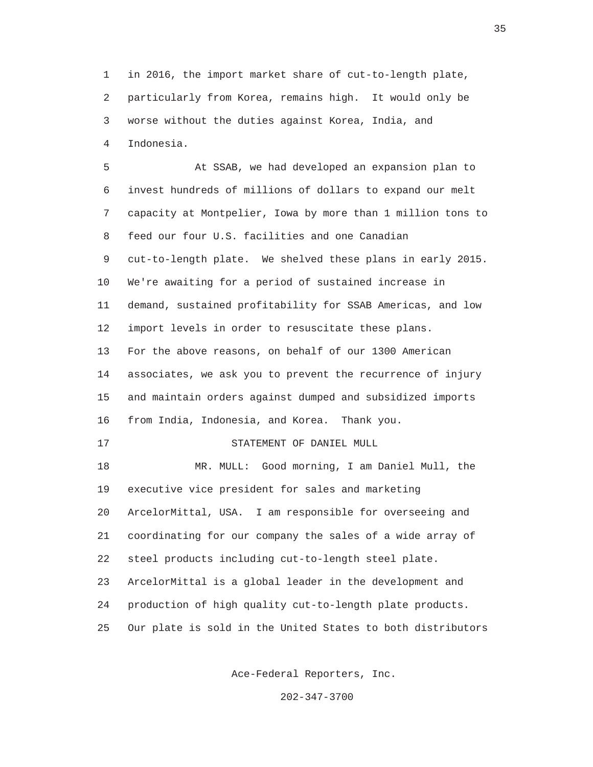in 2016, the import market share of cut-to-length plate, particularly from Korea, remains high. It would only be worse without the duties against Korea, India, and Indonesia.

At SSAB, we had developed an expansion plan to invest hundreds of millions of dollars to expand our melt capacity at Montpelier, Iowa by more than 1 million tons to feed our four U.S. facilities and one Canadian cut-to-length plate. We shelved these plans in early 2015. We're awaiting for a period of sustained increase in demand, sustained profitability for SSAB Americas, and low import levels in order to resuscitate these plans.

For the above reasons, on behalf of our 1300 American associates, we ask you to prevent the recurrence of injury and maintain orders against dumped and subsidized imports from India, Indonesia, and Korea. Thank you.

STATEMENT OF DANIEL MULL

MR. MULL: Good morning, I am Daniel Mull, the executive vice president for sales and marketing ArcelorMittal, USA. I am responsible for overseeing and coordinating for our company the sales of a wide array of steel products including cut-to-length steel plate. ArcelorMittal is a global leader in the development and production of high quality cut-to-length plate products. Our plate is sold in the United States to both distributors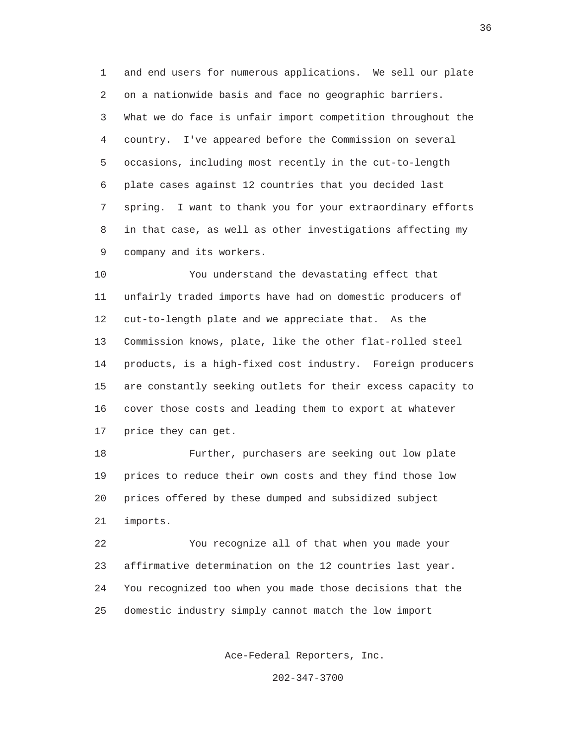and end users for numerous applications. We sell our plate on a nationwide basis and face no geographic barriers. What we do face is unfair import competition throughout the country. I've appeared before the Commission on several occasions, including most recently in the cut-to-length plate cases against 12 countries that you decided last spring. I want to thank you for your extraordinary efforts in that case, as well as other investigations affecting my company and its workers.

You understand the devastating effect that unfairly traded imports have had on domestic producers of cut-to-length plate and we appreciate that. As the Commission knows, plate, like the other flat-rolled steel products, is a high-fixed cost industry. Foreign producers are constantly seeking outlets for their excess capacity to cover those costs and leading them to export at whatever price they can get.

Further, purchasers are seeking out low plate prices to reduce their own costs and they find those low prices offered by these dumped and subsidized subject imports.

You recognize all of that when you made your affirmative determination on the 12 countries last year. You recognized too when you made those decisions that the domestic industry simply cannot match the low import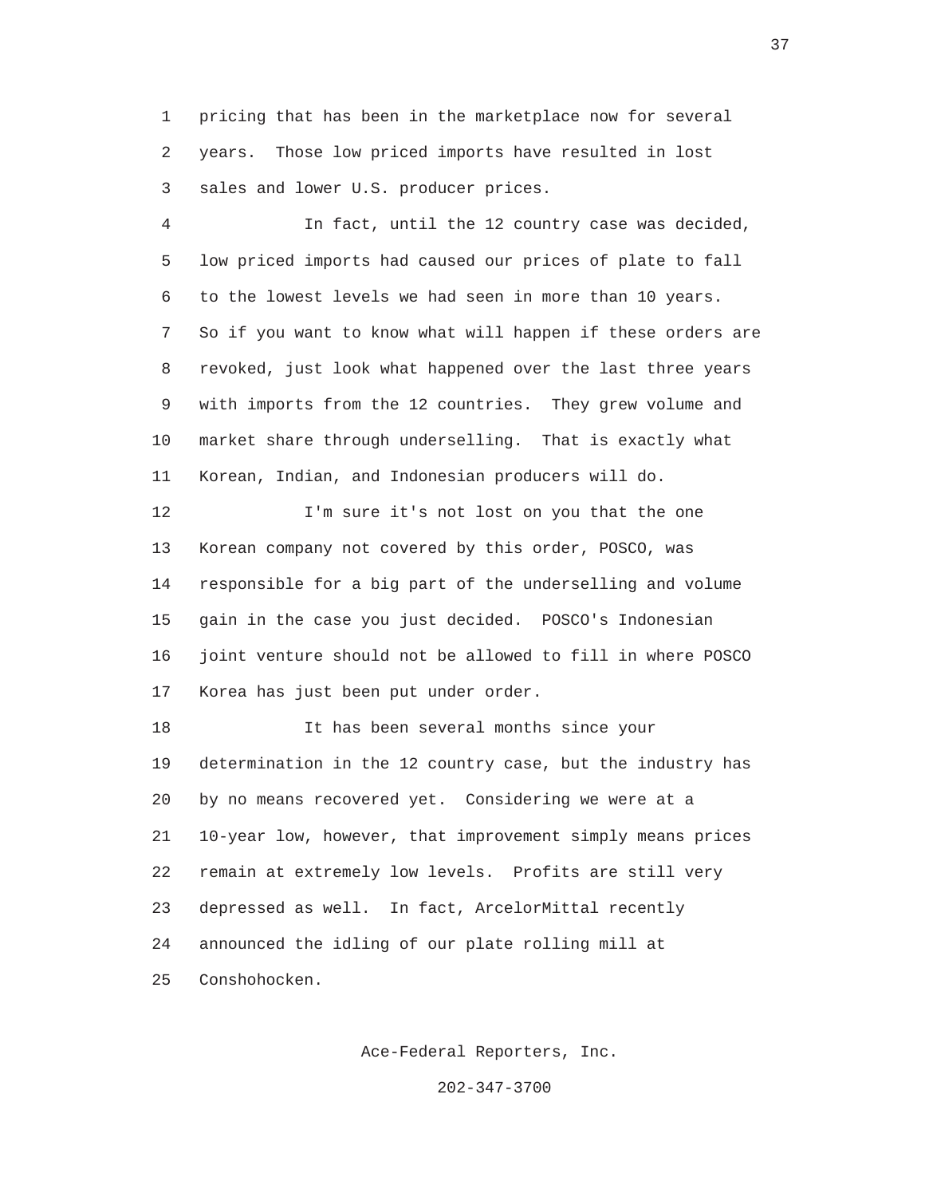pricing that has been in the marketplace now for several years. Those low priced imports have resulted in lost sales and lower U.S. producer prices.

In fact, until the 12 country case was decided, low priced imports had caused our prices of plate to fall to the lowest levels we had seen in more than 10 years. So if you want to know what will happen if these orders are revoked, just look what happened over the last three years with imports from the 12 countries. They grew volume and market share through underselling. That is exactly what Korean, Indian, and Indonesian producers will do.

I'm sure it's not lost on you that the one Korean company not covered by this order, POSCO, was responsible for a big part of the underselling and volume gain in the case you just decided. POSCO's Indonesian joint venture should not be allowed to fill in where POSCO Korea has just been put under order.

It has been several months since your determination in the 12 country case, but the industry has by no means recovered yet. Considering we were at a 10-year low, however, that improvement simply means prices remain at extremely low levels. Profits are still very depressed as well. In fact, ArcelorMittal recently announced the idling of our plate rolling mill at Conshohocken.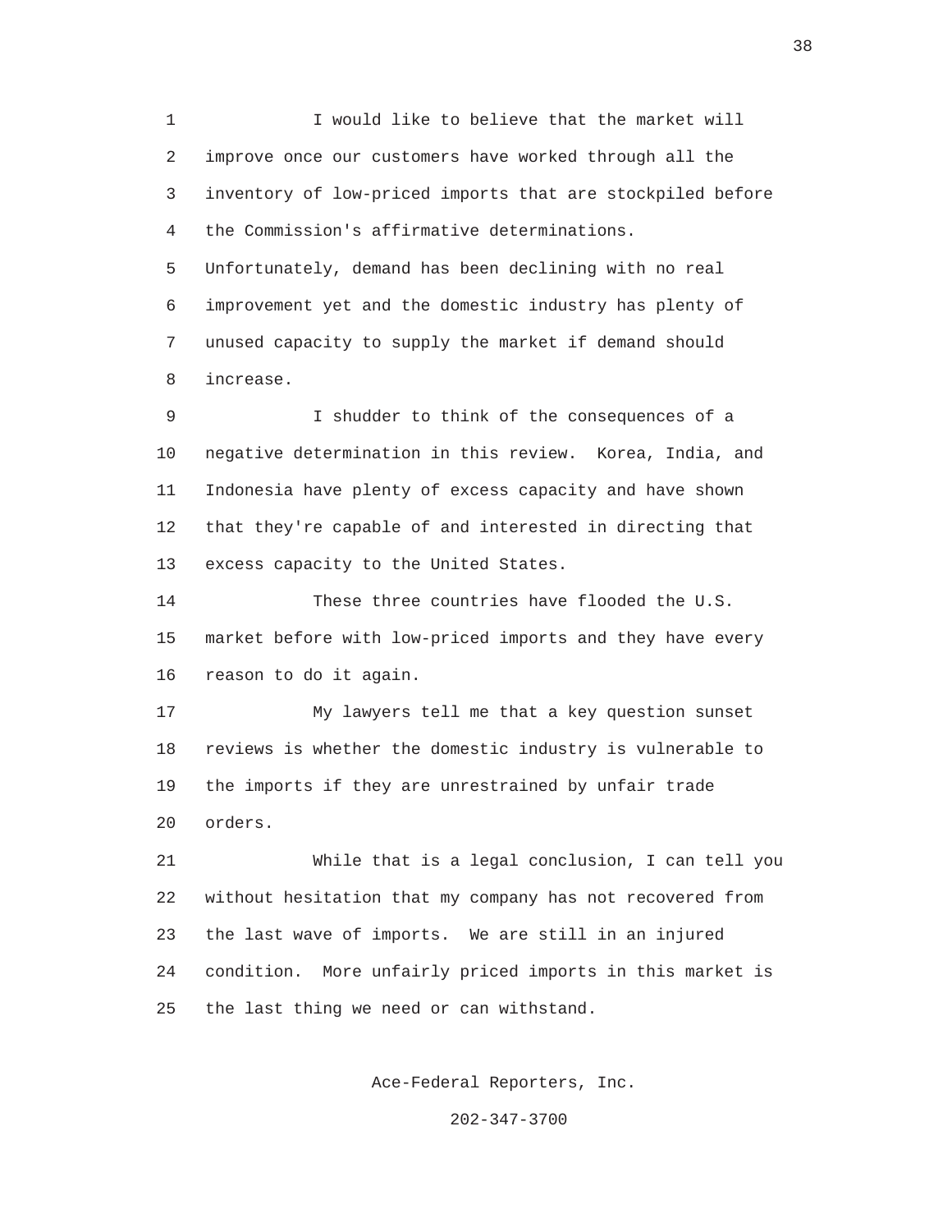I would like to believe that the market will improve once our customers have worked through all the inventory of low-priced imports that are stockpiled before the Commission's affirmative determinations. Unfortunately, demand has been declining with no real improvement yet and the domestic industry has plenty of unused capacity to supply the market if demand should increase.

I shudder to think of the consequences of a negative determination in this review. Korea, India, and Indonesia have plenty of excess capacity and have shown that they're capable of and interested in directing that excess capacity to the United States.

These three countries have flooded the U.S. market before with low-priced imports and they have every reason to do it again.

My lawyers tell me that a key question sunset reviews is whether the domestic industry is vulnerable to the imports if they are unrestrained by unfair trade orders.

While that is a legal conclusion, I can tell you without hesitation that my company has not recovered from the last wave of imports. We are still in an injured condition. More unfairly priced imports in this market is the last thing we need or can withstand.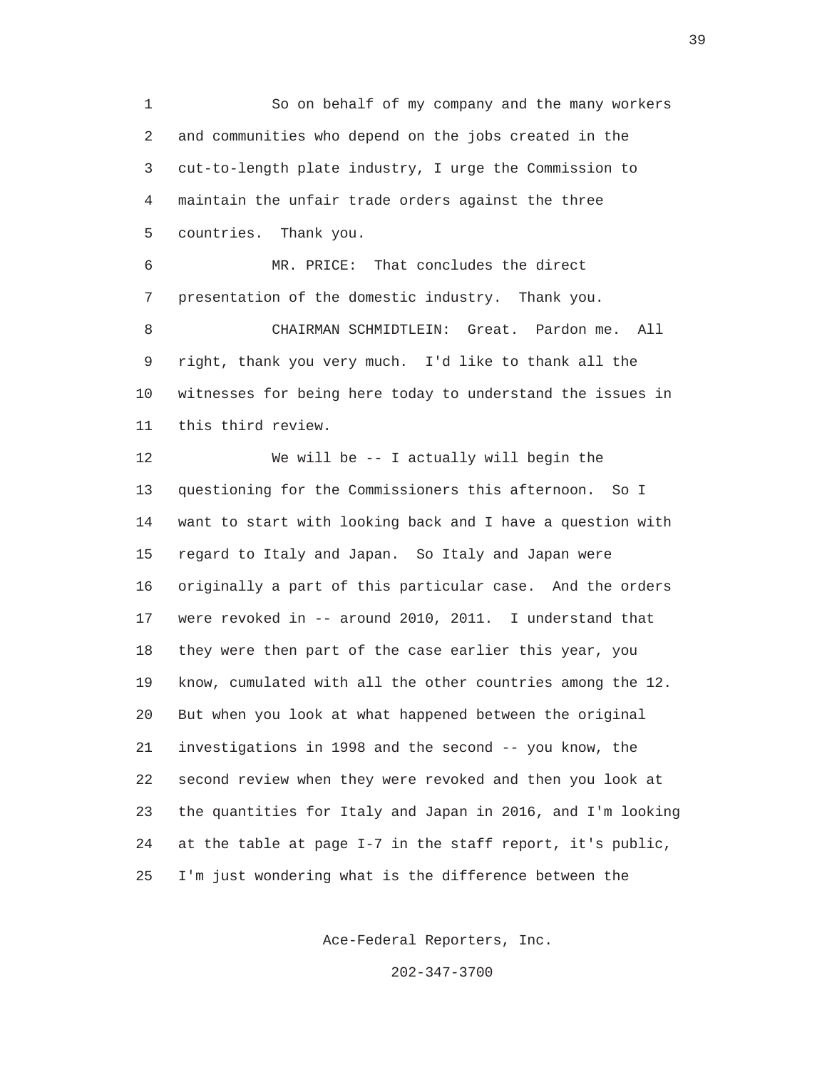So on behalf of my company and the many workers and communities who depend on the jobs created in the cut-to-length plate industry, I urge the Commission to maintain the unfair trade orders against the three countries. Thank you.

MR. PRICE: That concludes the direct presentation of the domestic industry. Thank you.

CHAIRMAN SCHMIDTLEIN: Great. Pardon me. All right, thank you very much. I'd like to thank all the witnesses for being here today to understand the issues in this third review.

We will be -- I actually will begin the questioning for the Commissioners this afternoon. So I want to start with looking back and I have a question with regard to Italy and Japan. So Italy and Japan were originally a part of this particular case. And the orders were revoked in -- around 2010, 2011. I understand that they were then part of the case earlier this year, you know, cumulated with all the other countries among the 12. But when you look at what happened between the original investigations in 1998 and the second -- you know, the second review when they were revoked and then you look at the quantities for Italy and Japan in 2016, and I'm looking at the table at page I-7 in the staff report, it's public, I'm just wondering what is the difference between the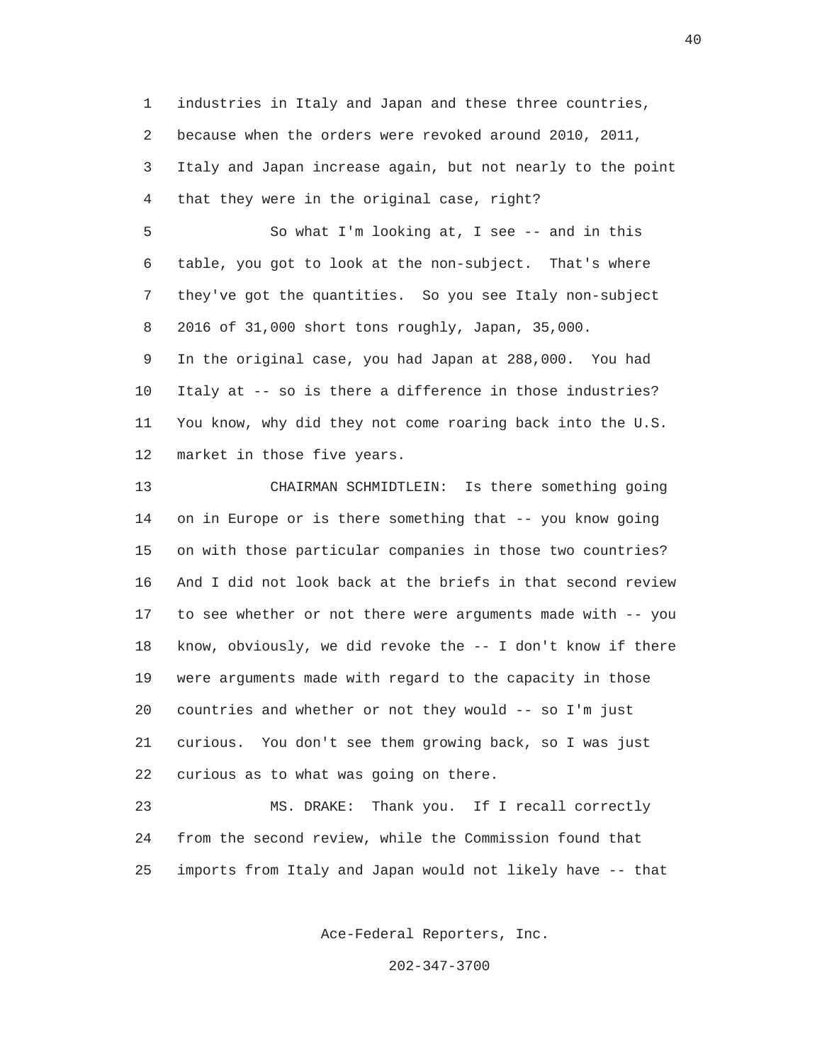1 industries in Italy and Japan and these three countries,
2 because when the orders were revoked around 2010, 2011,
3 Italy and Japan increase again, but not nearly to the point
4 that they were in the original case, right?

5 So what I'm looking at, I see -- and in this
6 table, you got to look at the non-subject. That's where
7 they've got the quantities. So you see Italy non-subject
8 2016 of 31,000 short tons roughly, Japan, 35,000.
9 In the original case, you had Japan at 288,000. You had
10 Italy at -- so is there a difference in those industries?
11 You know, why did they not come roaring back into the U.S.
12 market in those five years.

13 CHAIRMAN SCHMIDTLEIN: Is there something going
14 on in Europe or is there something that -- you know going
15 on with those particular companies in those two countries?
16 And I did not look back at the briefs in that second review
17 to see whether or not there were arguments made with -- you
18 know, obviously, we did revoke the -- I don't know if there
19 were arguments made with regard to the capacity in those
20 countries and whether or not they would -- so I'm just
21 curious. You don't see them growing back, so I was just
22 curious as to what was going on there.

23 MS. DRAKE: Thank you. If I recall correctly
24 from the second review, while the Commission found that
25 imports from Italy and Japan would not likely have -- that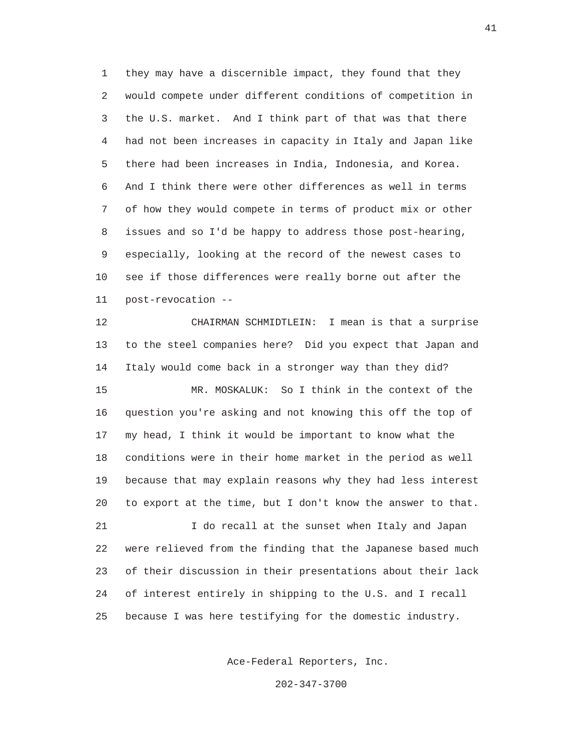they may have a discernible impact, they found that they would compete under different conditions of competition in the U.S. market. And I think part of that was that there had not been increases in capacity in Italy and Japan like there had been increases in India, Indonesia, and Korea. And I think there were other differences as well in terms of how they would compete in terms of product mix or other issues and so I'd be happy to address those post-hearing, especially, looking at the record of the newest cases to see if those differences were really borne out after the post-revocation --

CHAIRMAN SCHMIDTLEIN: I mean is that a surprise to the steel companies here? Did you expect that Japan and Italy would come back in a stronger way than they did?

MR. MOSKALUK: So I think in the context of the question you're asking and not knowing this off the top of my head, I think it would be important to know what the conditions were in their home market in the period as well because that may explain reasons why they had less interest to export at the time, but I don't know the answer to that.

I do recall at the sunset when Italy and Japan were relieved from the finding that the Japanese based much of their discussion in their presentations about their lack of interest entirely in shipping to the U.S. and I recall because I was here testifying for the domestic industry.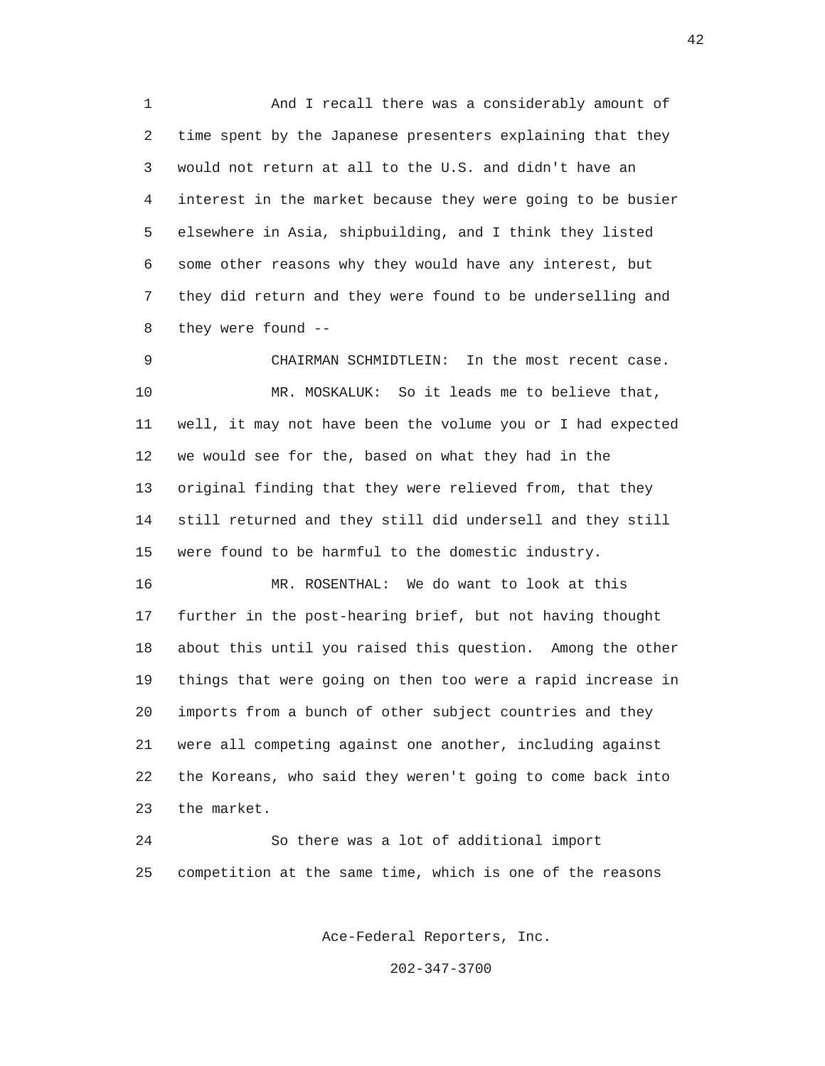And I recall there was a considerably amount of time spent by the Japanese presenters explaining that they would not return at all to the U.S. and didn't have an interest in the market because they were going to be busier elsewhere in Asia, shipbuilding, and I think they listed some other reasons why they would have any interest, but they did return and they were found to be underselling and they were found --

CHAIRMAN SCHMIDTLEIN: In the most recent case.

MR. MOSKALUK: So it leads me to believe that, well, it may not have been the volume you or I had expected we would see for the, based on what they had in the original finding that they were relieved from, that they still returned and they still did undersell and they still were found to be harmful to the domestic industry.

MR. ROSENTHAL: We do want to look at this further in the post-hearing brief, but not having thought about this until you raised this question. Among the other things that were going on then too were a rapid increase in imports from a bunch of other subject countries and they were all competing against one another, including against the Koreans, who said they weren't going to come back into the market.

So there was a lot of additional import competition at the same time, which is one of the reasons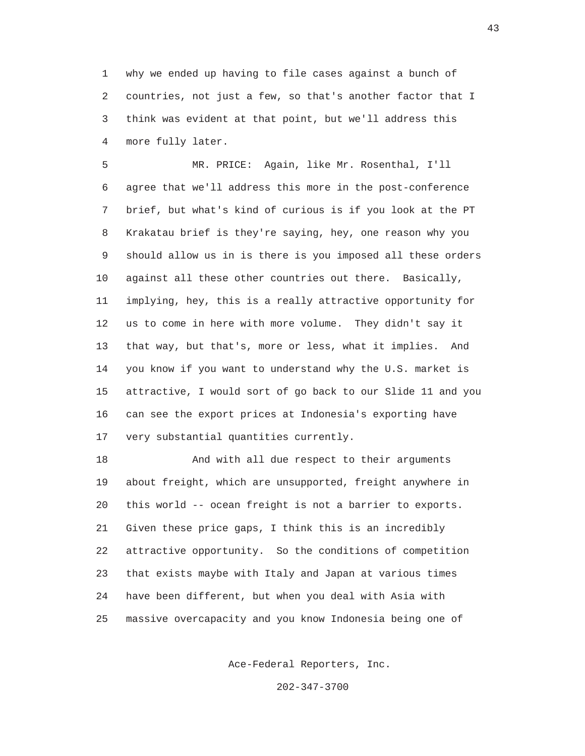why we ended up having to file cases against a bunch of countries, not just a few, so that's another factor that I think was evident at that point, but we'll address this more fully later.

MR. PRICE: Again, like Mr. Rosenthal, I'll agree that we'll address this more in the post-conference brief, but what's kind of curious is if you look at the PT Krakatau brief is they're saying, hey, one reason why you should allow us in is there is you imposed all these orders against all these other countries out there. Basically, implying, hey, this is a really attractive opportunity for us to come in here with more volume. They didn't say it that way, but that's, more or less, what it implies. And you know if you want to understand why the U.S. market is attractive, I would sort of go back to our Slide 11 and you can see the export prices at Indonesia's exporting have very substantial quantities currently.

And with all due respect to their arguments about freight, which are unsupported, freight anywhere in this world -- ocean freight is not a barrier to exports. Given these price gaps, I think this is an incredibly attractive opportunity. So the conditions of competition that exists maybe with Italy and Japan at various times have been different, but when you deal with Asia with massive overcapacity and you know Indonesia being one of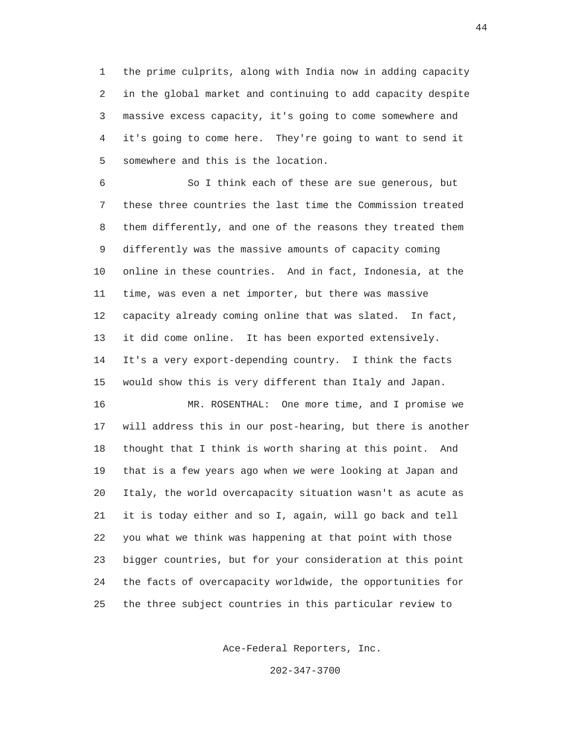the prime culprits, along with India now in adding capacity in the global market and continuing to add capacity despite massive excess capacity, it's going to come somewhere and it's going to come here. They're going to want to send it somewhere and this is the location.

So I think each of these are sue generous, but these three countries the last time the Commission treated them differently, and one of the reasons they treated them differently was the massive amounts of capacity coming online in these countries. And in fact, Indonesia, at the time, was even a net importer, but there was massive capacity already coming online that was slated. In fact, it did come online. It has been exported extensively. It's a very export-depending country. I think the facts would show this is very different than Italy and Japan.

MR. ROSENTHAL: One more time, and I promise we will address this in our post-hearing, but there is another thought that I think is worth sharing at this point. And that is a few years ago when we were looking at Japan and Italy, the world overcapacity situation wasn't as acute as it is today either and so I, again, will go back and tell you what we think was happening at that point with those bigger countries, but for your consideration at this point the facts of overcapacity worldwide, the opportunities for the three subject countries in this particular review to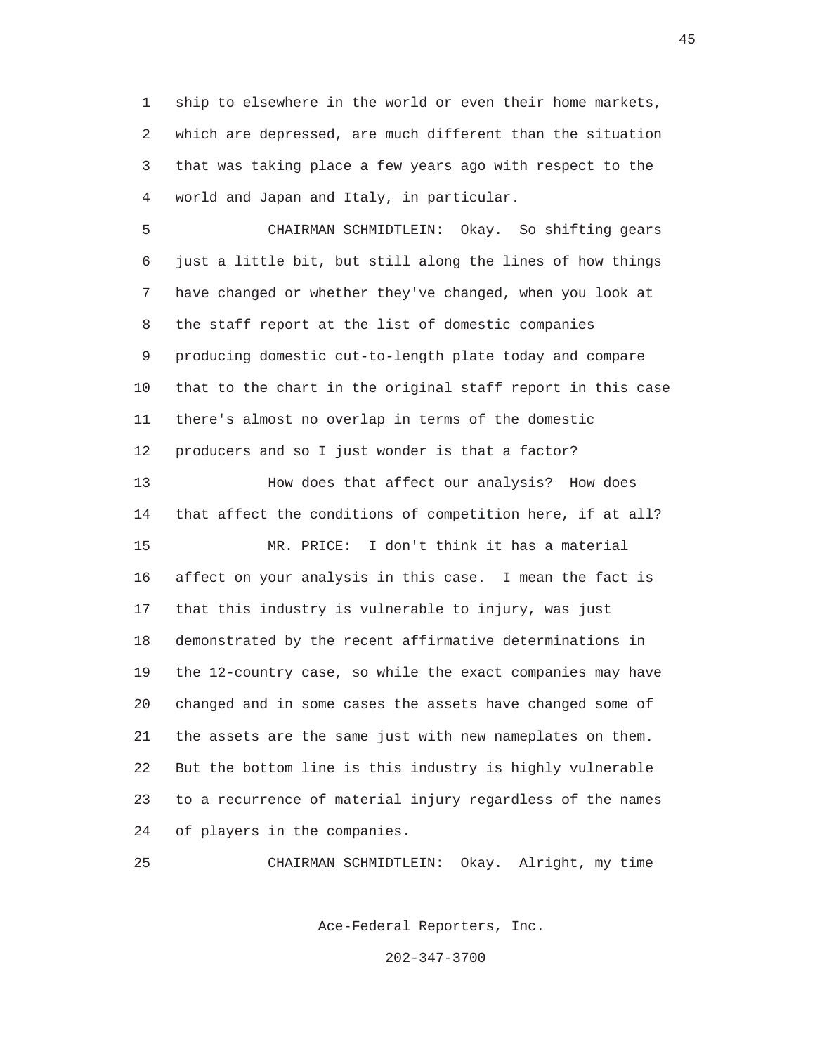ship to elsewhere in the world or even their home markets, which are depressed, are much different than the situation that was taking place a few years ago with respect to the world and Japan and Italy, in particular.

CHAIRMAN SCHMIDTLEIN: Okay. So shifting gears just a little bit, but still along the lines of how things have changed or whether they've changed, when you look at the staff report at the list of domestic companies producing domestic cut-to-length plate today and compare that to the chart in the original staff report in this case there's almost no overlap in terms of the domestic producers and so I just wonder is that a factor?

How does that affect our analysis? How does that affect the conditions of competition here, if at all?

MR. PRICE: I don't think it has a material affect on your analysis in this case. I mean the fact is that this industry is vulnerable to injury, was just demonstrated by the recent affirmative determinations in the 12-country case, so while the exact companies may have changed and in some cases the assets have changed some of the assets are the same just with new nameplates on them. But the bottom line is this industry is highly vulnerable to a recurrence of material injury regardless of the names of players in the companies.

CHAIRMAN SCHMIDTLEIN: Okay. Alright, my time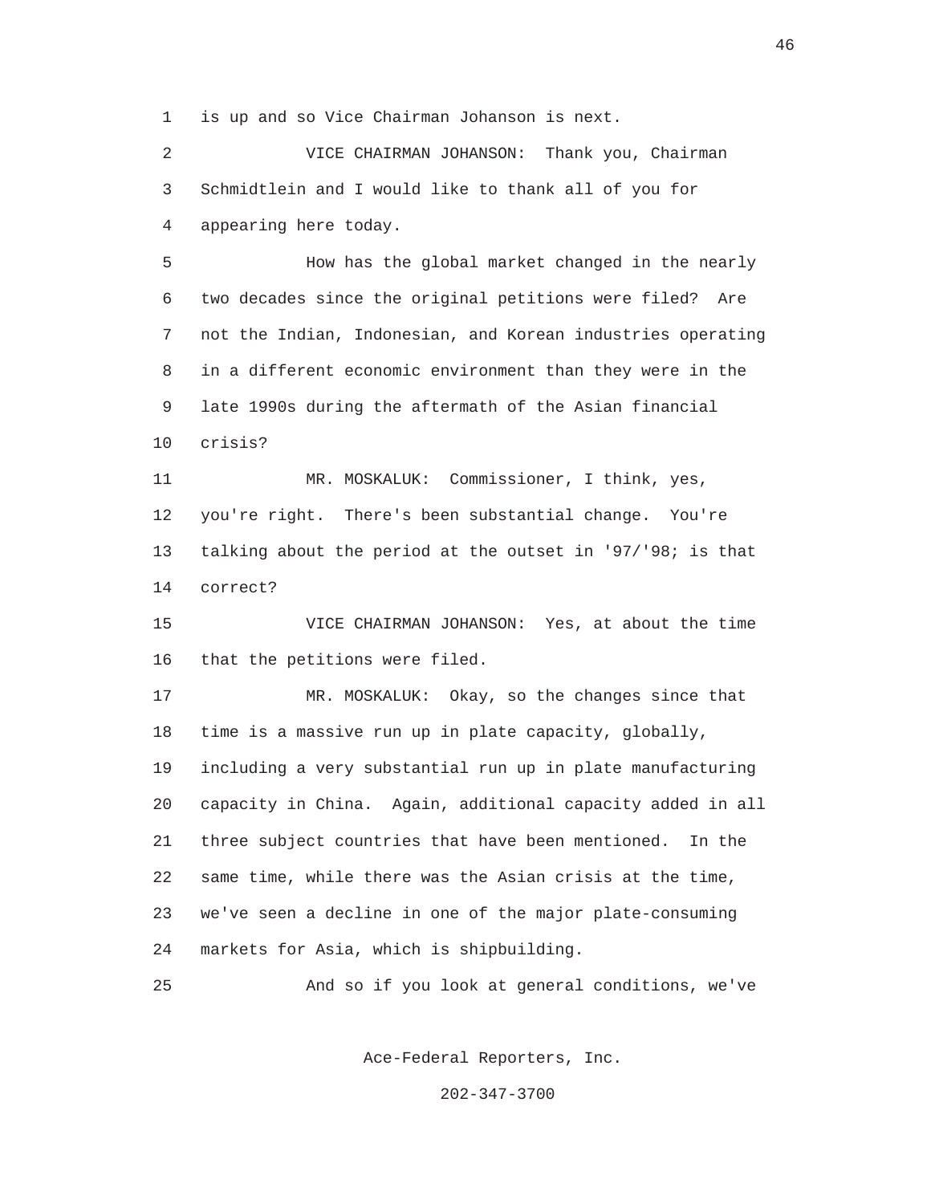is up and so Vice Chairman Johanson is next.

VICE CHAIRMAN JOHANSON: Thank you, Chairman Schmidtlein and I would like to thank all of you for appearing here today.

How has the global market changed in the nearly two decades since the original petitions were filed? Are not the Indian, Indonesian, and Korean industries operating in a different economic environment than they were in the late 1990s during the aftermath of the Asian financial crisis?

MR. MOSKALUK: Commissioner, I think, yes, you're right. There's been substantial change. You're talking about the period at the outset in '97/'98; is that correct?

VICE CHAIRMAN JOHANSON: Yes, at about the time that the petitions were filed.

MR. MOSKALUK: Okay, so the changes since that time is a massive run up in plate capacity, globally, including a very substantial run up in plate manufacturing capacity in China. Again, additional capacity added in all three subject countries that have been mentioned. In the same time, while there was the Asian crisis at the time, we've seen a decline in one of the major plate-consuming markets for Asia, which is shipbuilding.

And so if you look at general conditions, we've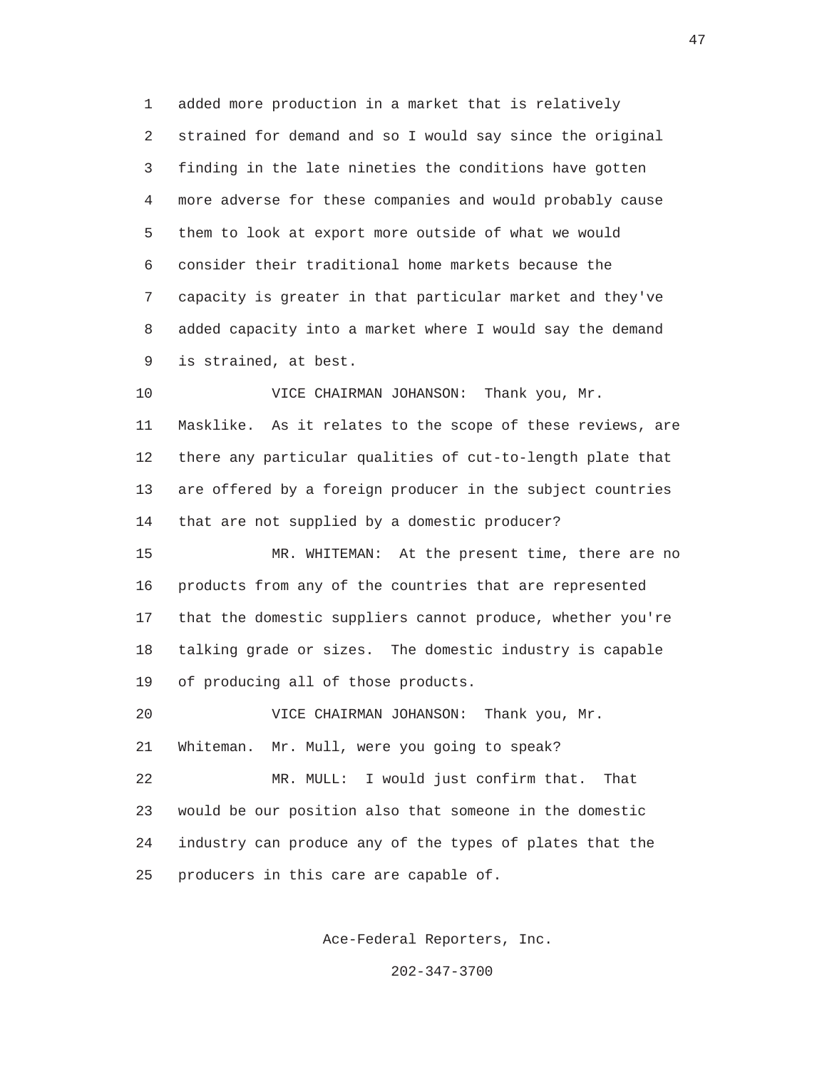added more production in a market that is relatively strained for demand and so I would say since the original finding in the late nineties the conditions have gotten more adverse for these companies and would probably cause them to look at export more outside of what we would consider their traditional home markets because the capacity is greater in that particular market and they've added capacity into a market where I would say the demand is strained, at best.

VICE CHAIRMAN JOHANSON: Thank you, Mr. Masklike. As it relates to the scope of these reviews, are there any particular qualities of cut-to-length plate that are offered by a foreign producer in the subject countries that are not supplied by a domestic producer?

MR. WHITEMAN: At the present time, there are no products from any of the countries that are represented that the domestic suppliers cannot produce, whether you're talking grade or sizes. The domestic industry is capable of producing all of those products.

VICE CHAIRMAN JOHANSON: Thank you, Mr. Whiteman. Mr. Mull, were you going to speak?

MR. MULL: I would just confirm that. That would be our position also that someone in the domestic industry can produce any of the types of plates that the producers in this care are capable of.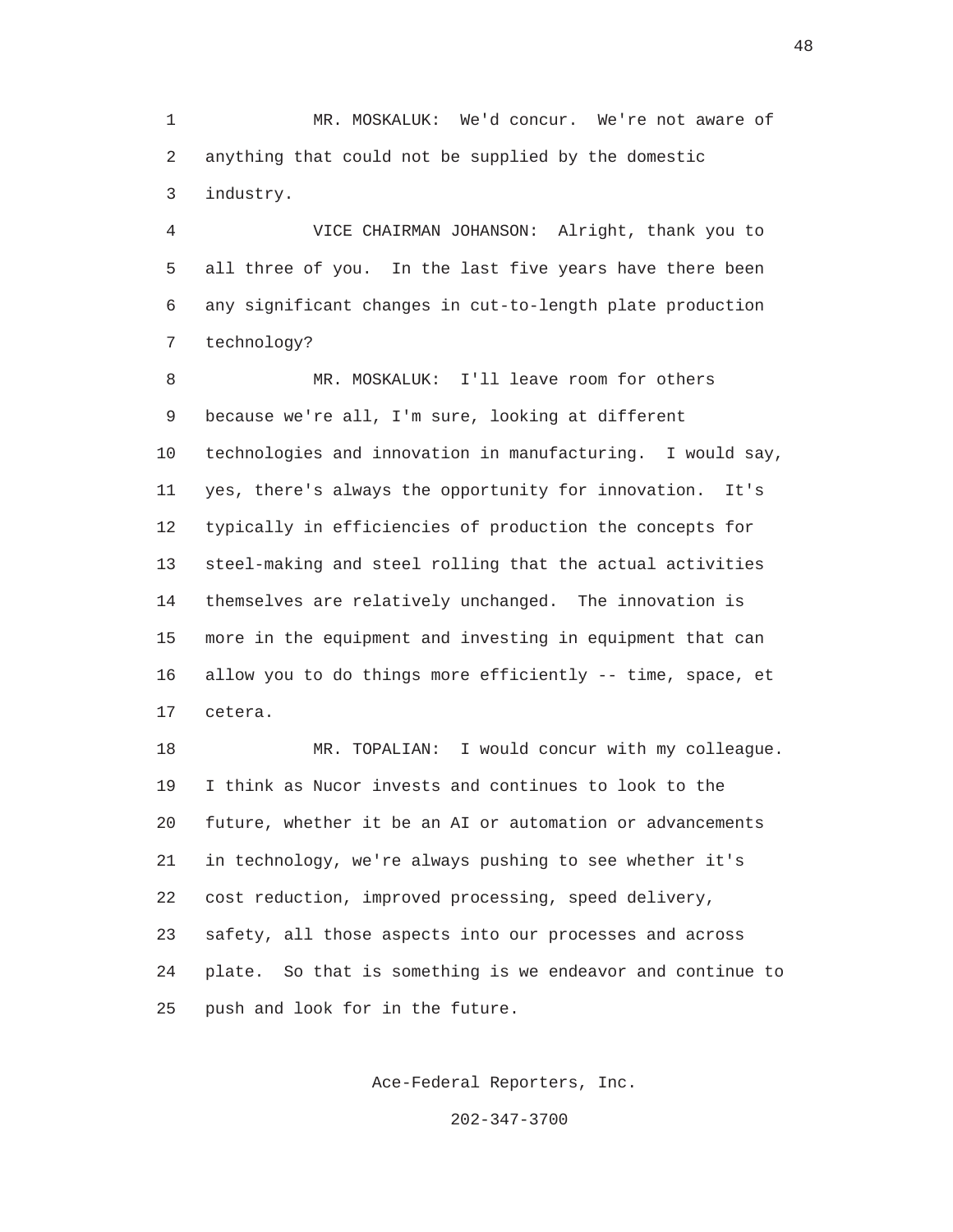MR. MOSKALUK: We'd concur. We're not aware of anything that could not be supplied by the domestic industry.

VICE CHAIRMAN JOHANSON: Alright, thank you to all three of you. In the last five years have there been any significant changes in cut-to-length plate production technology?

MR. MOSKALUK: I'll leave room for others because we're all, I'm sure, looking at different technologies and innovation in manufacturing. I would say, yes, there's always the opportunity for innovation. It's typically in efficiencies of production the concepts for steel-making and steel rolling that the actual activities themselves are relatively unchanged. The innovation is more in the equipment and investing in equipment that can allow you to do things more efficiently -- time, space, et cetera.

MR. TOPALIAN: I would concur with my colleague. I think as Nucor invests and continues to look to the future, whether it be an AI or automation or advancements in technology, we're always pushing to see whether it's cost reduction, improved processing, speed delivery, safety, all those aspects into our processes and across plate. So that is something is we endeavor and continue to push and look for in the future.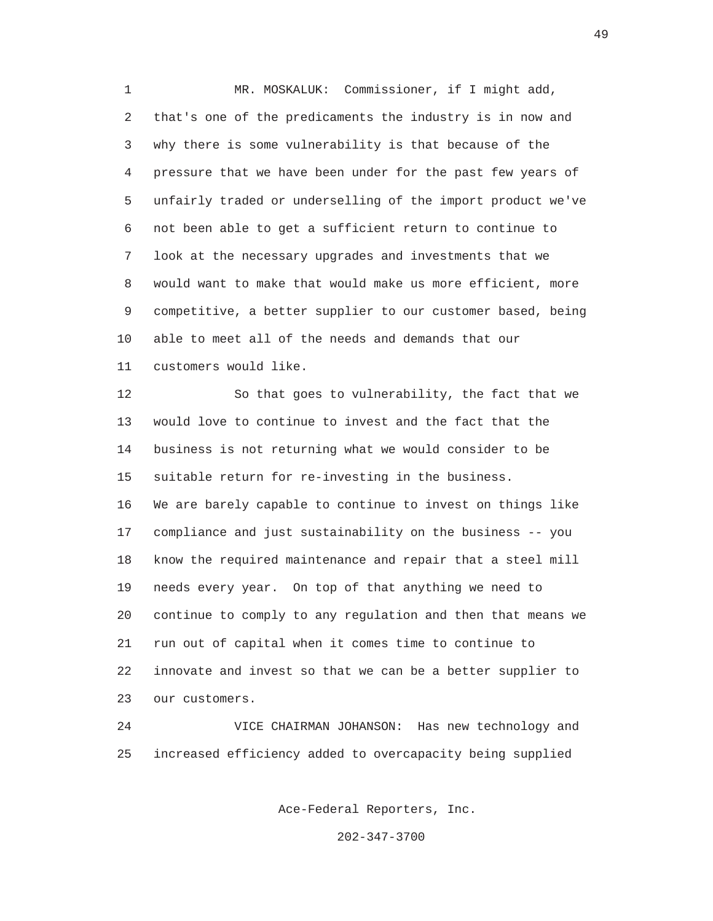MR. MOSKALUK: Commissioner, if I might add, that's one of the predicaments the industry is in now and why there is some vulnerability is that because of the pressure that we have been under for the past few years of unfairly traded or underselling of the import product we've not been able to get a sufficient return to continue to look at the necessary upgrades and investments that we would want to make that would make us more efficient, more competitive, a better supplier to our customer based, being able to meet all of the needs and demands that our customers would like.

So that goes to vulnerability, the fact that we would love to continue to invest and the fact that the business is not returning what we would consider to be suitable return for re-investing in the business. We are barely capable to continue to invest on things like compliance and just sustainability on the business -- you know the required maintenance and repair that a steel mill needs every year. On top of that anything we need to continue to comply to any regulation and then that means we run out of capital when it comes time to continue to innovate and invest so that we can be a better supplier to our customers.

VICE CHAIRMAN JOHANSON: Has new technology and increased efficiency added to overcapacity being supplied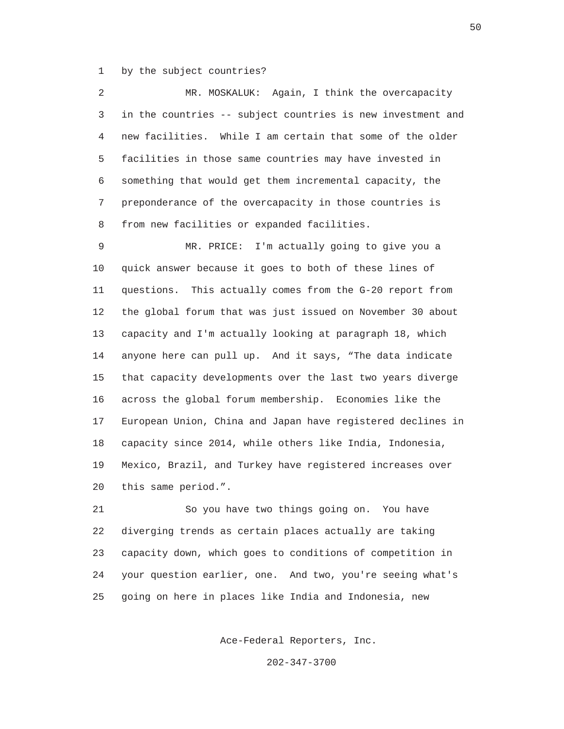by the subject countries?

MR. MOSKALUK: Again, I think the overcapacity in the countries -- subject countries is new investment and new facilities. While I am certain that some of the older facilities in those same countries may have invested in something that would get them incremental capacity, the preponderance of the overcapacity in those countries is from new facilities or expanded facilities.

MR. PRICE: I'm actually going to give you a quick answer because it goes to both of these lines of questions. This actually comes from the G-20 report from the global forum that was just issued on November 30 about capacity and I'm actually looking at paragraph 18, which anyone here can pull up. And it says, "The data indicate that capacity developments over the last two years diverge across the global forum membership. Economies like the European Union, China and Japan have registered declines in capacity since 2014, while others like India, Indonesia, Mexico, Brazil, and Turkey have registered increases over this same period.".

So you have two things going on. You have diverging trends as certain places actually are taking capacity down, which goes to conditions of competition in your question earlier, one. And two, you're seeing what's going on here in places like India and Indonesia, new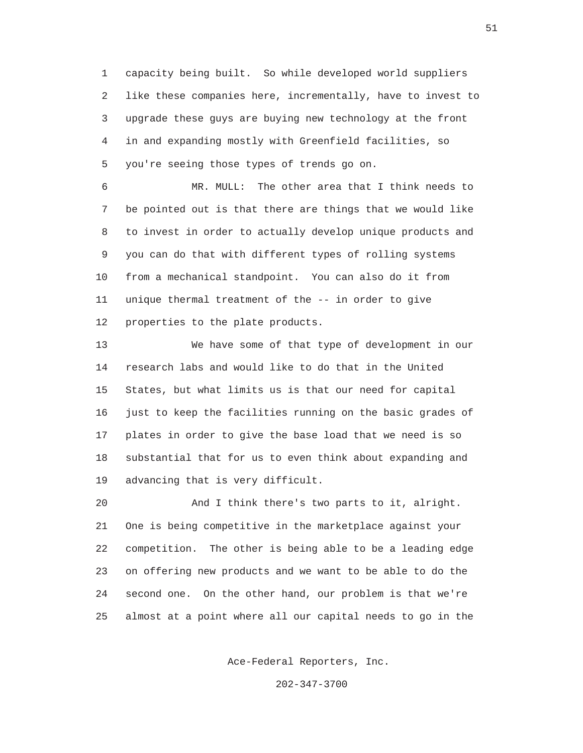capacity being built. So while developed world suppliers like these companies here, incrementally, have to invest to upgrade these guys are buying new technology at the front in and expanding mostly with Greenfield facilities, so you're seeing those types of trends go on.

MR. MULL: The other area that I think needs to be pointed out is that there are things that we would like to invest in order to actually develop unique products and you can do that with different types of rolling systems from a mechanical standpoint. You can also do it from unique thermal treatment of the -- in order to give properties to the plate products.

We have some of that type of development in our research labs and would like to do that in the United States, but what limits us is that our need for capital just to keep the facilities running on the basic grades of plates in order to give the base load that we need is so substantial that for us to even think about expanding and advancing that is very difficult.

And I think there's two parts to it, alright. One is being competitive in the marketplace against your competition. The other is being able to be a leading edge on offering new products and we want to be able to do the second one. On the other hand, our problem is that we're almost at a point where all our capital needs to go in the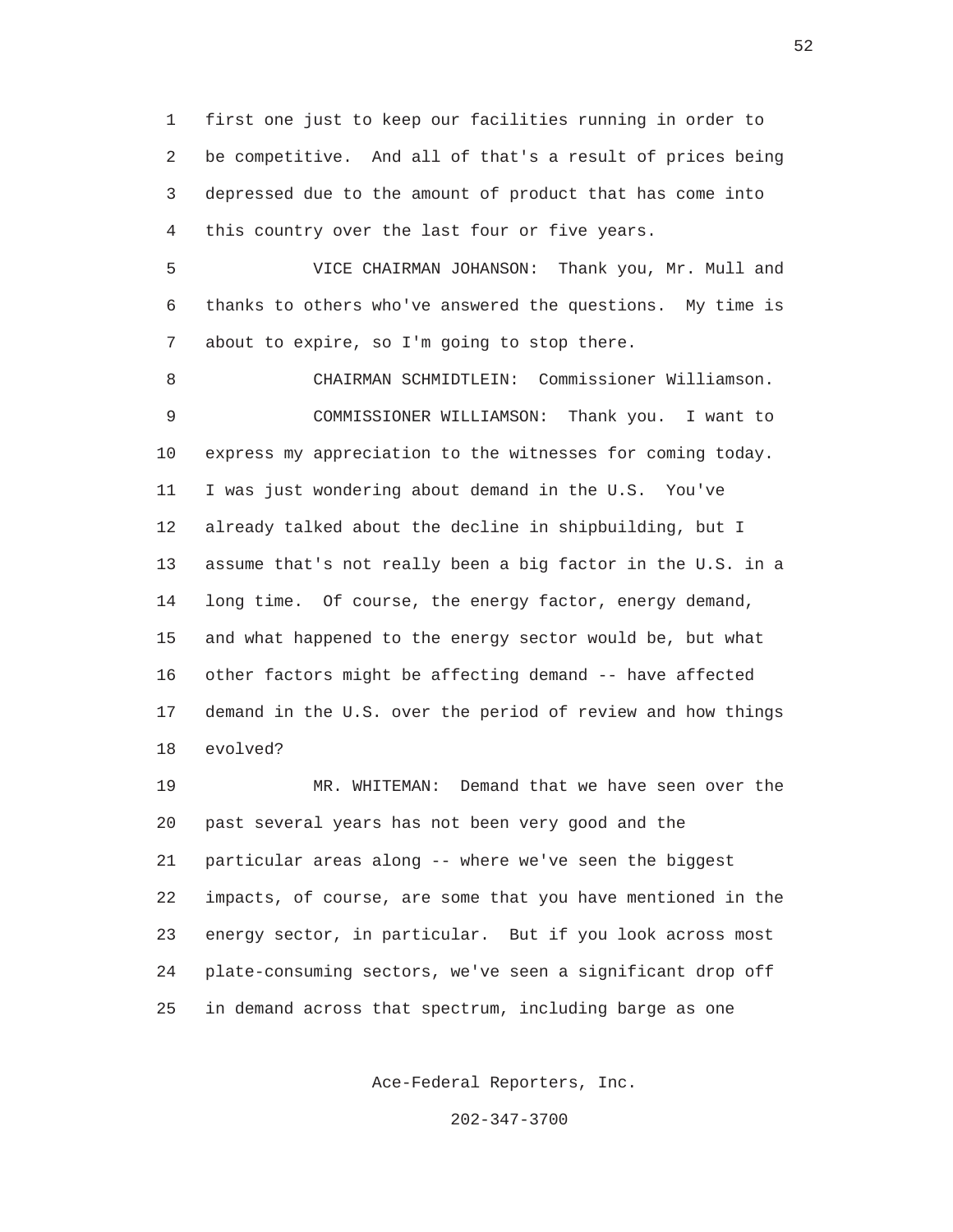first one just to keep our facilities running in order to be competitive. And all of that's a result of prices being depressed due to the amount of product that has come into this country over the last four or five years.

VICE CHAIRMAN JOHANSON: Thank you, Mr. Mull and thanks to others who've answered the questions. My time is about to expire, so I'm going to stop there.

CHAIRMAN SCHMIDTLEIN: Commissioner Williamson.

COMMISSIONER WILLIAMSON: Thank you. I want to express my appreciation to the witnesses for coming today. I was just wondering about demand in the U.S. You've already talked about the decline in shipbuilding, but I assume that's not really been a big factor in the U.S. in a long time. Of course, the energy factor, energy demand, and what happened to the energy sector would be, but what other factors might be affecting demand -- have affected demand in the U.S. over the period of review and how things evolved?

MR. WHITEMAN: Demand that we have seen over the past several years has not been very good and the particular areas along -- where we've seen the biggest impacts, of course, are some that you have mentioned in the energy sector, in particular. But if you look across most plate-consuming sectors, we've seen a significant drop off in demand across that spectrum, including barge as one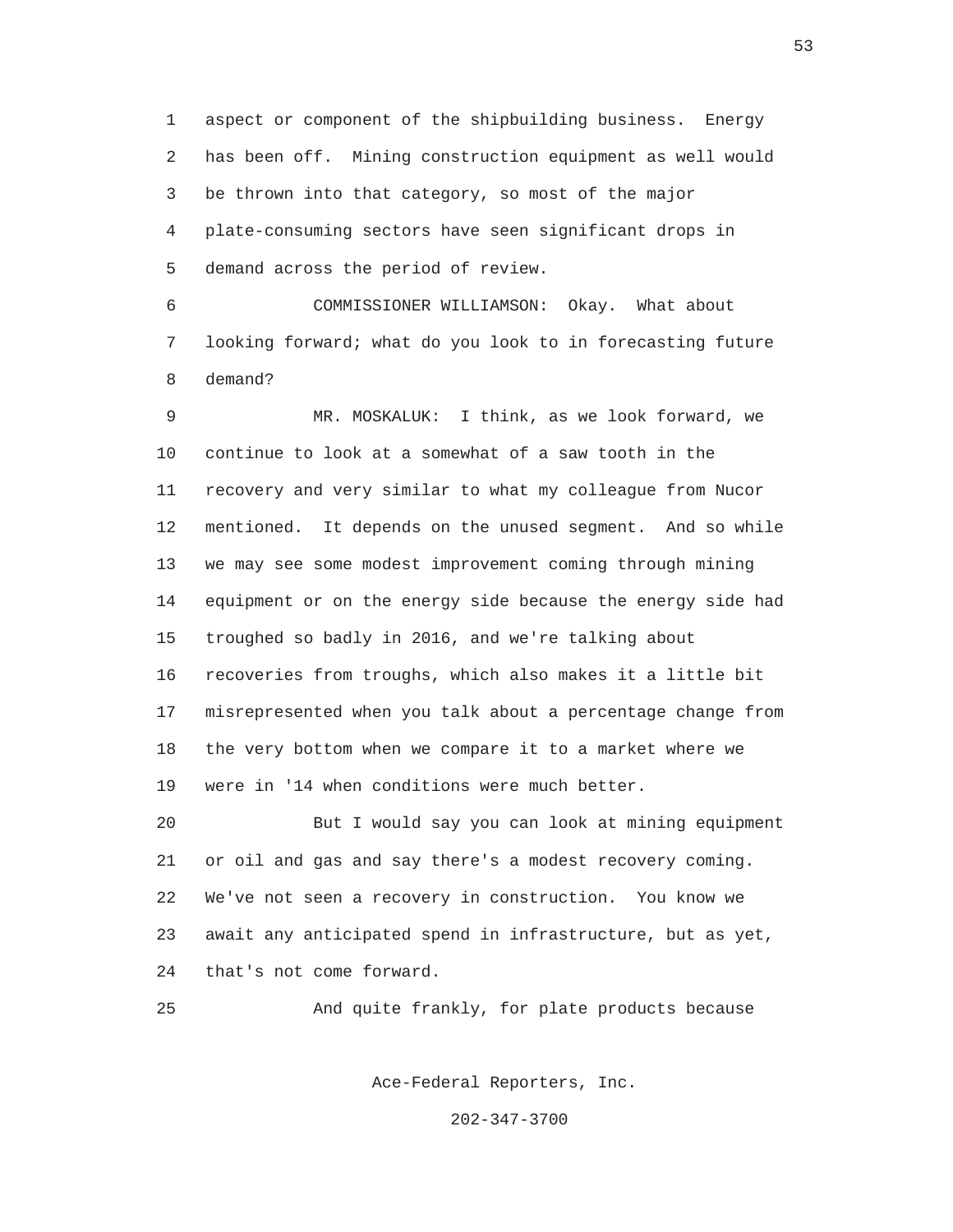aspect or component of the shipbuilding business. Energy has been off. Mining construction equipment as well would be thrown into that category, so most of the major plate-consuming sectors have seen significant drops in demand across the period of review.

COMMISSIONER WILLIAMSON: Okay. What about looking forward; what do you look to in forecasting future demand?

MR. MOSKALUK: I think, as we look forward, we continue to look at a somewhat of a saw tooth in the recovery and very similar to what my colleague from Nucor mentioned. It depends on the unused segment. And so while we may see some modest improvement coming through mining equipment or on the energy side because the energy side had troughed so badly in 2016, and we're talking about recoveries from troughs, which also makes it a little bit misrepresented when you talk about a percentage change from the very bottom when we compare it to a market where we were in '14 when conditions were much better.

But I would say you can look at mining equipment or oil and gas and say there's a modest recovery coming. We've not seen a recovery in construction. You know we await any anticipated spend in infrastructure, but as yet, that's not come forward.

And quite frankly, for plate products because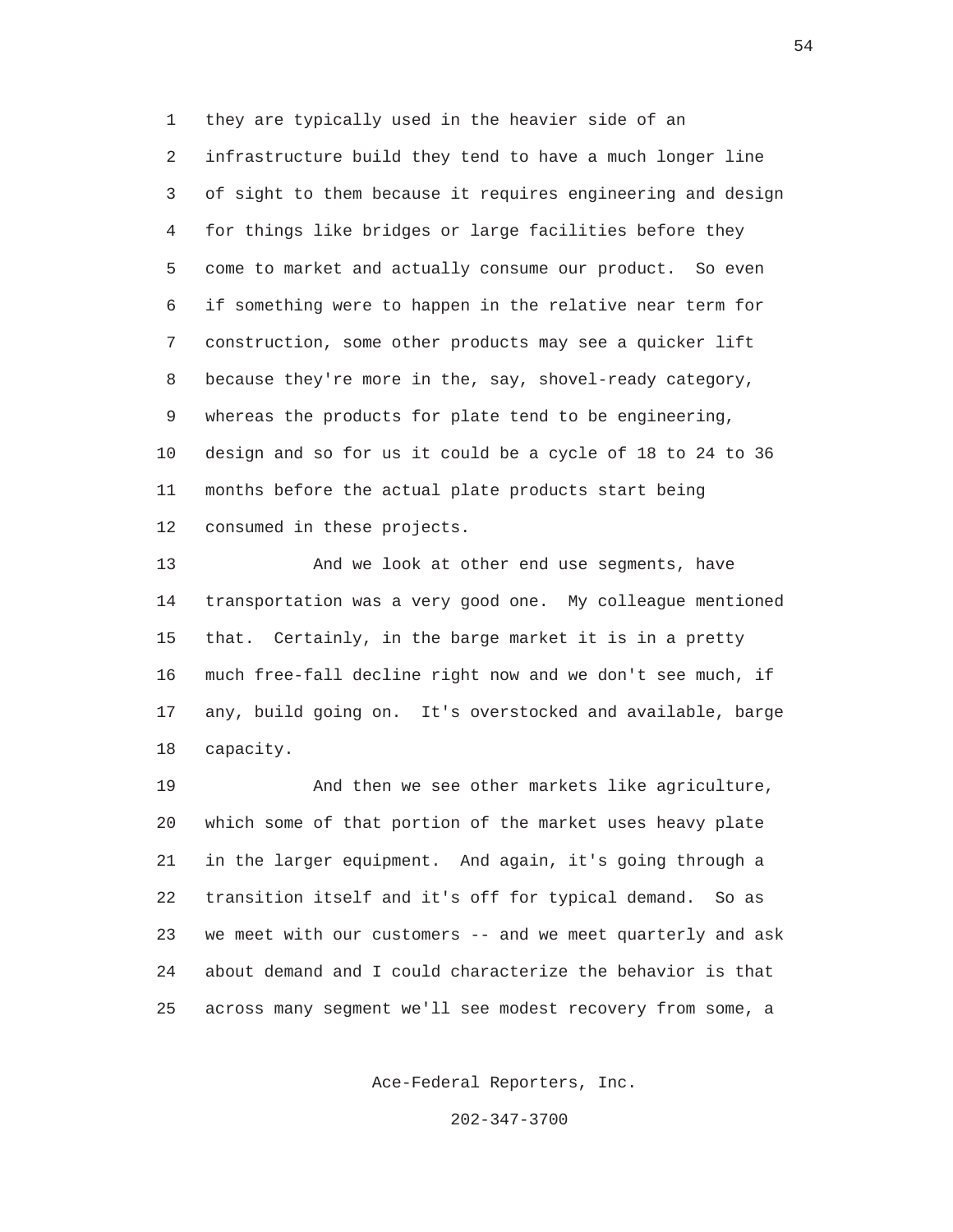they are typically used in the heavier side of an infrastructure build they tend to have a much longer line of sight to them because it requires engineering and design for things like bridges or large facilities before they come to market and actually consume our product. So even if something were to happen in the relative near term for construction, some other products may see a quicker lift because they're more in the, say, shovel-ready category, whereas the products for plate tend to be engineering, design and so for us it could be a cycle of 18 to 24 to 36 months before the actual plate products start being consumed in these projects.

And we look at other end use segments, have transportation was a very good one. My colleague mentioned that. Certainly, in the barge market it is in a pretty much free-fall decline right now and we don't see much, if any, build going on. It's overstocked and available, barge capacity.

And then we see other markets like agriculture, which some of that portion of the market uses heavy plate in the larger equipment. And again, it's going through a transition itself and it's off for typical demand. So as we meet with our customers -- and we meet quarterly and ask about demand and I could characterize the behavior is that across many segment we'll see modest recovery from some, a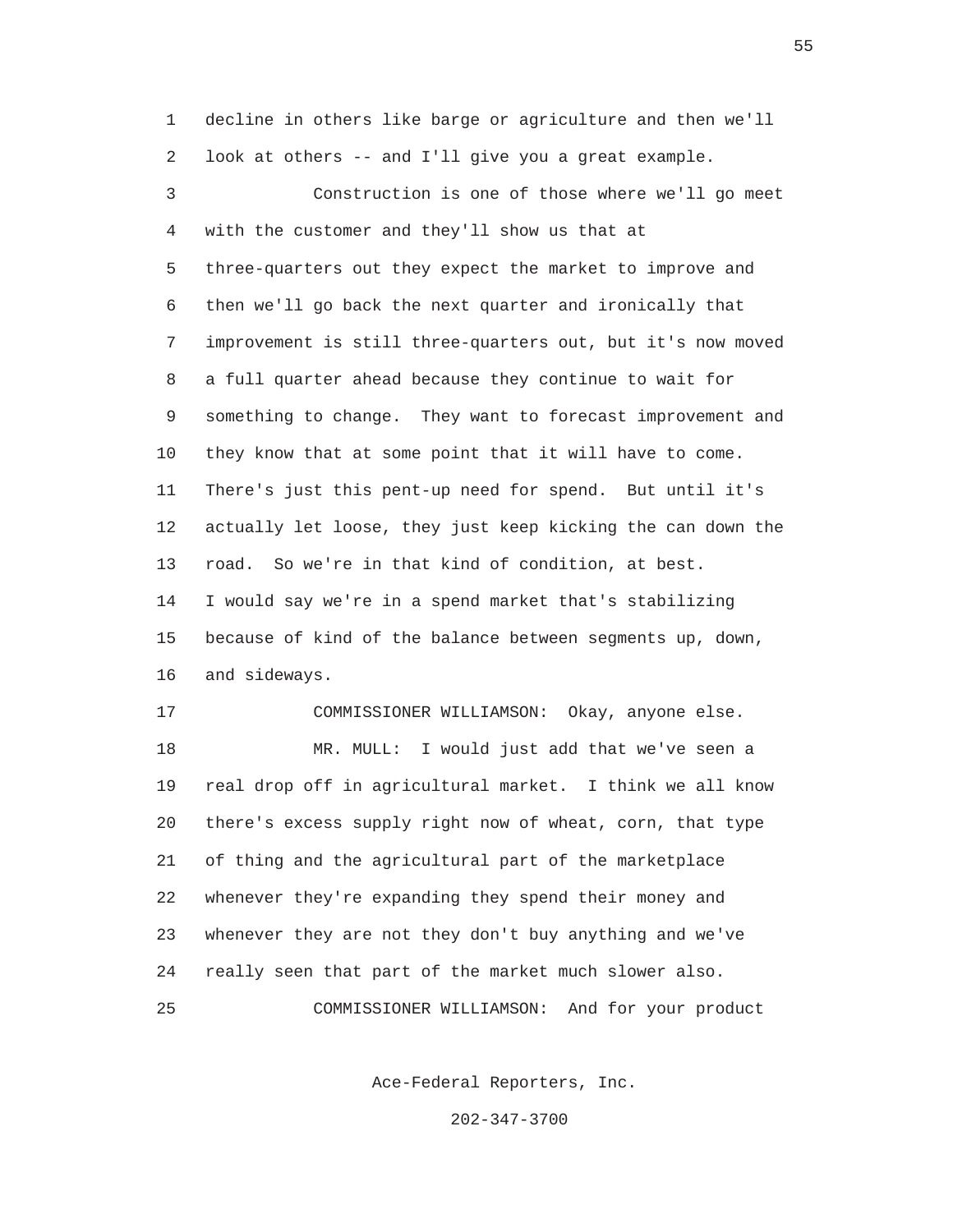decline in others like barge or agriculture and then we'll look at others -- and I'll give you a great example.

Construction is one of those where we'll go meet with the customer and they'll show us that at three-quarters out they expect the market to improve and then we'll go back the next quarter and ironically that improvement is still three-quarters out, but it's now moved a full quarter ahead because they continue to wait for something to change. They want to forecast improvement and they know that at some point that it will have to come. There's just this pent-up need for spend. But until it's actually let loose, they just keep kicking the can down the road. So we're in that kind of condition, at best. I would say we're in a spend market that's stabilizing because of kind of the balance between segments up, down, and sideways.

COMMISSIONER WILLIAMSON: Okay, anyone else.

MR. MULL: I would just add that we've seen a real drop off in agricultural market. I think we all know there's excess supply right now of wheat, corn, that type of thing and the agricultural part of the marketplace whenever they're expanding they spend their money and whenever they are not they don't buy anything and we've really seen that part of the market much slower also.

COMMISSIONER WILLIAMSON: And for your product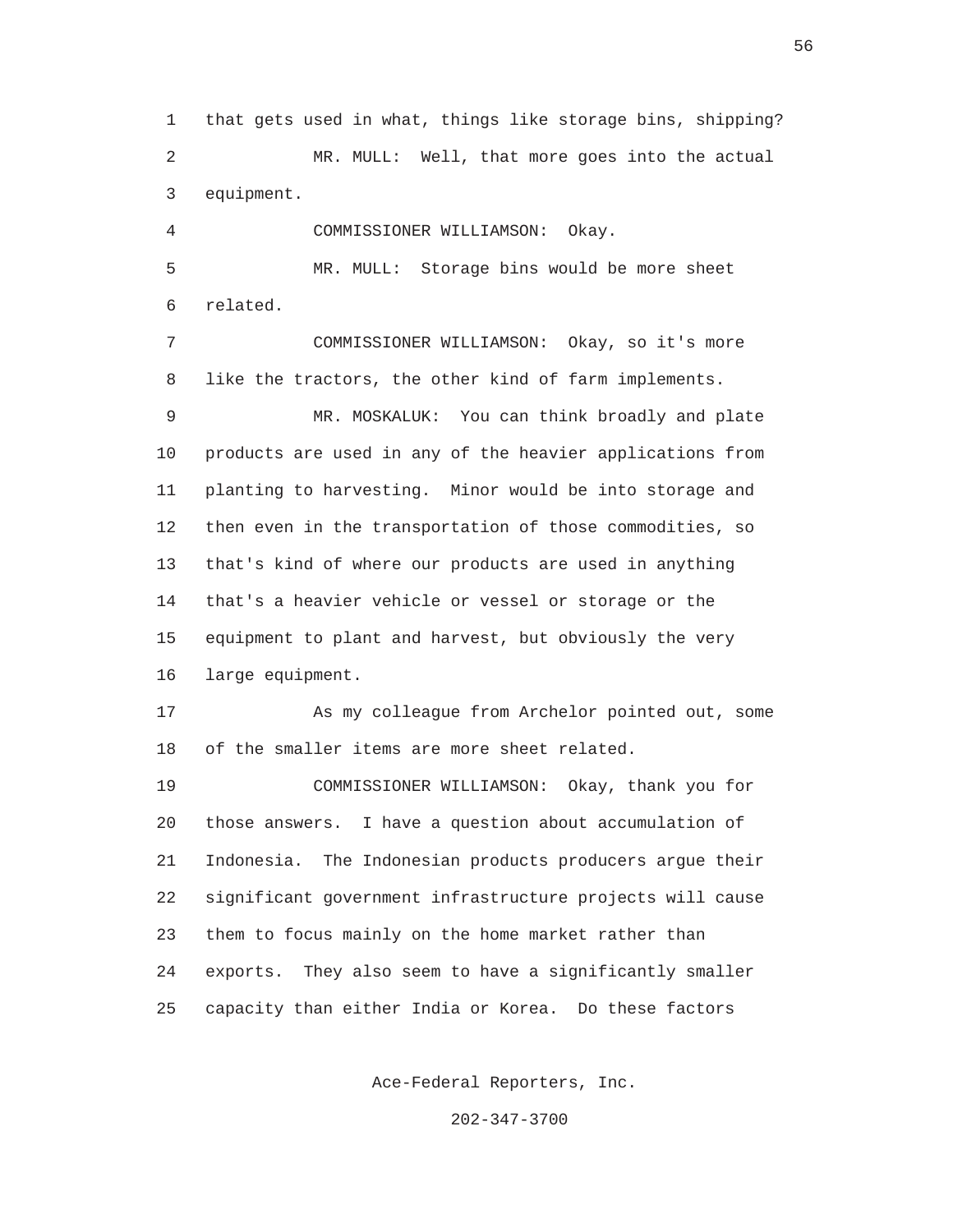that gets used in what, things like storage bins, shipping?

MR. MULL: Well, that more goes into the actual equipment.

COMMISSIONER WILLIAMSON: Okay.

MR. MULL: Storage bins would be more sheet related.

COMMISSIONER WILLIAMSON: Okay, so it's more like the tractors, the other kind of farm implements.

MR. MOSKALUK: You can think broadly and plate products are used in any of the heavier applications from planting to harvesting. Minor would be into storage and then even in the transportation of those commodities, so that's kind of where our products are used in anything that's a heavier vehicle or vessel or storage or the equipment to plant and harvest, but obviously the very large equipment.

As my colleague from Archelor pointed out, some of the smaller items are more sheet related.

COMMISSIONER WILLIAMSON: Okay, thank you for those answers. I have a question about accumulation of Indonesia. The Indonesian products producers argue their significant government infrastructure projects will cause them to focus mainly on the home market rather than exports. They also seem to have a significantly smaller capacity than either India or Korea. Do these factors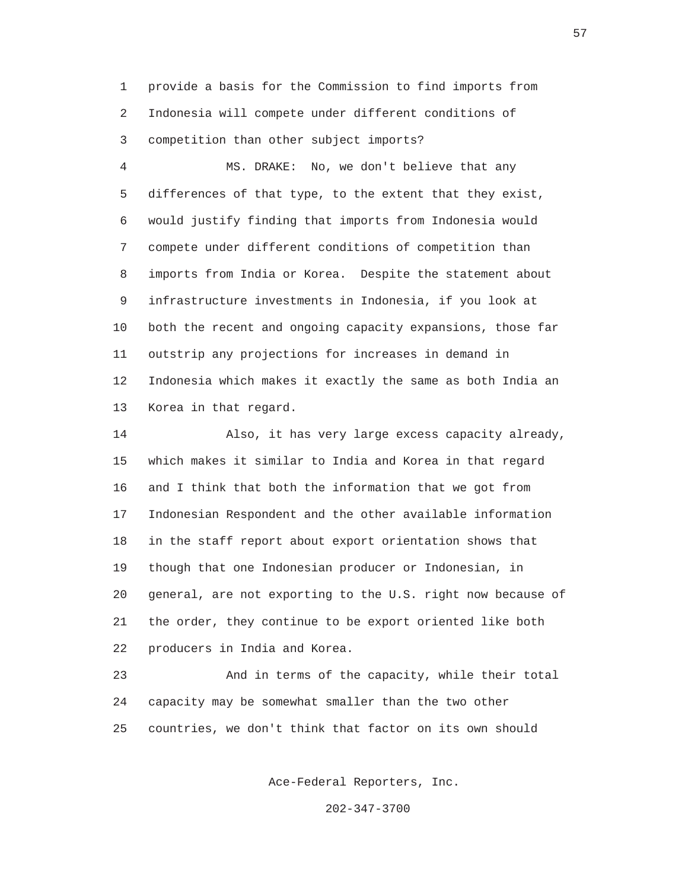provide a basis for the Commission to find imports from Indonesia will compete under different conditions of competition than other subject imports?

MS. DRAKE: No, we don't believe that any differences of that type, to the extent that they exist, would justify finding that imports from Indonesia would compete under different conditions of competition than imports from India or Korea. Despite the statement about infrastructure investments in Indonesia, if you look at both the recent and ongoing capacity expansions, those far outstrip any projections for increases in demand in Indonesia which makes it exactly the same as both India an Korea in that regard.

Also, it has very large excess capacity already, which makes it similar to India and Korea in that regard and I think that both the information that we got from Indonesian Respondent and the other available information in the staff report about export orientation shows that though that one Indonesian producer or Indonesian, in general, are not exporting to the U.S. right now because of the order, they continue to be export oriented like both producers in India and Korea.

And in terms of the capacity, while their total capacity may be somewhat smaller than the two other countries, we don't think that factor on its own should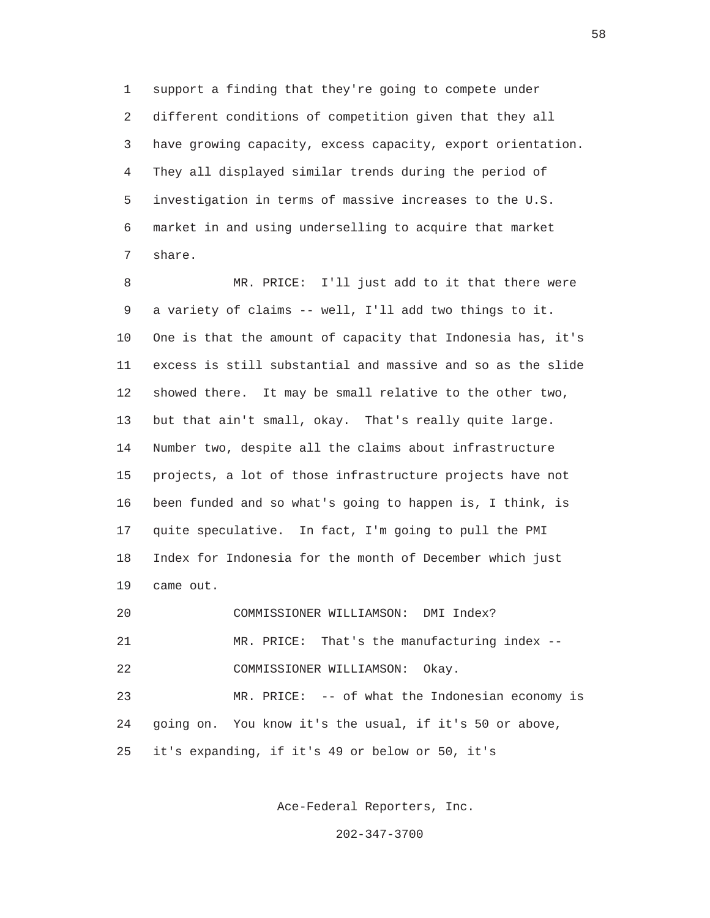support a finding that they're going to compete under different conditions of competition given that they all have growing capacity, excess capacity, export orientation. They all displayed similar trends during the period of investigation in terms of massive increases to the U.S. market in and using underselling to acquire that market share.

MR. PRICE: I'll just add to it that there were a variety of claims -- well, I'll add two things to it. One is that the amount of capacity that Indonesia has, it's excess is still substantial and massive and so as the slide showed there. It may be small relative to the other two, but that ain't small, okay. That's really quite large. Number two, despite all the claims about infrastructure projects, a lot of those infrastructure projects have not been funded and so what's going to happen is, I think, is quite speculative. In fact, I'm going to pull the PMI Index for Indonesia for the month of December which just came out.

COMMISSIONER WILLIAMSON: DMI Index?

MR. PRICE: That's the manufacturing index --

COMMISSIONER WILLIAMSON: Okay.

MR. PRICE: -- of what the Indonesian economy is going on. You know it's the usual, if it's 50 or above, it's expanding, if it's 49 or below or 50, it's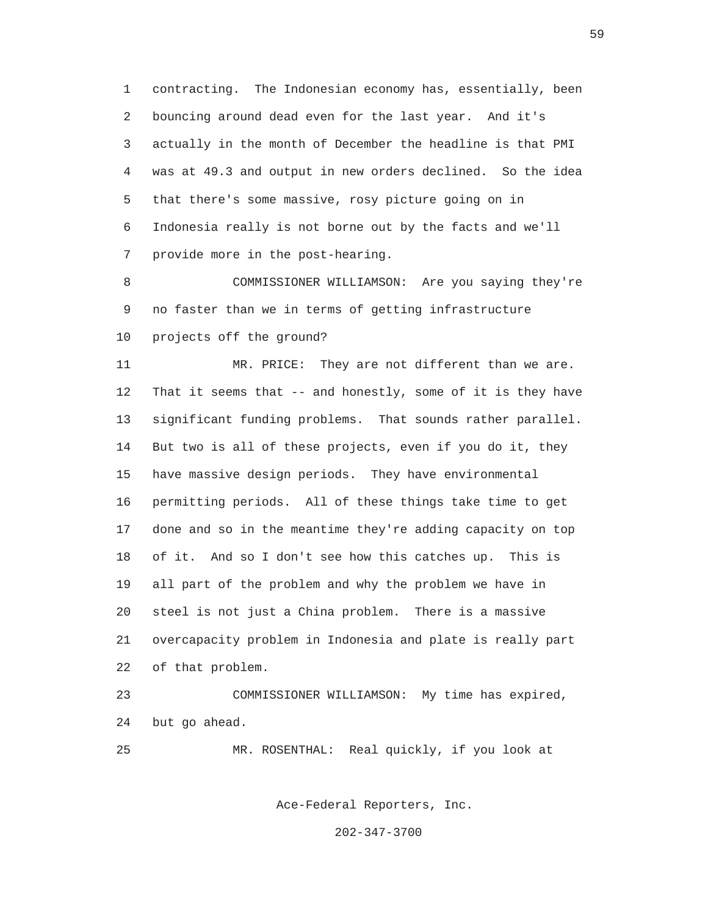contracting. The Indonesian economy has, essentially, been bouncing around dead even for the last year. And it's actually in the month of December the headline is that PMI was at 49.3 and output in new orders declined. So the idea that there's some massive, rosy picture going on in Indonesia really is not borne out by the facts and we'll provide more in the post-hearing.

COMMISSIONER WILLIAMSON: Are you saying they're no faster than we in terms of getting infrastructure projects off the ground?

MR. PRICE: They are not different than we are. That it seems that -- and honestly, some of it is they have significant funding problems. That sounds rather parallel. But two is all of these projects, even if you do it, they have massive design periods. They have environmental permitting periods. All of these things take time to get done and so in the meantime they're adding capacity on top of it. And so I don't see how this catches up. This is all part of the problem and why the problem we have in steel is not just a China problem. There is a massive overcapacity problem in Indonesia and plate is really part of that problem.

COMMISSIONER WILLIAMSON: My time has expired, but go ahead.

MR. ROSENTHAL: Real quickly, if you look at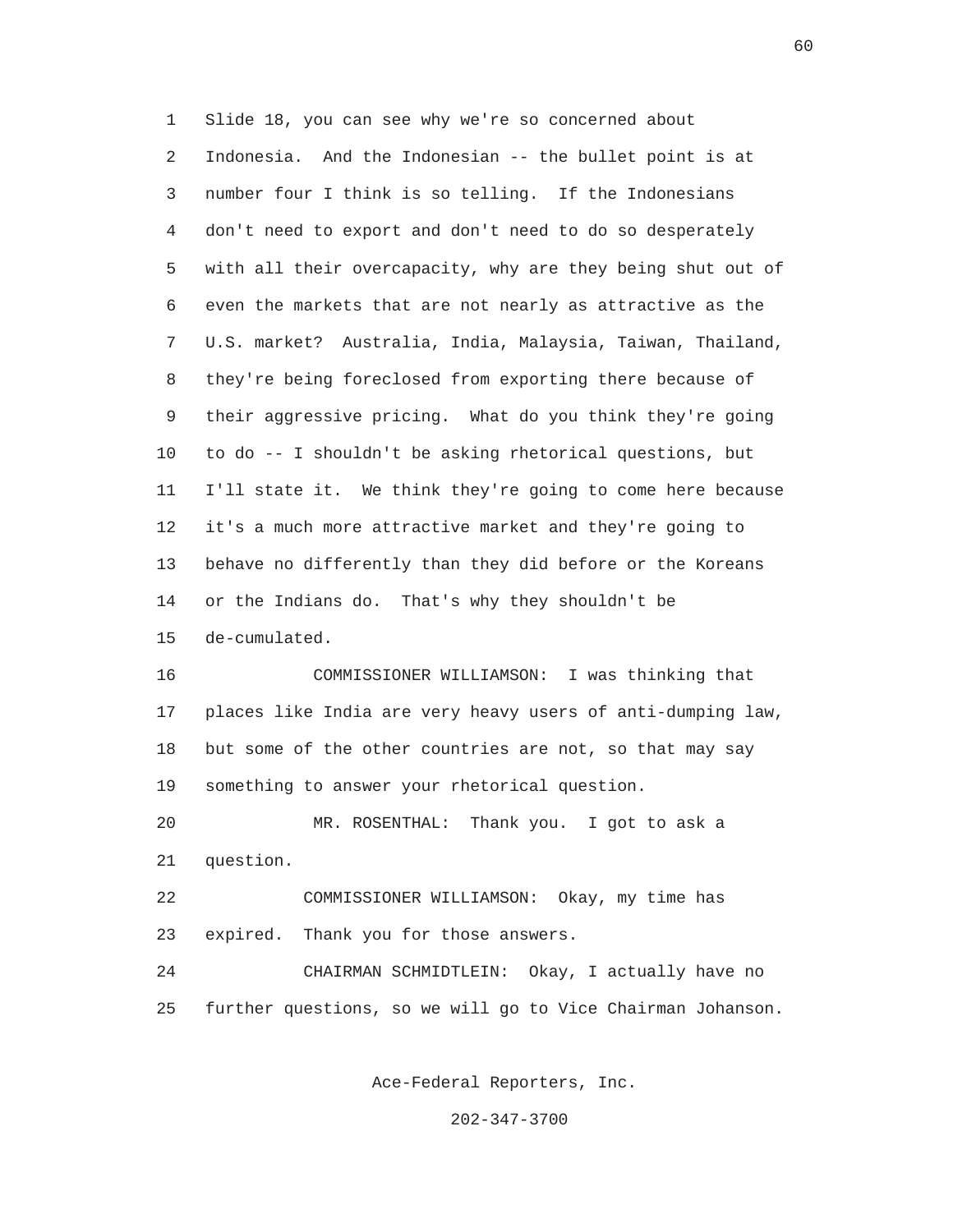Slide 18, you can see why we're so concerned about Indonesia. And the Indonesian -- the bullet point is at number four I think is so telling. If the Indonesians don't need to export and don't need to do so desperately with all their overcapacity, why are they being shut out of even the markets that are not nearly as attractive as the U.S. market? Australia, India, Malaysia, Taiwan, Thailand, they're being foreclosed from exporting there because of their aggressive pricing. What do you think they're going to do -- I shouldn't be asking rhetorical questions, but I'll state it. We think they're going to come here because it's a much more attractive market and they're going to behave no differently than they did before or the Koreans or the Indians do. That's why they shouldn't be de-cumulated.

COMMISSIONER WILLIAMSON: I was thinking that places like India are very heavy users of anti-dumping law, but some of the other countries are not, so that may say something to answer your rhetorical question.

MR. ROSENTHAL: Thank you. I got to ask a question.

COMMISSIONER WILLIAMSON: Okay, my time has expired. Thank you for those answers.

CHAIRMAN SCHMIDTLEIN: Okay, I actually have no further questions, so we will go to Vice Chairman Johanson.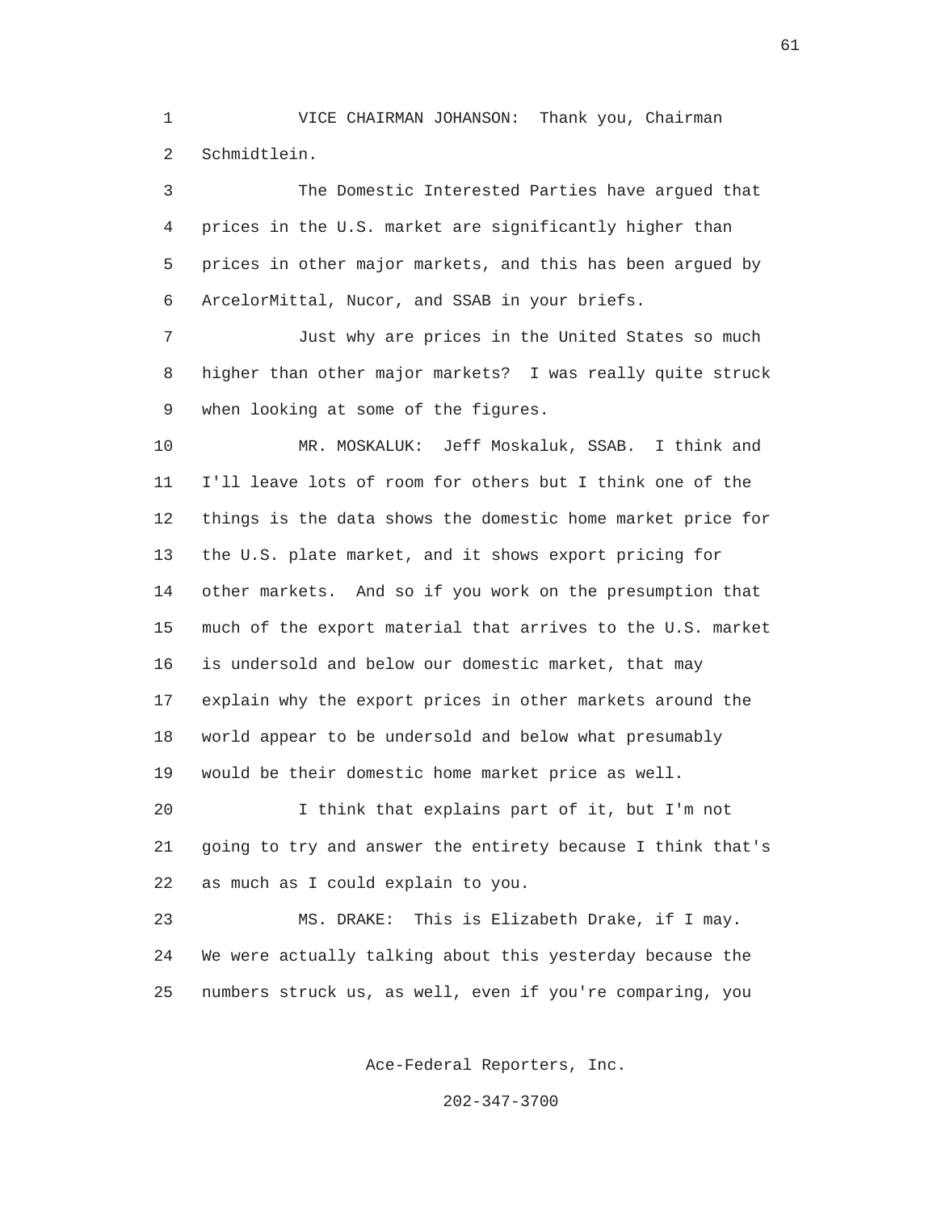VICE CHAIRMAN JOHANSON: Thank you, Chairman Schmidtlein.

The Domestic Interested Parties have argued that prices in the U.S. market are significantly higher than prices in other major markets, and this has been argued by ArcelorMittal, Nucor, and SSAB in your briefs.

Just why are prices in the United States so much higher than other major markets? I was really quite struck when looking at some of the figures.

MR. MOSKALUK: Jeff Moskaluk, SSAB. I think and I'll leave lots of room for others but I think one of the things is the data shows the domestic home market price for the U.S. plate market, and it shows export pricing for other markets. And so if you work on the presumption that much of the export material that arrives to the U.S. market is undersold and below our domestic market, that may explain why the export prices in other markets around the world appear to be undersold and below what presumably would be their domestic home market price as well.

I think that explains part of it, but I'm not going to try and answer the entirety because I think that's as much as I could explain to you.

MS. DRAKE: This is Elizabeth Drake, if I may. We were actually talking about this yesterday because the numbers struck us, as well, even if you're comparing, you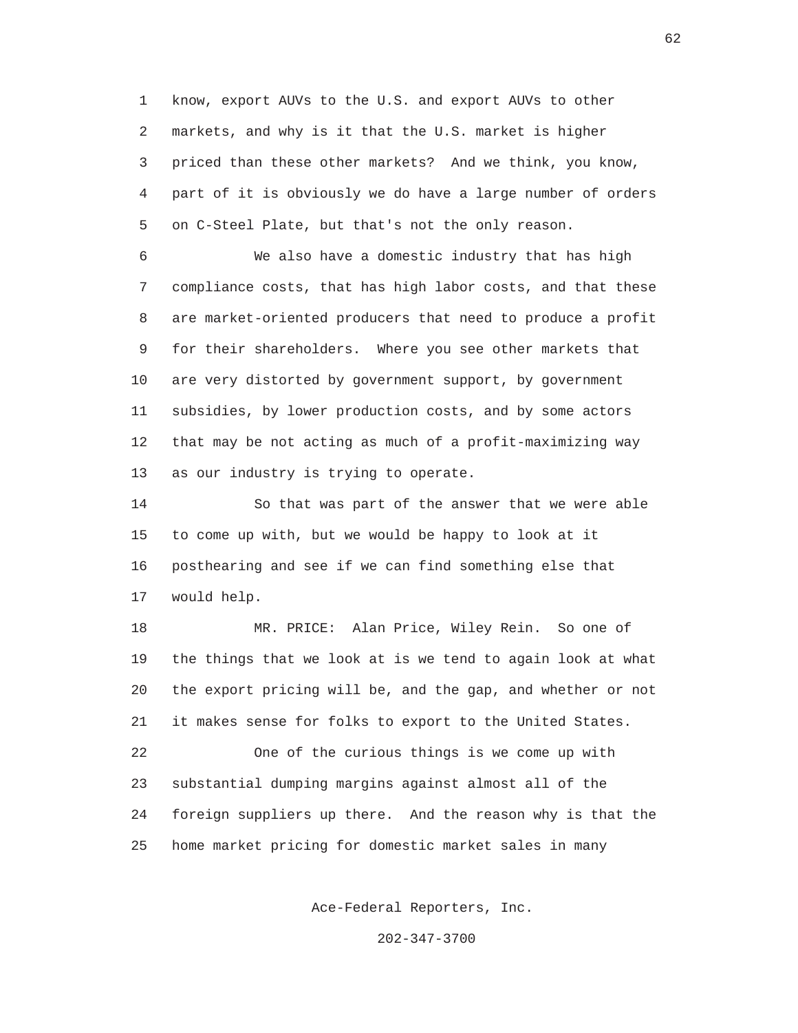know, export AUVs to the U.S. and export AUVs to other markets, and why is it that the U.S. market is higher priced than these other markets? And we think, you know, part of it is obviously we do have a large number of orders on C-Steel Plate, but that's not the only reason.

We also have a domestic industry that has high compliance costs, that has high labor costs, and that these are market-oriented producers that need to produce a profit for their shareholders. Where you see other markets that are very distorted by government support, by government subsidies, by lower production costs, and by some actors that may be not acting as much of a profit-maximizing way as our industry is trying to operate.

So that was part of the answer that we were able to come up with, but we would be happy to look at it posthearing and see if we can find something else that would help.

MR. PRICE: Alan Price, Wiley Rein. So one of the things that we look at is we tend to again look at what the export pricing will be, and the gap, and whether or not it makes sense for folks to export to the United States.

One of the curious things is we come up with substantial dumping margins against almost all of the foreign suppliers up there. And the reason why is that the home market pricing for domestic market sales in many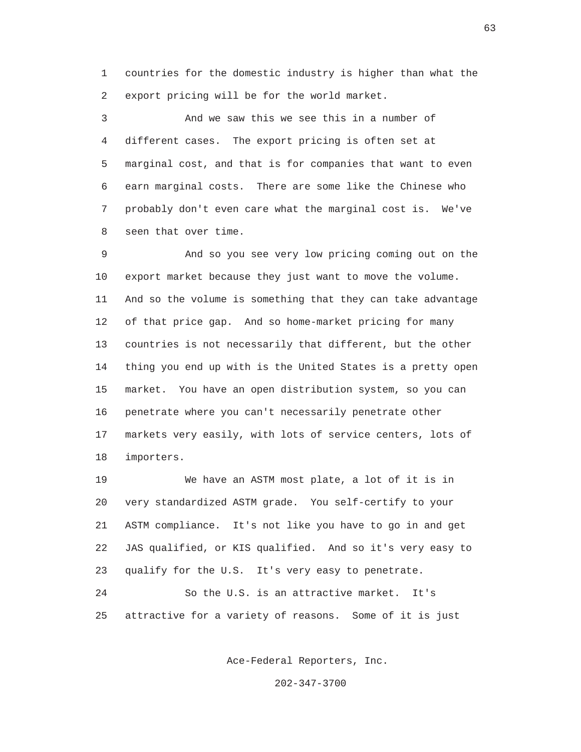countries for the domestic industry is higher than what the export pricing will be for the world market.

And we saw this we see this in a number of different cases. The export pricing is often set at marginal cost, and that is for companies that want to even earn marginal costs. There are some like the Chinese who probably don't even care what the marginal cost is. We've seen that over time.

And so you see very low pricing coming out on the export market because they just want to move the volume. And so the volume is something that they can take advantage of that price gap. And so home-market pricing for many countries is not necessarily that different, but the other thing you end up with is the United States is a pretty open market. You have an open distribution system, so you can penetrate where you can't necessarily penetrate other markets very easily, with lots of service centers, lots of importers.

We have an ASTM most plate, a lot of it is in very standardized ASTM grade. You self-certify to your ASTM compliance. It's not like you have to go in and get JAS qualified, or KIS qualified. And so it's very easy to qualify for the U.S. It's very easy to penetrate.

So the U.S. is an attractive market. It's attractive for a variety of reasons. Some of it is just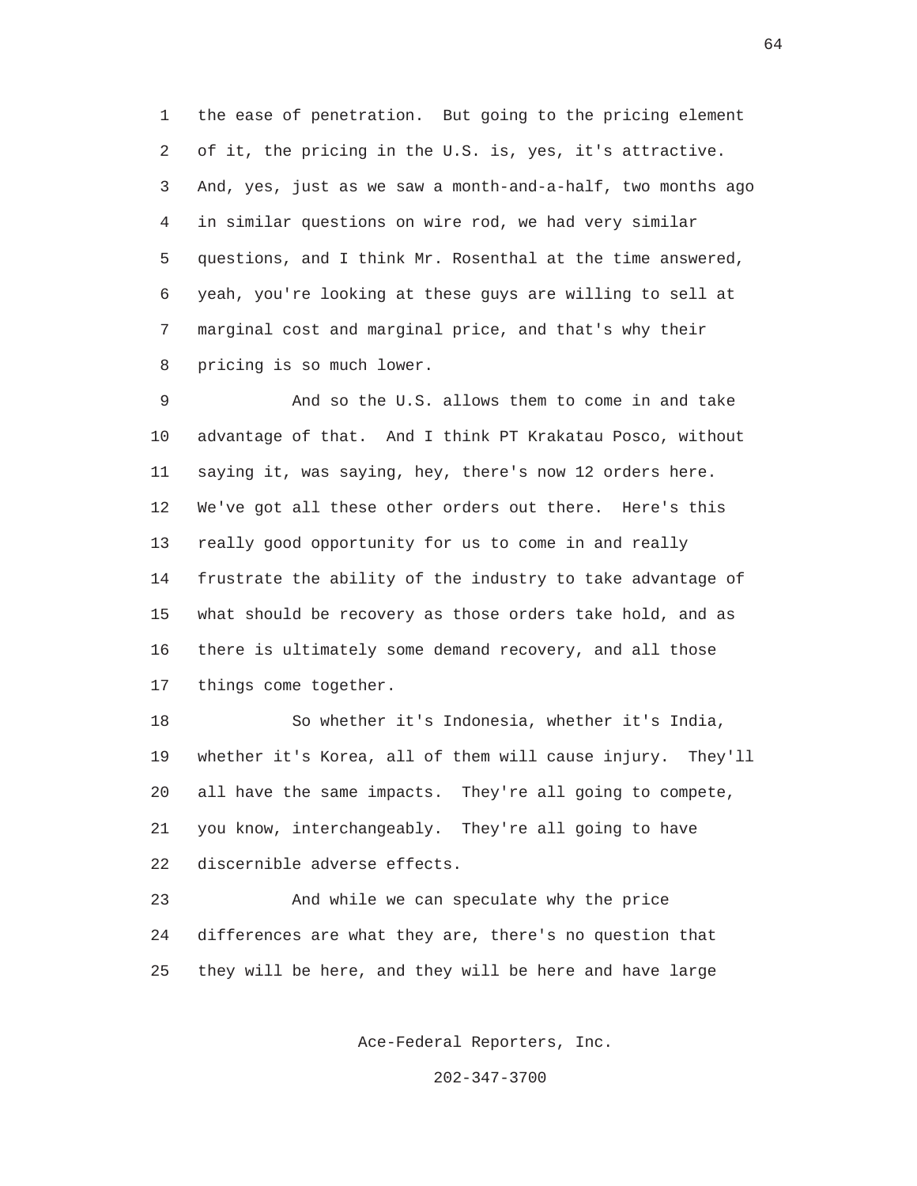1 the ease of penetration. But going to the pricing element
2 of it, the pricing in the U.S. is, yes, it's attractive.
3 And, yes, just as we saw a month-and-a-half, two months ago
4 in similar questions on wire rod, we had very similar
5 questions, and I think Mr. Rosenthal at the time answered,
6 yeah, you're looking at these guys are willing to sell at
7 marginal cost and marginal price, and that's why their
8 pricing is so much lower.

9 And so the U.S. allows them to come in and take
10 advantage of that. And I think PT Krakatau Posco, without
11 saying it, was saying, hey, there's now 12 orders here.
12 We've got all these other orders out there. Here's this
13 really good opportunity for us to come in and really
14 frustrate the ability of the industry to take advantage of
15 what should be recovery as those orders take hold, and as
16 there is ultimately some demand recovery, and all those
17 things come together.

18 So whether it's Indonesia, whether it's India,
19 whether it's Korea, all of them will cause injury. They'll
20 all have the same impacts. They're all going to compete,
21 you know, interchangeably. They're all going to have
22 discernible adverse effects.

23 And while we can speculate why the price
24 differences are what they are, there's no question that
25 they will be here, and they will be here and have large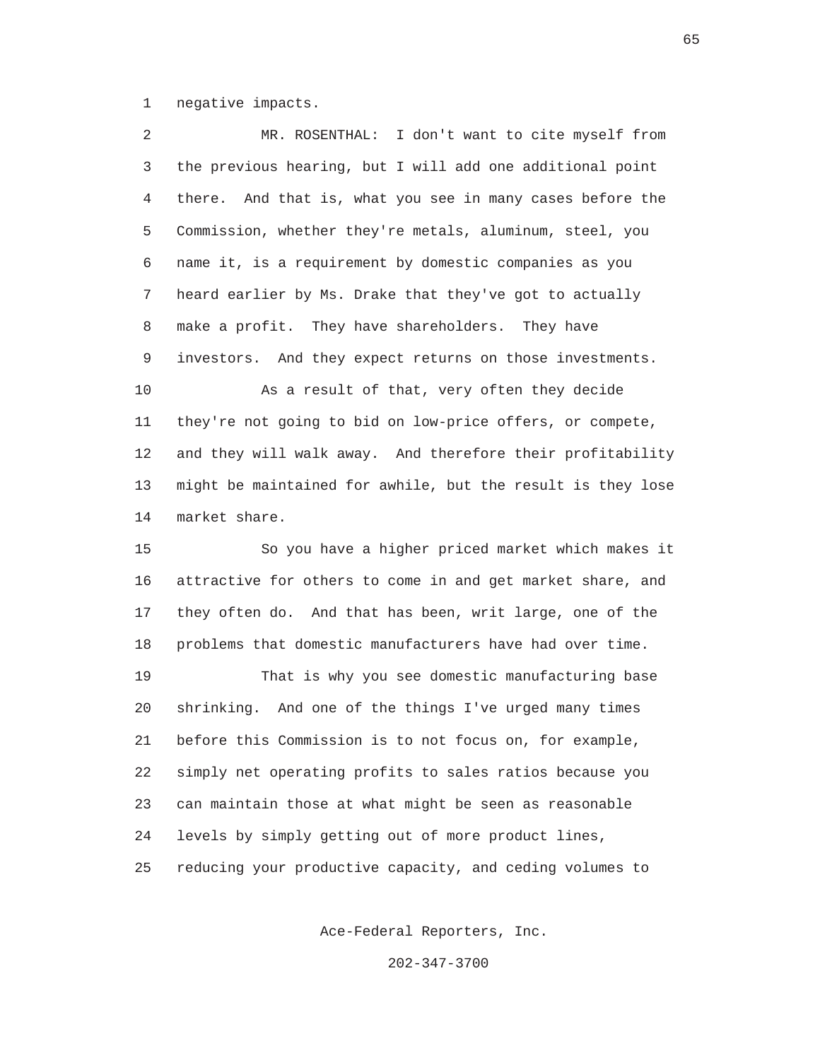negative impacts.

MR. ROSENTHAL: I don't want to cite myself from the previous hearing, but I will add one additional point there. And that is, what you see in many cases before the Commission, whether they're metals, aluminum, steel, you name it, is a requirement by domestic companies as you heard earlier by Ms. Drake that they've got to actually make a profit. They have shareholders. They have investors. And they expect returns on those investments.

As a result of that, very often they decide they're not going to bid on low-price offers, or compete, and they will walk away. And therefore their profitability might be maintained for awhile, but the result is they lose market share.

So you have a higher priced market which makes it attractive for others to come in and get market share, and they often do. And that has been, writ large, one of the problems that domestic manufacturers have had over time.

That is why you see domestic manufacturing base shrinking. And one of the things I've urged many times before this Commission is to not focus on, for example, simply net operating profits to sales ratios because you can maintain those at what might be seen as reasonable levels by simply getting out of more product lines, reducing your productive capacity, and ceding volumes to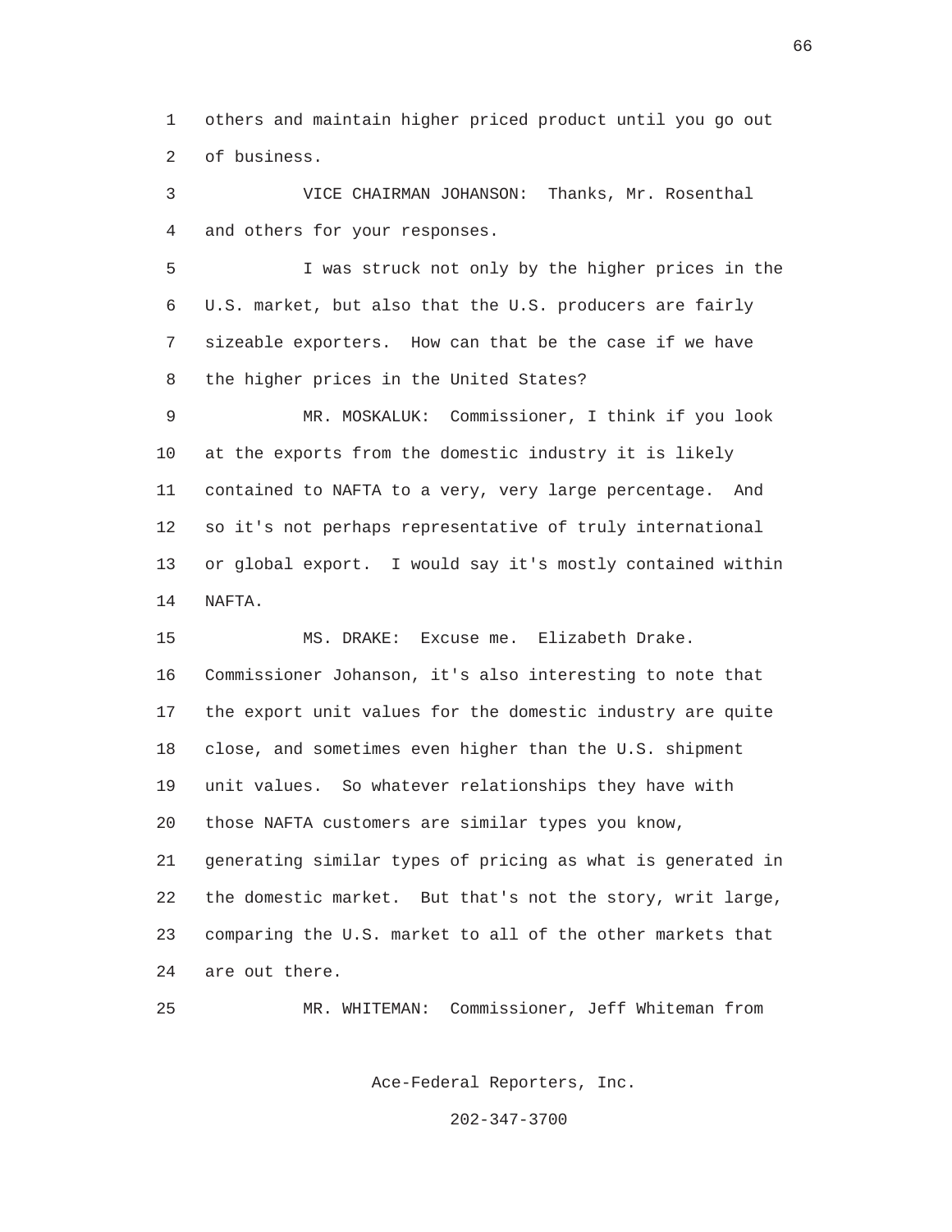others and maintain higher priced product until you go out of business.

VICE CHAIRMAN JOHANSON: Thanks, Mr. Rosenthal and others for your responses.

I was struck not only by the higher prices in the U.S. market, but also that the U.S. producers are fairly sizeable exporters. How can that be the case if we have the higher prices in the United States?

MR. MOSKALUK: Commissioner, I think if you look at the exports from the domestic industry it is likely contained to NAFTA to a very, very large percentage. And so it's not perhaps representative of truly international or global export. I would say it's mostly contained within NAFTA.

MS. DRAKE: Excuse me. Elizabeth Drake. Commissioner Johanson, it's also interesting to note that the export unit values for the domestic industry are quite close, and sometimes even higher than the U.S. shipment unit values. So whatever relationships they have with those NAFTA customers are similar types you know, generating similar types of pricing as what is generated in the domestic market. But that's not the story, writ large, comparing the U.S. market to all of the other markets that are out there.

MR. WHITEMAN: Commissioner, Jeff Whiteman from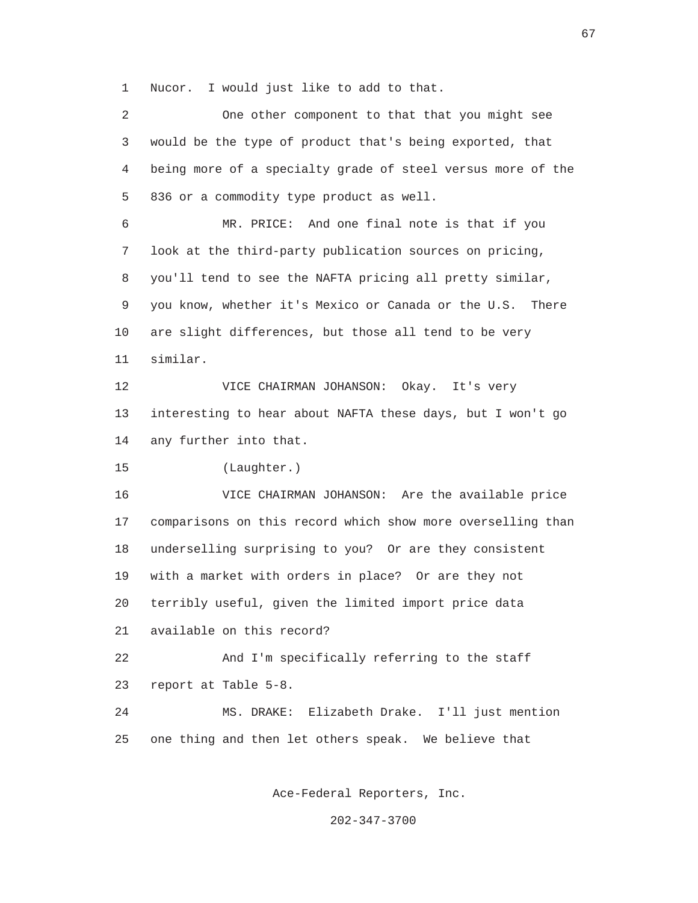Nucor. I would just like to add to that.

One other component to that that you might see would be the type of product that's being exported, that being more of a specialty grade of steel versus more of the 836 or a commodity type product as well.

MR. PRICE: And one final note is that if you look at the third-party publication sources on pricing, you'll tend to see the NAFTA pricing all pretty similar, you know, whether it's Mexico or Canada or the U.S. There are slight differences, but those all tend to be very similar.

VICE CHAIRMAN JOHANSON: Okay. It's very interesting to hear about NAFTA these days, but I won't go any further into that.

(Laughter.)

VICE CHAIRMAN JOHANSON: Are the available price comparisons on this record which show more overselling than underselling surprising to you? Or are they consistent with a market with orders in place? Or are they not terribly useful, given the limited import price data available on this record?

And I'm specifically referring to the staff report at Table 5-8.

MS. DRAKE: Elizabeth Drake. I'll just mention one thing and then let others speak. We believe that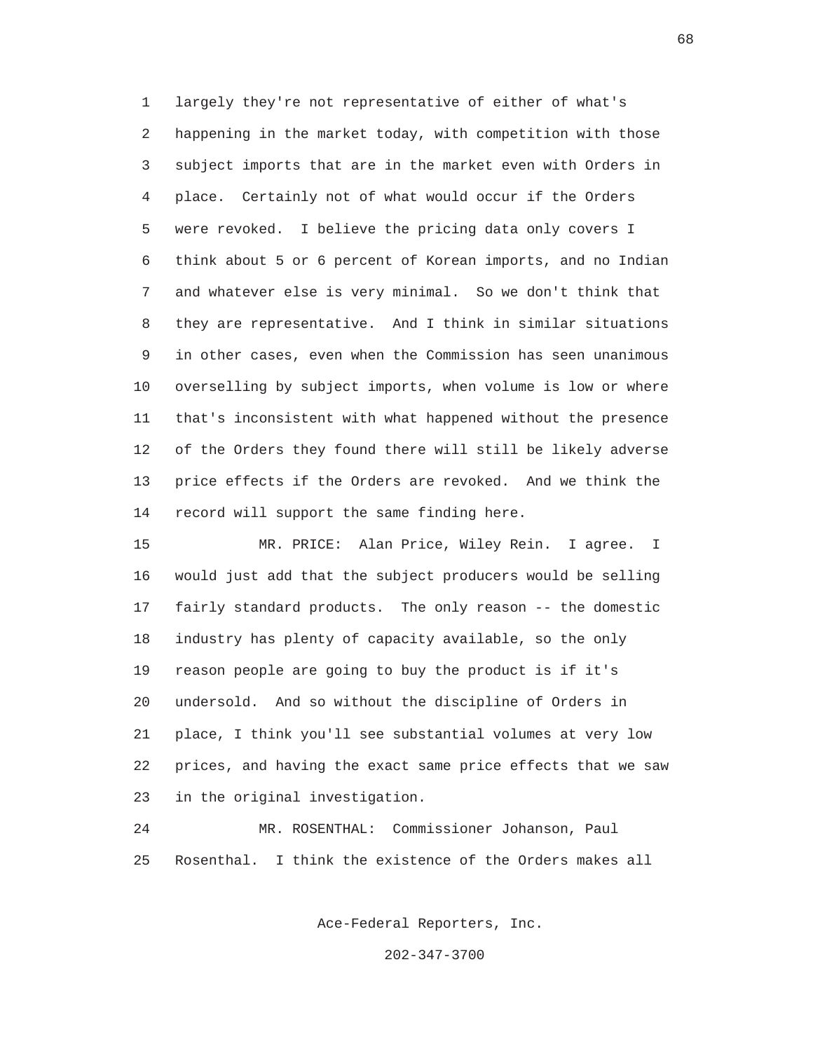largely they're not representative of either of what's happening in the market today, with competition with those subject imports that are in the market even with Orders in place. Certainly not of what would occur if the Orders were revoked. I believe the pricing data only covers I think about 5 or 6 percent of Korean imports, and no Indian and whatever else is very minimal. So we don't think that they are representative. And I think in similar situations in other cases, even when the Commission has seen unanimous overselling by subject imports, when volume is low or where that's inconsistent with what happened without the presence of the Orders they found there will still be likely adverse price effects if the Orders are revoked. And we think the record will support the same finding here.

MR. PRICE: Alan Price, Wiley Rein. I agree. I would just add that the subject producers would be selling fairly standard products. The only reason -- the domestic industry has plenty of capacity available, so the only reason people are going to buy the product is if it's undersold. And so without the discipline of Orders in place, I think you'll see substantial volumes at very low prices, and having the exact same price effects that we saw in the original investigation.

MR. ROSENTHAL: Commissioner Johanson, Paul Rosenthal. I think the existence of the Orders makes all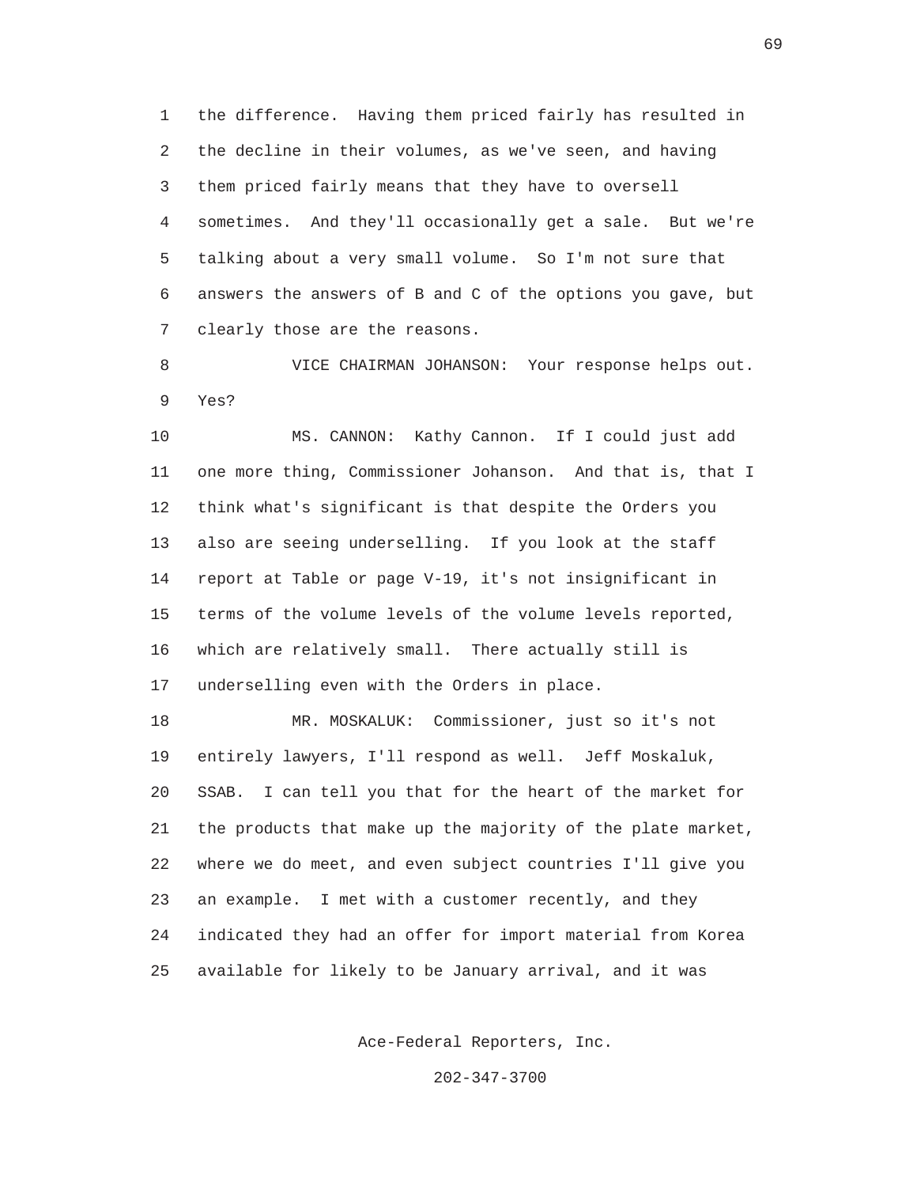the difference. Having them priced fairly has resulted in the decline in their volumes, as we've seen, and having them priced fairly means that they have to oversell sometimes. And they'll occasionally get a sale. But we're talking about a very small volume. So I'm not sure that answers the answers of B and C of the options you gave, but clearly those are the reasons.

VICE CHAIRMAN JOHANSON: Your response helps out. Yes?

MS. CANNON: Kathy Cannon. If I could just add one more thing, Commissioner Johanson. And that is, that I think what's significant is that despite the Orders you also are seeing underselling. If you look at the staff report at Table or page V-19, it's not insignificant in terms of the volume levels of the volume levels reported, which are relatively small. There actually still is underselling even with the Orders in place.

MR. MOSKALUK: Commissioner, just so it's not entirely lawyers, I'll respond as well. Jeff Moskaluk, SSAB. I can tell you that for the heart of the market for the products that make up the majority of the plate market, where we do meet, and even subject countries I'll give you an example. I met with a customer recently, and they indicated they had an offer for import material from Korea available for likely to be January arrival, and it was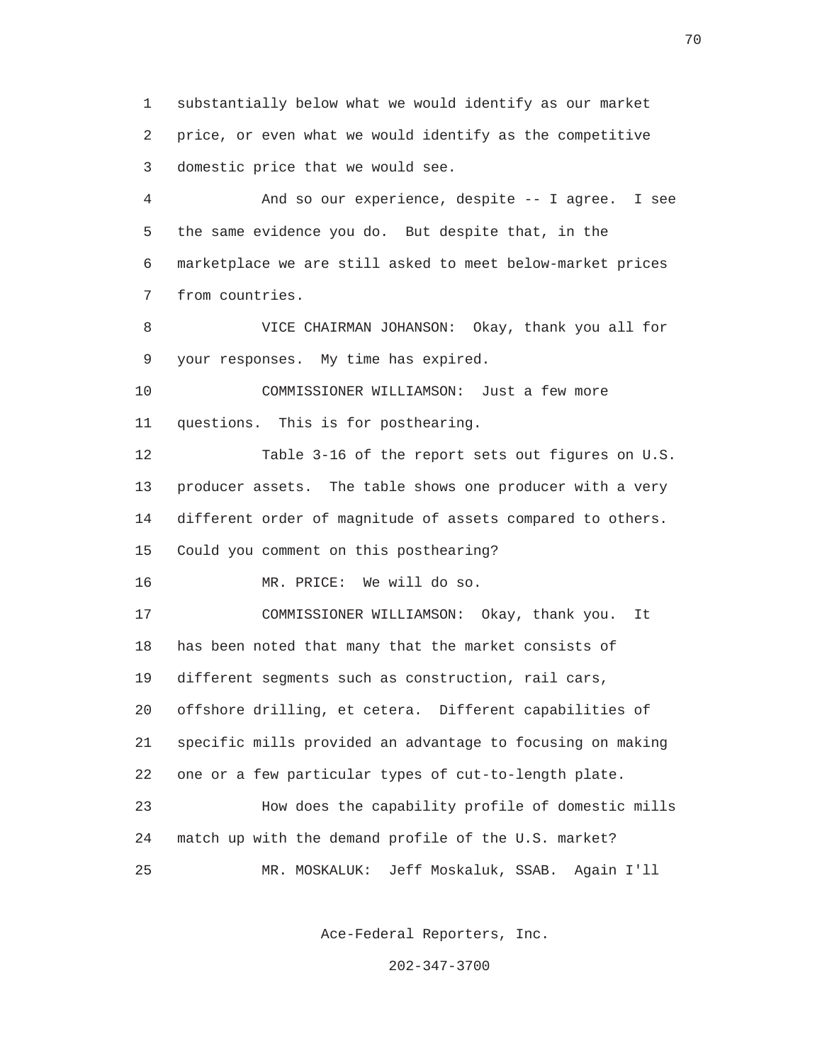1 substantially below what we would identify as our market
2 price, or even what we would identify as the competitive
3 domestic price that we would see.

4 And so our experience, despite -- I agree. I see
5 the same evidence you do. But despite that, in the
6 marketplace we are still asked to meet below-market prices
7 from countries.

8 VICE CHAIRMAN JOHANSON: Okay, thank you all for
9 your responses. My time has expired.

10 COMMISSIONER WILLIAMSON: Just a few more
11 questions. This is for posthearing.

12 Table 3-16 of the report sets out figures on U.S.
13 producer assets. The table shows one producer with a very
14 different order of magnitude of assets compared to others.
15 Could you comment on this posthearing?

16 MR. PRICE: We will do so.

17 COMMISSIONER WILLIAMSON: Okay, thank you. It
18 has been noted that many that the market consists of
19 different segments such as construction, rail cars,
20 offshore drilling, et cetera. Different capabilities of
21 specific mills provided an advantage to focusing on making
22 one or a few particular types of cut-to-length plate.

23 How does the capability profile of domestic mills
24 match up with the demand profile of the U.S. market?

25 MR. MOSKALUK: Jeff Moskaluk, SSAB. Again I'll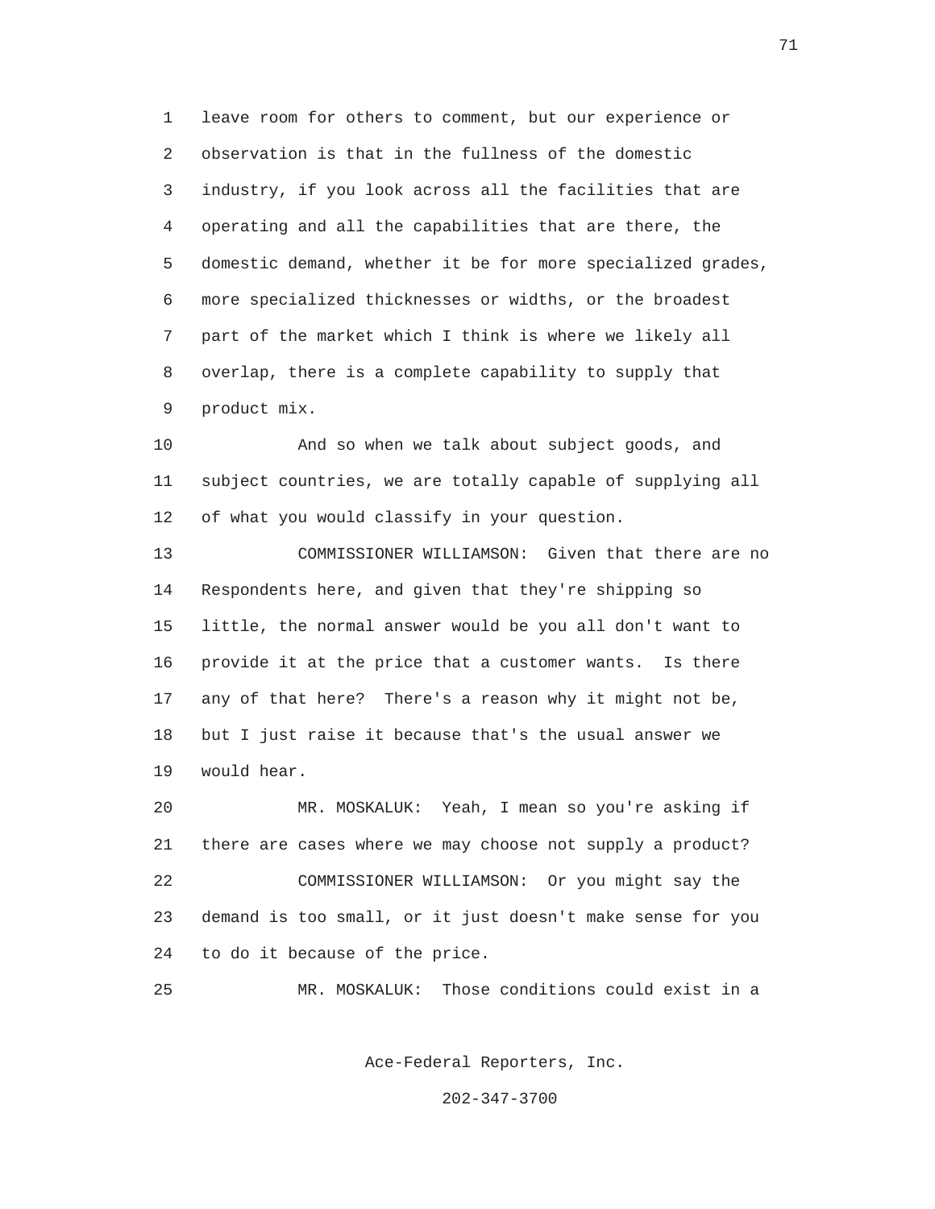leave room for others to comment, but our experience or observation is that in the fullness of the domestic industry, if you look across all the facilities that are operating and all the capabilities that are there, the domestic demand, whether it be for more specialized grades, more specialized thicknesses or widths, or the broadest part of the market which I think is where we likely all overlap, there is a complete capability to supply that product mix.

And so when we talk about subject goods, and subject countries, we are totally capable of supplying all of what you would classify in your question.

COMMISSIONER WILLIAMSON: Given that there are no Respondents here, and given that they're shipping so little, the normal answer would be you all don't want to provide it at the price that a customer wants. Is there any of that here? There's a reason why it might not be, but I just raise it because that's the usual answer we would hear.

MR. MOSKALUK: Yeah, I mean so you're asking if there are cases where we may choose not supply a product?

COMMISSIONER WILLIAMSON: Or you might say the demand is too small, or it just doesn't make sense for you to do it because of the price.

MR. MOSKALUK: Those conditions could exist in a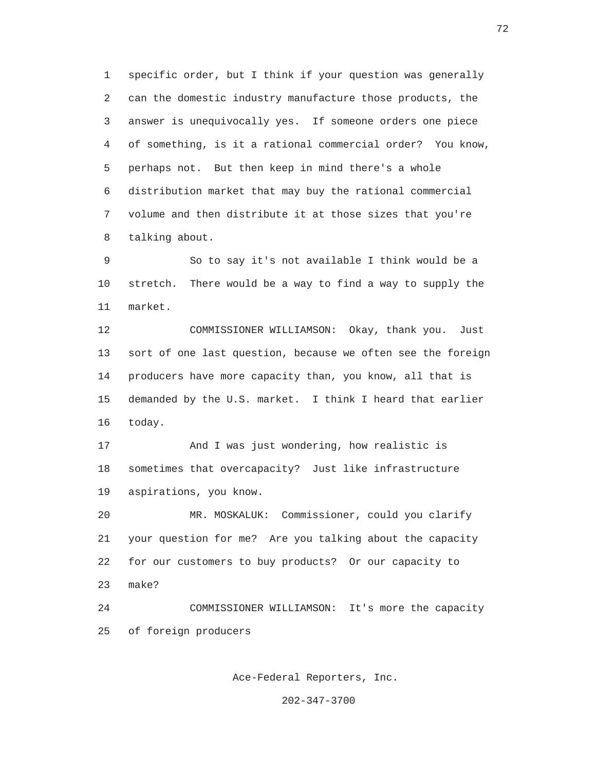specific order, but I think if your question was generally can the domestic industry manufacture those products, the answer is unequivocally yes. If someone orders one piece of something, is it a rational commercial order? You know, perhaps not. But then keep in mind there's a whole distribution market that may buy the rational commercial volume and then distribute it at those sizes that you're talking about.

So to say it's not available I think would be a stretch. There would be a way to find a way to supply the market.

COMMISSIONER WILLIAMSON: Okay, thank you. Just sort of one last question, because we often see the foreign producers have more capacity than, you know, all that is demanded by the U.S. market. I think I heard that earlier today.

And I was just wondering, how realistic is sometimes that overcapacity? Just like infrastructure aspirations, you know.

MR. MOSKALUK: Commissioner, could you clarify your question for me? Are you talking about the capacity for our customers to buy products? Or our capacity to make?

COMMISSIONER WILLIAMSON: It's more the capacity of foreign producers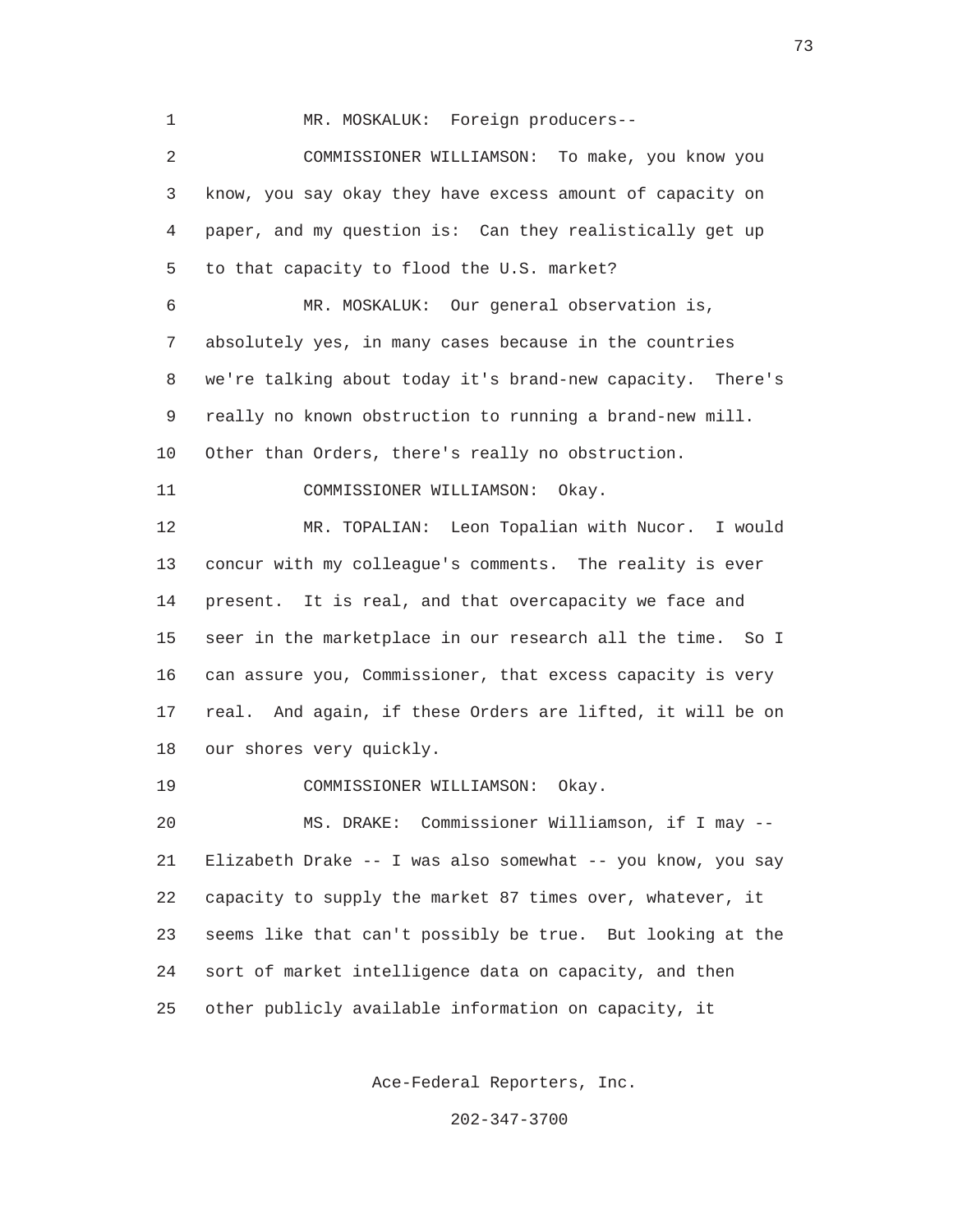MR. MOSKALUK: Foreign producers--

COMMISSIONER WILLIAMSON: To make, you know you know, you say okay they have excess amount of capacity on paper, and my question is: Can they realistically get up to that capacity to flood the U.S. market?

MR. MOSKALUK: Our general observation is, absolutely yes, in many cases because in the countries we're talking about today it's brand-new capacity. There's really no known obstruction to running a brand-new mill. Other than Orders, there's really no obstruction.

COMMISSIONER WILLIAMSON: Okay.

MR. TOPALIAN: Leon Topalian with Nucor. I would concur with my colleague's comments. The reality is ever present. It is real, and that overcapacity we face and seer in the marketplace in our research all the time. So I can assure you, Commissioner, that excess capacity is very real. And again, if these Orders are lifted, it will be on our shores very quickly.

COMMISSIONER WILLIAMSON: Okay.

MS. DRAKE: Commissioner Williamson, if I may -- Elizabeth Drake -- I was also somewhat -- you know, you say capacity to supply the market 87 times over, whatever, it seems like that can't possibly be true. But looking at the sort of market intelligence data on capacity, and then other publicly available information on capacity, it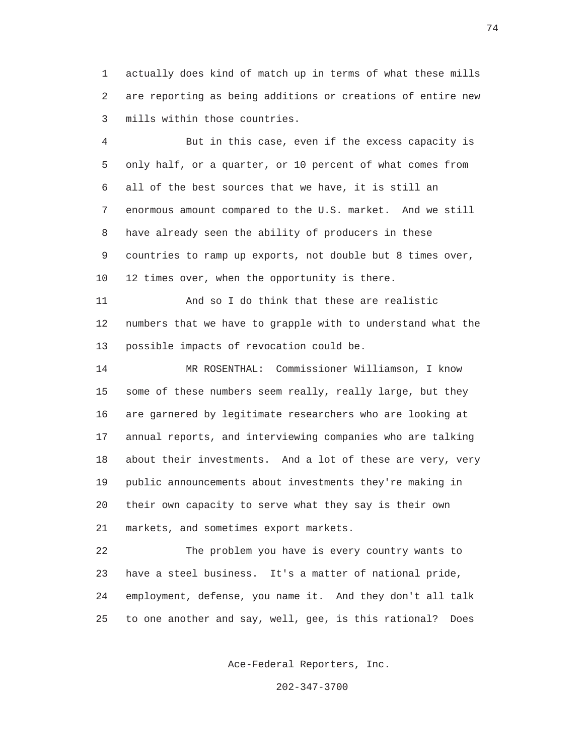actually does kind of match up in terms of what these mills are reporting as being additions or creations of entire new mills within those countries.

But in this case, even if the excess capacity is only half, or a quarter, or 10 percent of what comes from all of the best sources that we have, it is still an enormous amount compared to the U.S. market. And we still have already seen the ability of producers in these countries to ramp up exports, not double but 8 times over, 12 times over, when the opportunity is there.

And so I do think that these are realistic numbers that we have to grapple with to understand what the possible impacts of revocation could be.

MR ROSENTHAL: Commissioner Williamson, I know some of these numbers seem really, really large, but they are garnered by legitimate researchers who are looking at annual reports, and interviewing companies who are talking about their investments. And a lot of these are very, very public announcements about investments they're making in their own capacity to serve what they say is their own markets, and sometimes export markets.

The problem you have is every country wants to have a steel business. It's a matter of national pride, employment, defense, you name it. And they don't all talk to one another and say, well, gee, is this rational? Does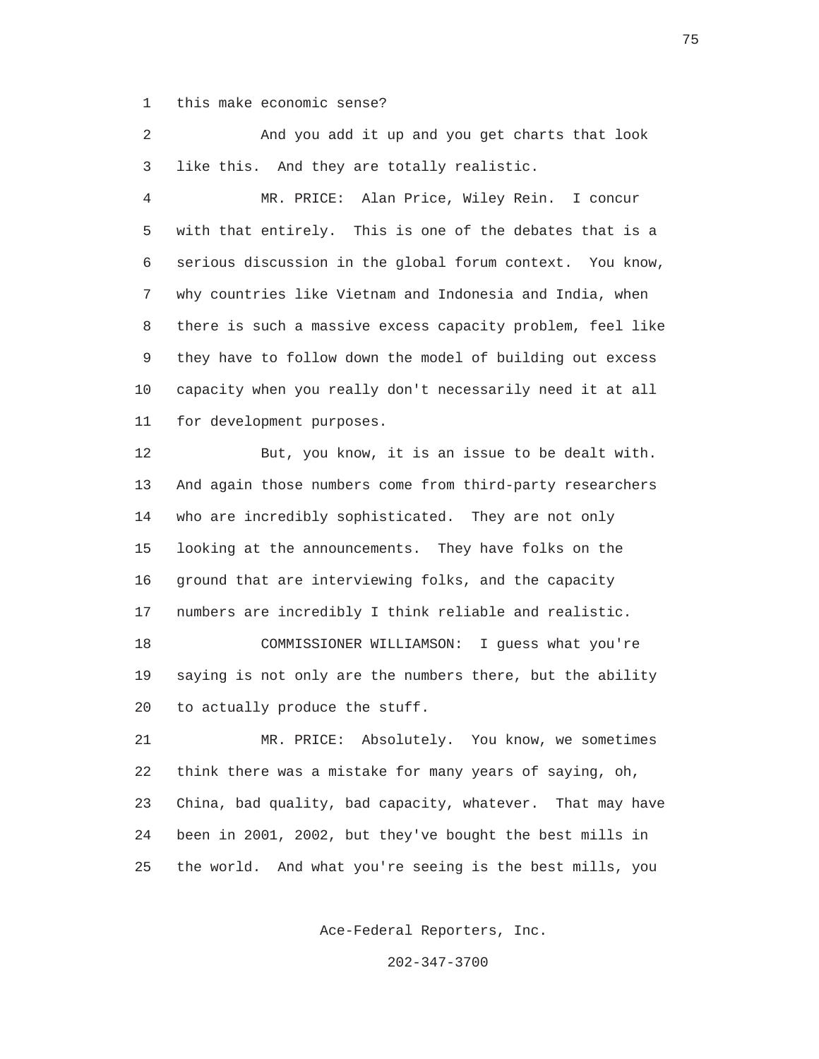this make economic sense?

And you add it up and you get charts that look like this. And they are totally realistic.

MR. PRICE: Alan Price, Wiley Rein. I concur with that entirely. This is one of the debates that is a serious discussion in the global forum context. You know, why countries like Vietnam and Indonesia and India, when there is such a massive excess capacity problem, feel like they have to follow down the model of building out excess capacity when you really don't necessarily need it at all for development purposes.

But, you know, it is an issue to be dealt with. And again those numbers come from third-party researchers who are incredibly sophisticated. They are not only looking at the announcements. They have folks on the ground that are interviewing folks, and the capacity numbers are incredibly I think reliable and realistic.

COMMISSIONER WILLIAMSON: I guess what you're saying is not only are the numbers there, but the ability to actually produce the stuff.

MR. PRICE: Absolutely. You know, we sometimes think there was a mistake for many years of saying, oh, China, bad quality, bad capacity, whatever. That may have been in 2001, 2002, but they've bought the best mills in the world. And what you're seeing is the best mills, you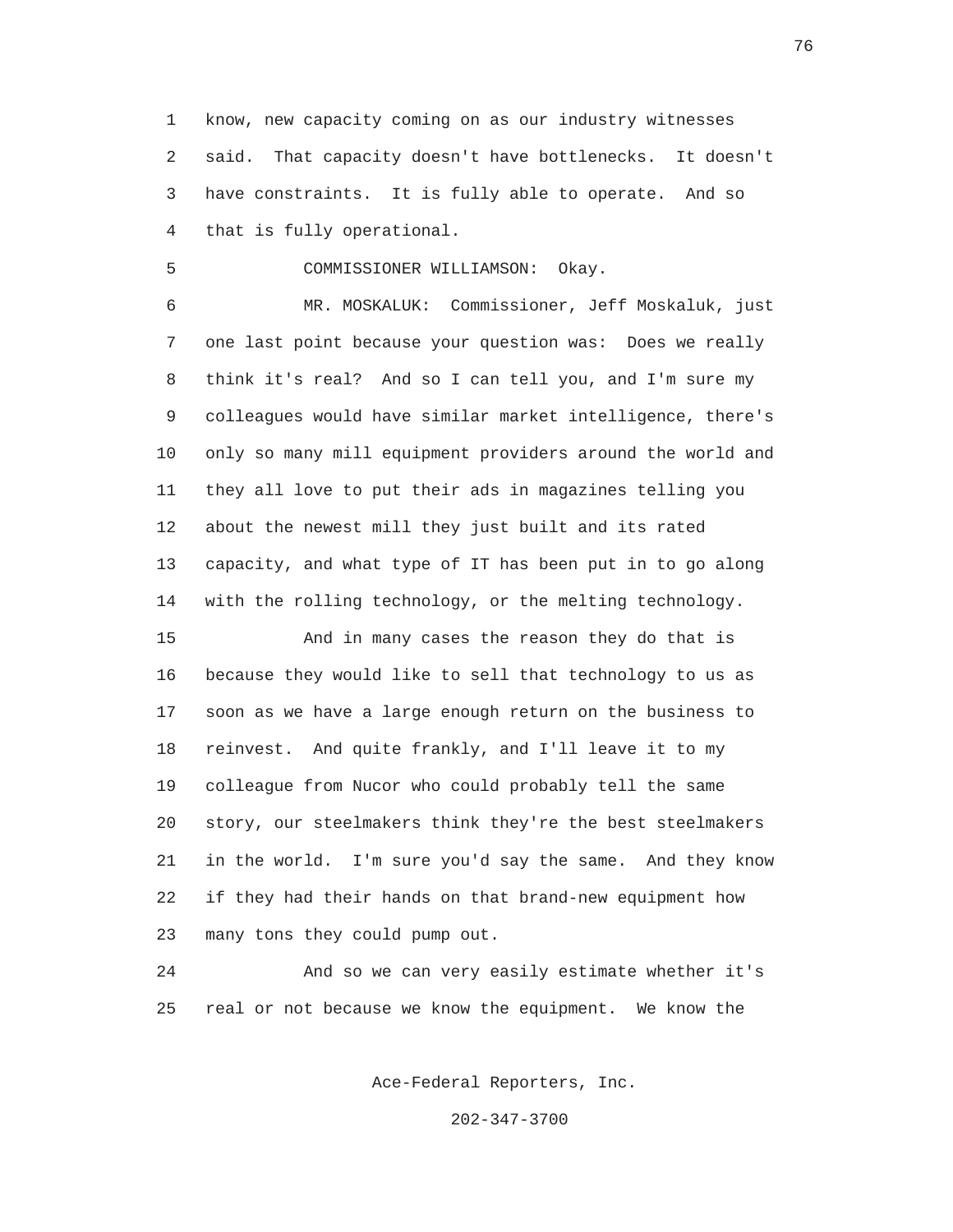know, new capacity coming on as our industry witnesses said. That capacity doesn't have bottlenecks. It doesn't have constraints. It is fully able to operate. And so that is fully operational.

COMMISSIONER WILLIAMSON: Okay.

MR. MOSKALUK: Commissioner, Jeff Moskaluk, just one last point because your question was: Does we really think it's real? And so I can tell you, and I'm sure my colleagues would have similar market intelligence, there's only so many mill equipment providers around the world and they all love to put their ads in magazines telling you about the newest mill they just built and its rated capacity, and what type of IT has been put in to go along with the rolling technology, or the melting technology.

And in many cases the reason they do that is because they would like to sell that technology to us as soon as we have a large enough return on the business to reinvest. And quite frankly, and I'll leave it to my colleague from Nucor who could probably tell the same story, our steelmakers think they're the best steelmakers in the world. I'm sure you'd say the same. And they know if they had their hands on that brand-new equipment how many tons they could pump out.

And so we can very easily estimate whether it's real or not because we know the equipment. We know the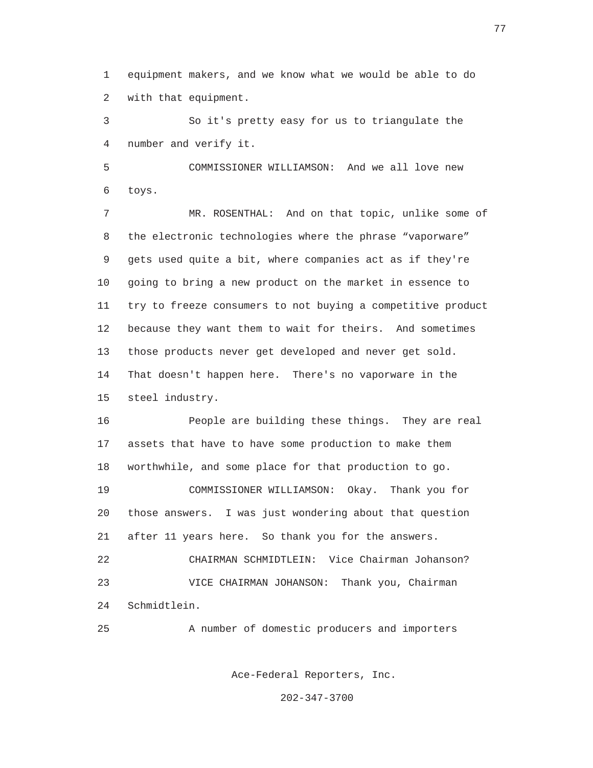equipment makers, and we know what we would be able to do with that equipment.

So it's pretty easy for us to triangulate the number and verify it.

COMMISSIONER WILLIAMSON: And we all love new toys.

MR. ROSENTHAL: And on that topic, unlike some of the electronic technologies where the phrase "vaporware" gets used quite a bit, where companies act as if they're going to bring a new product on the market in essence to try to freeze consumers to not buying a competitive product because they want them to wait for theirs. And sometimes those products never get developed and never get sold. That doesn't happen here. There's no vaporware in the steel industry.

People are building these things. They are real assets that have to have some production to make them worthwhile, and some place for that production to go.

COMMISSIONER WILLIAMSON: Okay. Thank you for those answers. I was just wondering about that question after 11 years here. So thank you for the answers.

CHAIRMAN SCHMIDTLEIN: Vice Chairman Johanson?

VICE CHAIRMAN JOHANSON: Thank you, Chairman Schmidtlein.

A number of domestic producers and importers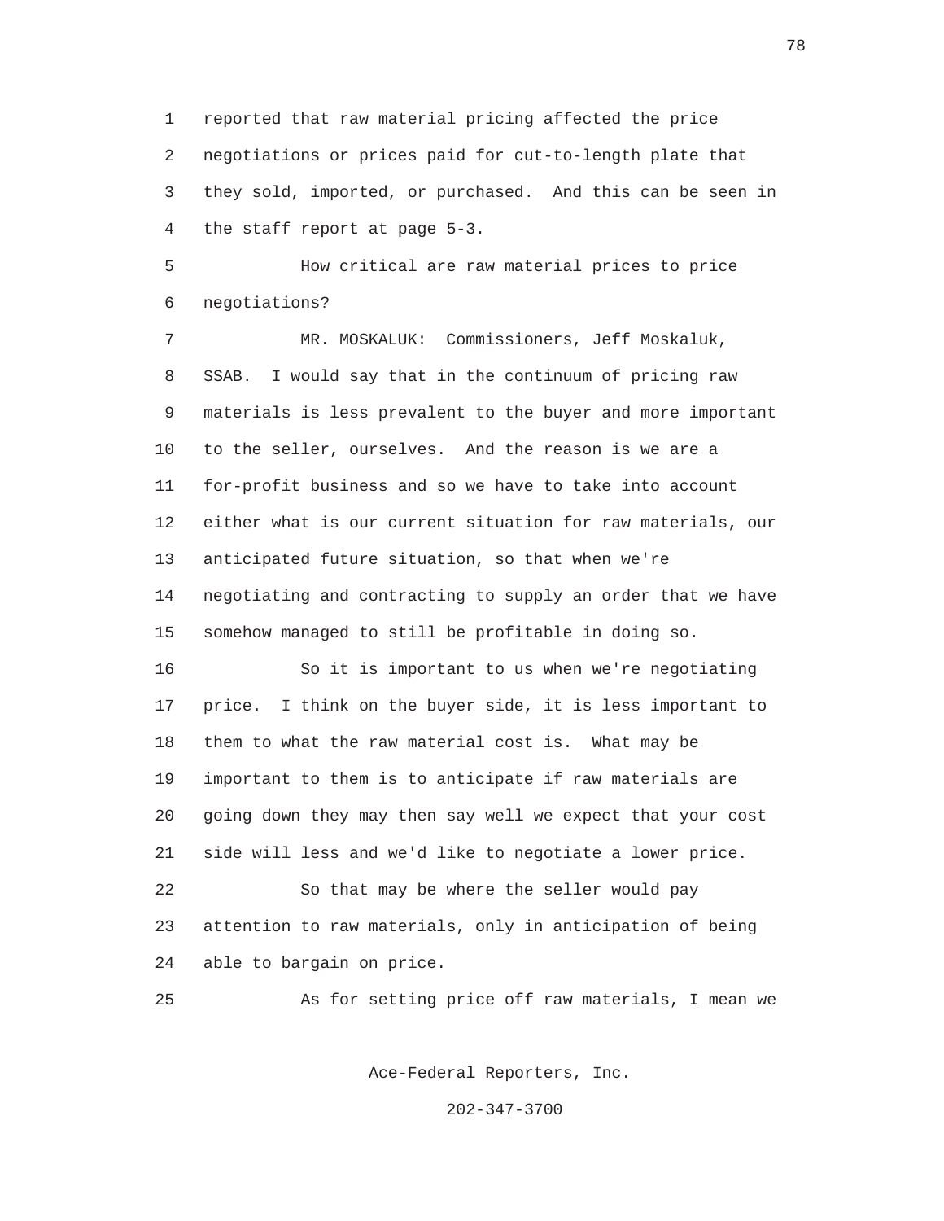reported that raw material pricing affected the price negotiations or prices paid for cut-to-length plate that they sold, imported, or purchased. And this can be seen in the staff report at page 5-3.

How critical are raw material prices to price negotiations?

MR. MOSKALUK: Commissioners, Jeff Moskaluk, SSAB. I would say that in the continuum of pricing raw materials is less prevalent to the buyer and more important to the seller, ourselves. And the reason is we are a for-profit business and so we have to take into account either what is our current situation for raw materials, our anticipated future situation, so that when we're negotiating and contracting to supply an order that we have somehow managed to still be profitable in doing so.

So it is important to us when we're negotiating price. I think on the buyer side, it is less important to them to what the raw material cost is. What may be important to them is to anticipate if raw materials are going down they may then say well we expect that your cost side will less and we'd like to negotiate a lower price.

So that may be where the seller would pay attention to raw materials, only in anticipation of being able to bargain on price.

As for setting price off raw materials, I mean we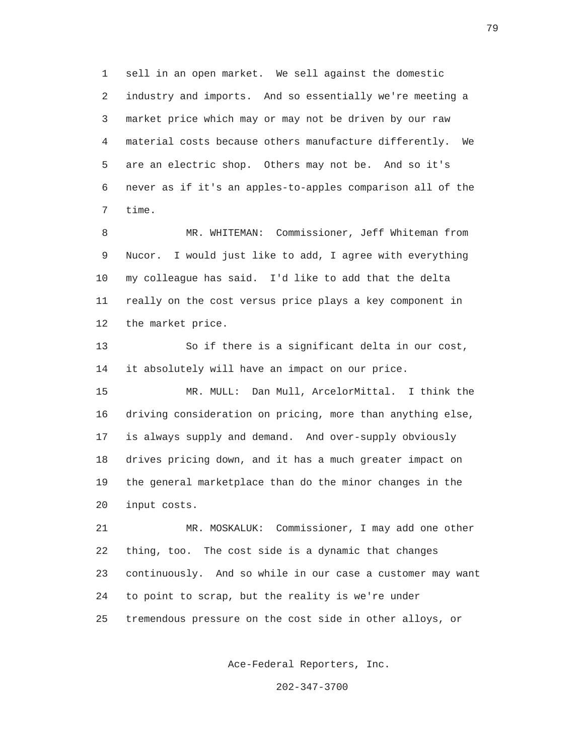sell in an open market. We sell against the domestic industry and imports. And so essentially we're meeting a market price which may or may not be driven by our raw material costs because others manufacture differently. We are an electric shop. Others may not be. And so it's never as if it's an apples-to-apples comparison all of the time.

MR. WHITEMAN: Commissioner, Jeff Whiteman from Nucor. I would just like to add, I agree with everything my colleague has said. I'd like to add that the delta really on the cost versus price plays a key component in the market price.

So if there is a significant delta in our cost, it absolutely will have an impact on our price.

MR. MULL: Dan Mull, ArcelorMittal. I think the driving consideration on pricing, more than anything else, is always supply and demand. And over-supply obviously drives pricing down, and it has a much greater impact on the general marketplace than do the minor changes in the input costs.

MR. MOSKALUK: Commissioner, I may add one other thing, too. The cost side is a dynamic that changes continuously. And so while in our case a customer may want to point to scrap, but the reality is we're under tremendous pressure on the cost side in other alloys, or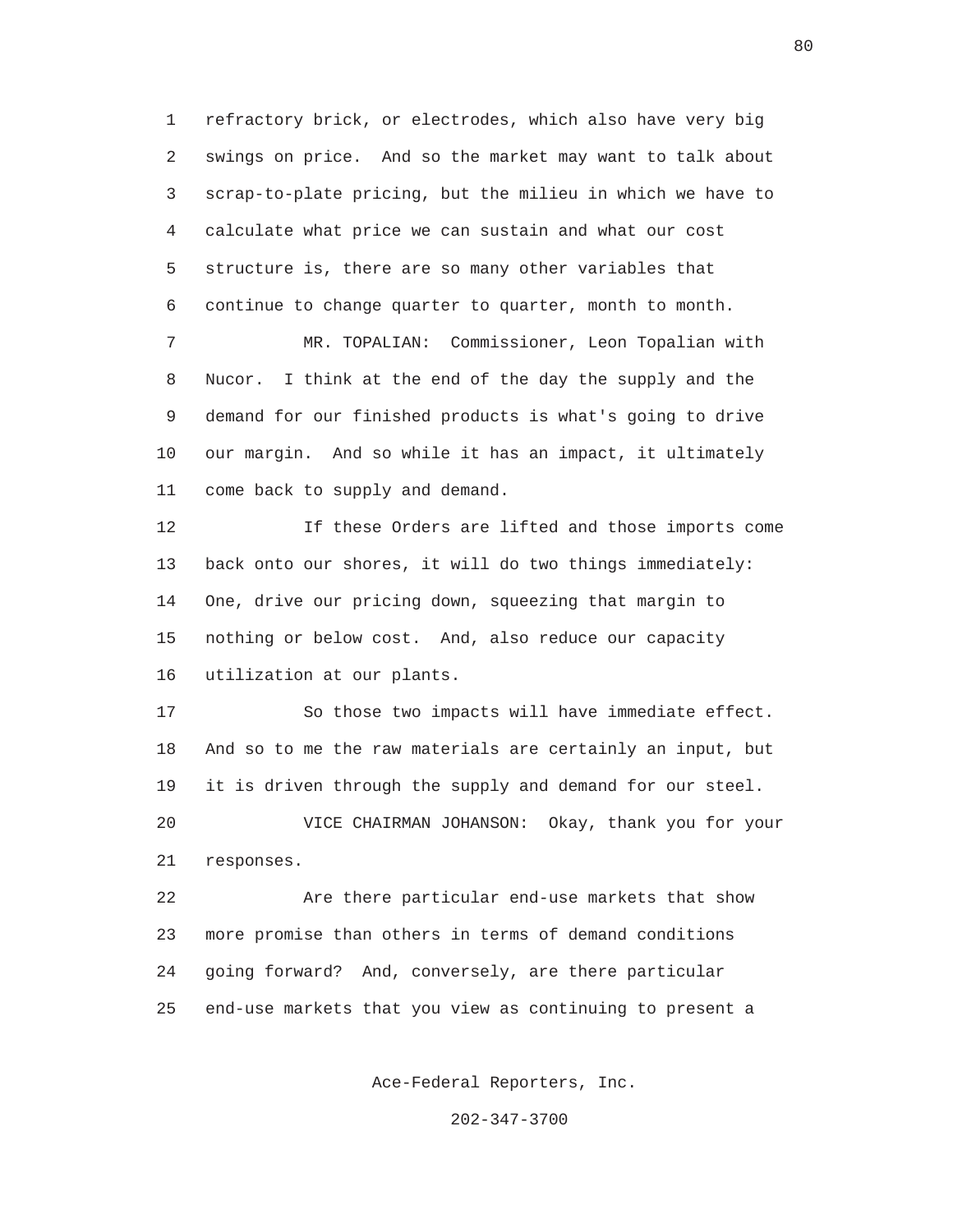refractory brick, or electrodes, which also have very big swings on price. And so the market may want to talk about scrap-to-plate pricing, but the milieu in which we have to calculate what price we can sustain and what our cost structure is, there are so many other variables that continue to change quarter to quarter, month to month.

MR. TOPALIAN: Commissioner, Leon Topalian with Nucor. I think at the end of the day the supply and the demand for our finished products is what's going to drive our margin. And so while it has an impact, it ultimately come back to supply and demand.

If these Orders are lifted and those imports come back onto our shores, it will do two things immediately: One, drive our pricing down, squeezing that margin to nothing or below cost. And, also reduce our capacity utilization at our plants.

So those two impacts will have immediate effect. And so to me the raw materials are certainly an input, but it is driven through the supply and demand for our steel.

VICE CHAIRMAN JOHANSON: Okay, thank you for your responses.

Are there particular end-use markets that show more promise than others in terms of demand conditions going forward? And, conversely, are there particular end-use markets that you view as continuing to present a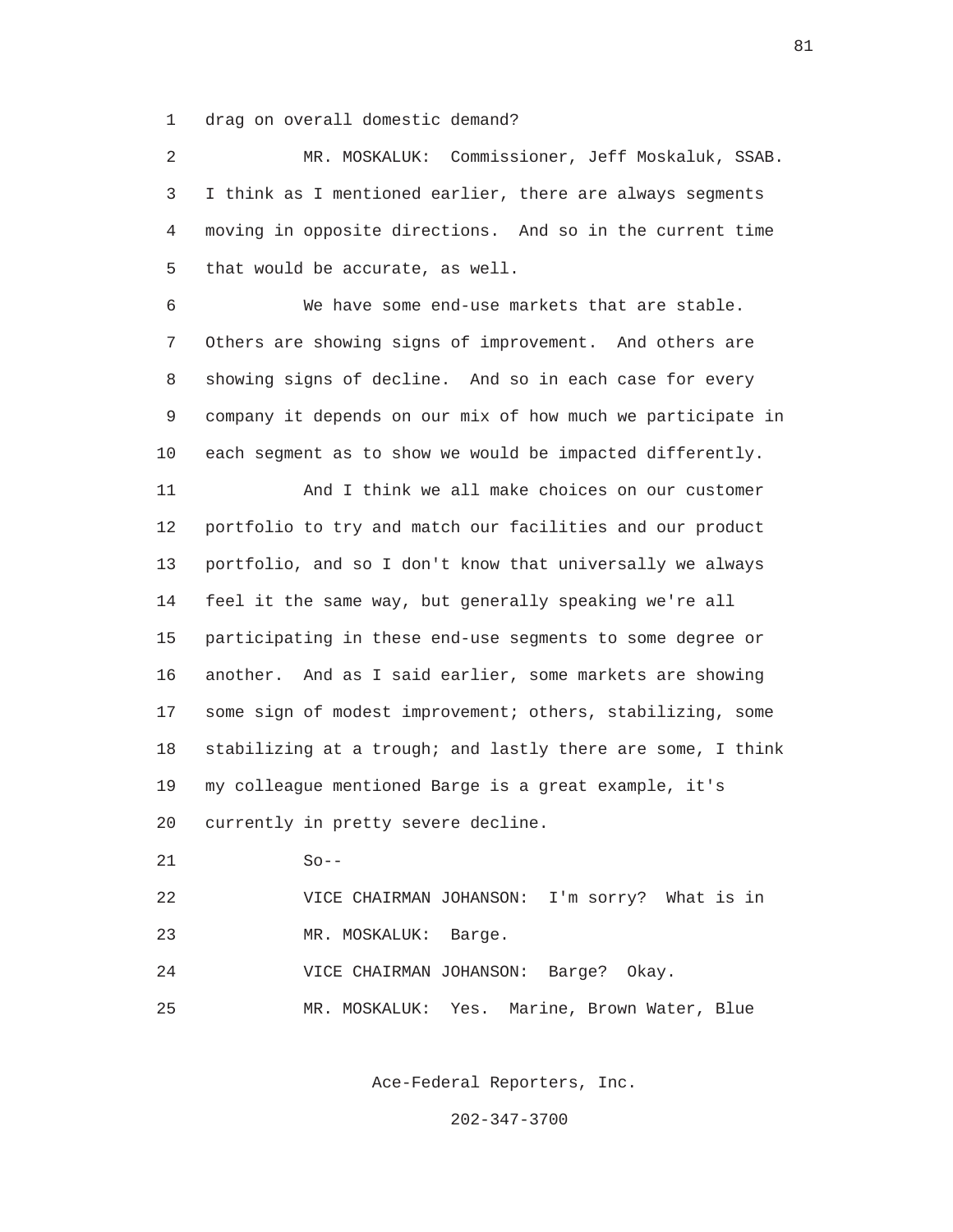1 drag on overall domestic demand?

2 MR. MOSKALUK: Commissioner, Jeff Moskaluk, SSAB.

3 I think as I mentioned earlier, there are always segments

4 moving in opposite directions. And so in the current time

5 that would be accurate, as well.

6 We have some end-use markets that are stable.

7 Others are showing signs of improvement. And others are

8 showing signs of decline. And so in each case for every

9 company it depends on our mix of how much we participate in

10 each segment as to show we would be impacted differently.

11 And I think we all make choices on our customer

12 portfolio to try and match our facilities and our product

13 portfolio, and so I don't know that universally we always

14 feel it the same way, but generally speaking we're all

15 participating in these end-use segments to some degree or

16 another. And as I said earlier, some markets are showing

17 some sign of modest improvement; others, stabilizing, some

18 stabilizing at a trough; and lastly there are some, I think

19 my colleague mentioned Barge is a great example, it's

20 currently in pretty severe decline.

21 So--

22 VICE CHAIRMAN JOHANSON: I'm sorry? What is in

23 MR. MOSKALUK: Barge.

24 VICE CHAIRMAN JOHANSON: Barge? Okay.

25 MR. MOSKALUK: Yes. Marine, Brown Water, Blue

Ace-Federal Reporters, Inc.

202-347-3700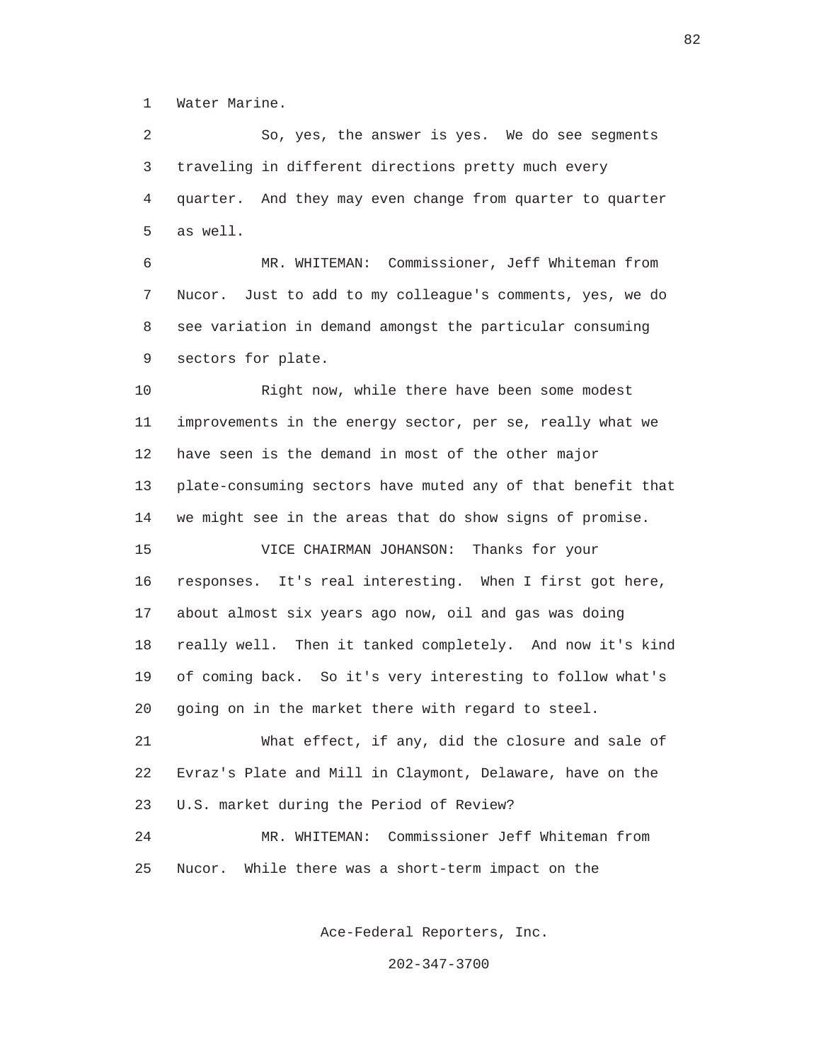Water Marine.

So, yes, the answer is yes. We do see segments traveling in different directions pretty much every quarter. And they may even change from quarter to quarter as well.

MR. WHITEMAN: Commissioner, Jeff Whiteman from Nucor. Just to add to my colleague's comments, yes, we do see variation in demand amongst the particular consuming sectors for plate.

Right now, while there have been some modest improvements in the energy sector, per se, really what we have seen is the demand in most of the other major plate-consuming sectors have muted any of that benefit that we might see in the areas that do show signs of promise.

VICE CHAIRMAN JOHANSON: Thanks for your responses. It's real interesting. When I first got here, about almost six years ago now, oil and gas was doing really well. Then it tanked completely. And now it's kind of coming back. So it's very interesting to follow what's going on in the market there with regard to steel.

What effect, if any, did the closure and sale of Evraz's Plate and Mill in Claymont, Delaware, have on the U.S. market during the Period of Review?

MR. WHITEMAN: Commissioner Jeff Whiteman from Nucor. While there was a short-term impact on the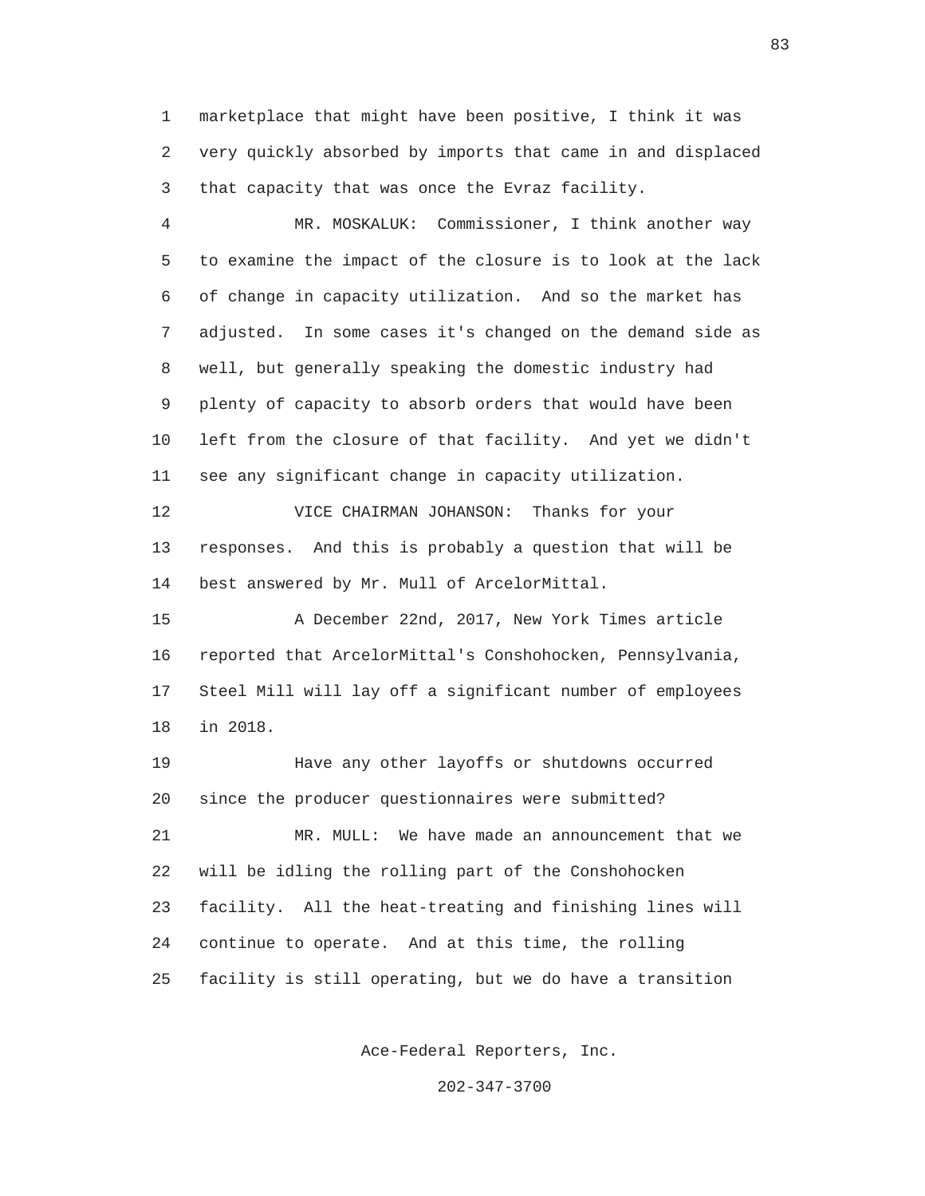marketplace that might have been positive, I think it was very quickly absorbed by imports that came in and displaced that capacity that was once the Evraz facility.

MR. MOSKALUK: Commissioner, I think another way to examine the impact of the closure is to look at the lack of change in capacity utilization. And so the market has adjusted. In some cases it's changed on the demand side as well, but generally speaking the domestic industry had plenty of capacity to absorb orders that would have been left from the closure of that facility. And yet we didn't see any significant change in capacity utilization.

VICE CHAIRMAN JOHANSON: Thanks for your responses. And this is probably a question that will be best answered by Mr. Mull of ArcelorMittal.

A December 22nd, 2017, New York Times article reported that ArcelorMittal's Conshohocken, Pennsylvania, Steel Mill will lay off a significant number of employees in 2018.

Have any other layoffs or shutdowns occurred since the producer questionnaires were submitted?

MR. MULL: We have made an announcement that we will be idling the rolling part of the Conshohocken facility. All the heat-treating and finishing lines will continue to operate. And at this time, the rolling facility is still operating, but we do have a transition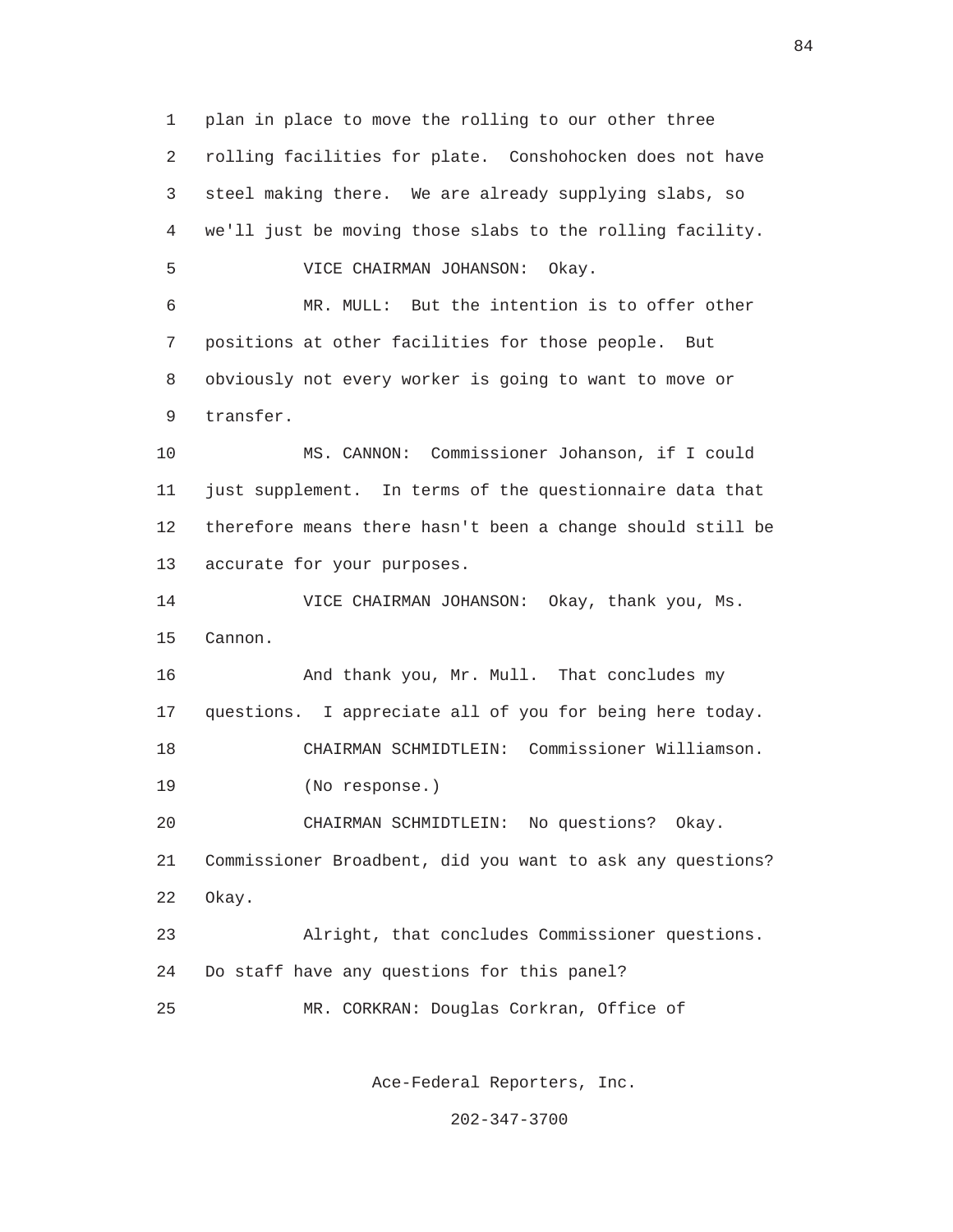plan in place to move the rolling to our other three rolling facilities for plate. Conshohocken does not have steel making there. We are already supplying slabs, so we'll just be moving those slabs to the rolling facility.

VICE CHAIRMAN JOHANSON: Okay.

MR. MULL: But the intention is to offer other positions at other facilities for those people. But obviously not every worker is going to want to move or transfer.

MS. CANNON: Commissioner Johanson, if I could just supplement. In terms of the questionnaire data that therefore means there hasn't been a change should still be accurate for your purposes.

VICE CHAIRMAN JOHANSON: Okay, thank you, Ms. Cannon.

And thank you, Mr. Mull. That concludes my questions. I appreciate all of you for being here today.

CHAIRMAN SCHMIDTLEIN: Commissioner Williamson.

(No response.)

CHAIRMAN SCHMIDTLEIN: No questions? Okay. Commissioner Broadbent, did you want to ask any questions? Okay.

Alright, that concludes Commissioner questions. Do staff have any questions for this panel?

MR. CORKRAN: Douglas Corkran, Office of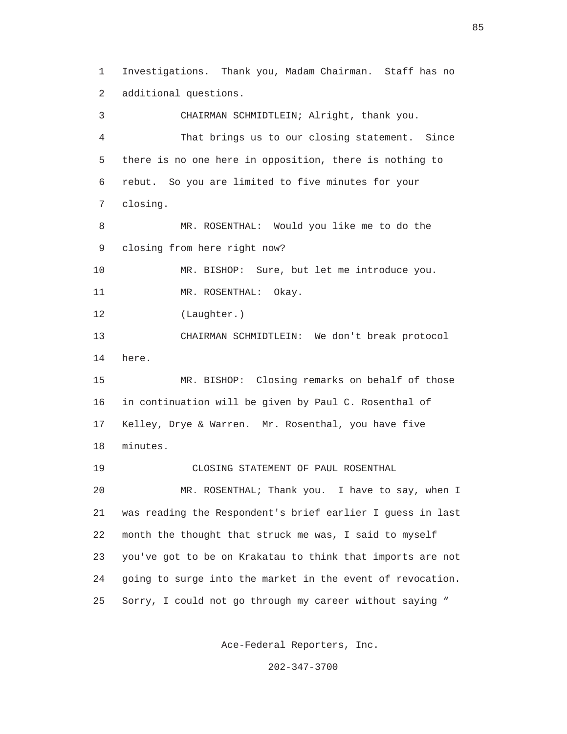1 Investigations. Thank you, Madam Chairman. Staff has no
2 additional questions.

3 CHAIRMAN SCHMIDTLEIN; Alright, thank you.

4 That brings us to our closing statement. Since
5 there is no one here in opposition, there is nothing to
6 rebut. So you are limited to five minutes for your
7 closing.

8 MR. ROSENTHAL: Would you like me to do the
9 closing from here right now?

10 MR. BISHOP: Sure, but let me introduce you.

11 MR. ROSENTHAL: Okay.

12 (Laughter.)

13 CHAIRMAN SCHMIDTLEIN: We don't break protocol
14 here.

15 MR. BISHOP: Closing remarks on behalf of those
16 in continuation will be given by Paul C. Rosenthal of
17 Kelley, Drye & Warren. Mr. Rosenthal, you have five
18 minutes.

19 CLOSING STATEMENT OF PAUL ROSENTHAL

20 MR. ROSENTHAL; Thank you. I have to say, when I
21 was reading the Respondent's brief earlier I guess in last
22 month the thought that struck me was, I said to myself
23 you've got to be on Krakatau to think that imports are not
24 going to surge into the market in the event of revocation.
25 Sorry, I could not go through my career without saying "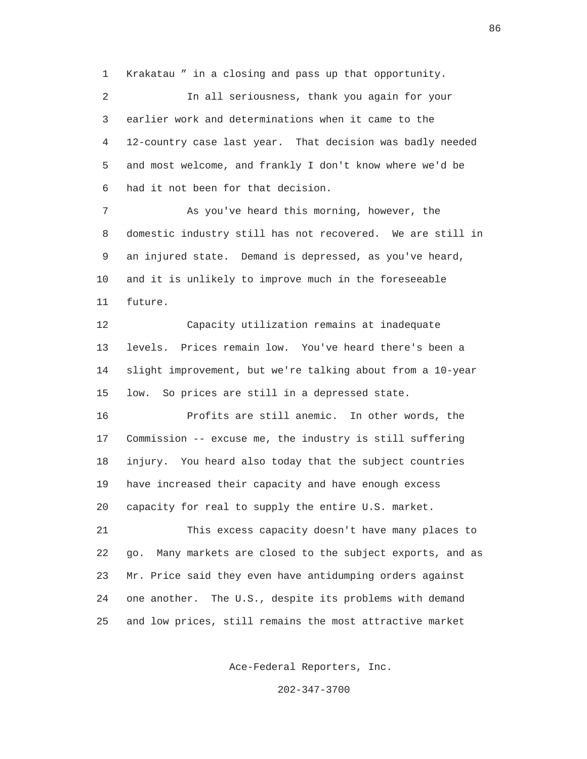Krakatau ” in a closing and pass up that opportunity.

In all seriousness, thank you again for your earlier work and determinations when it came to the 12-country case last year. That decision was badly needed and most welcome, and frankly I don't know where we'd be had it not been for that decision.

As you've heard this morning, however, the domestic industry still has not recovered. We are still in an injured state. Demand is depressed, as you've heard, and it is unlikely to improve much in the foreseeable future.

Capacity utilization remains at inadequate levels. Prices remain low. You've heard there's been a slight improvement, but we're talking about from a 10-year low. So prices are still in a depressed state.

Profits are still anemic. In other words, the Commission -- excuse me, the industry is still suffering injury. You heard also today that the subject countries have increased their capacity and have enough excess capacity for real to supply the entire U.S. market.

This excess capacity doesn't have many places to go. Many markets are closed to the subject exports, and as Mr. Price said they even have antidumping orders against one another. The U.S., despite its problems with demand and low prices, still remains the most attractive market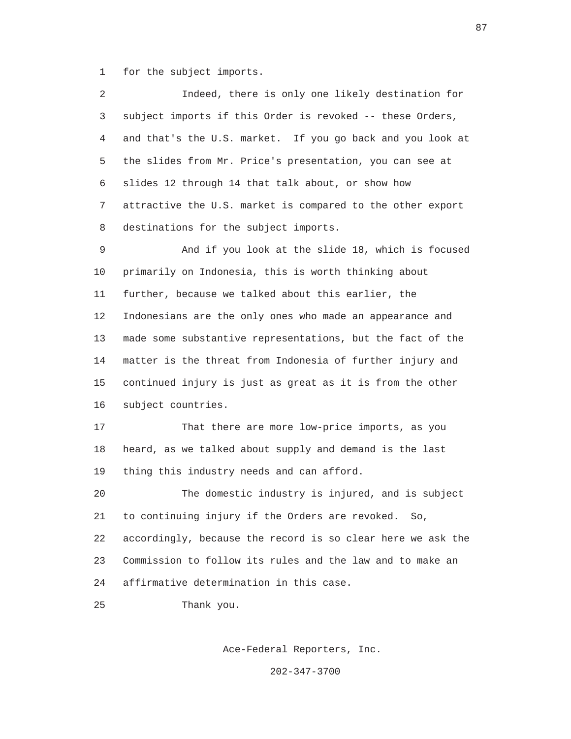for the subject imports.

Indeed, there is only one likely destination for subject imports if this Order is revoked -- these Orders, and that's the U.S. market. If you go back and you look at the slides from Mr. Price's presentation, you can see at slides 12 through 14 that talk about, or show how attractive the U.S. market is compared to the other export destinations for the subject imports.

And if you look at the slide 18, which is focused primarily on Indonesia, this is worth thinking about further, because we talked about this earlier, the Indonesians are the only ones who made an appearance and made some substantive representations, but the fact of the matter is the threat from Indonesia of further injury and continued injury is just as great as it is from the other subject countries.

That there are more low-price imports, as you heard, as we talked about supply and demand is the last thing this industry needs and can afford.

The domestic industry is injured, and is subject to continuing injury if the Orders are revoked. So, accordingly, because the record is so clear here we ask the Commission to follow its rules and the law and to make an affirmative determination in this case.

Thank you.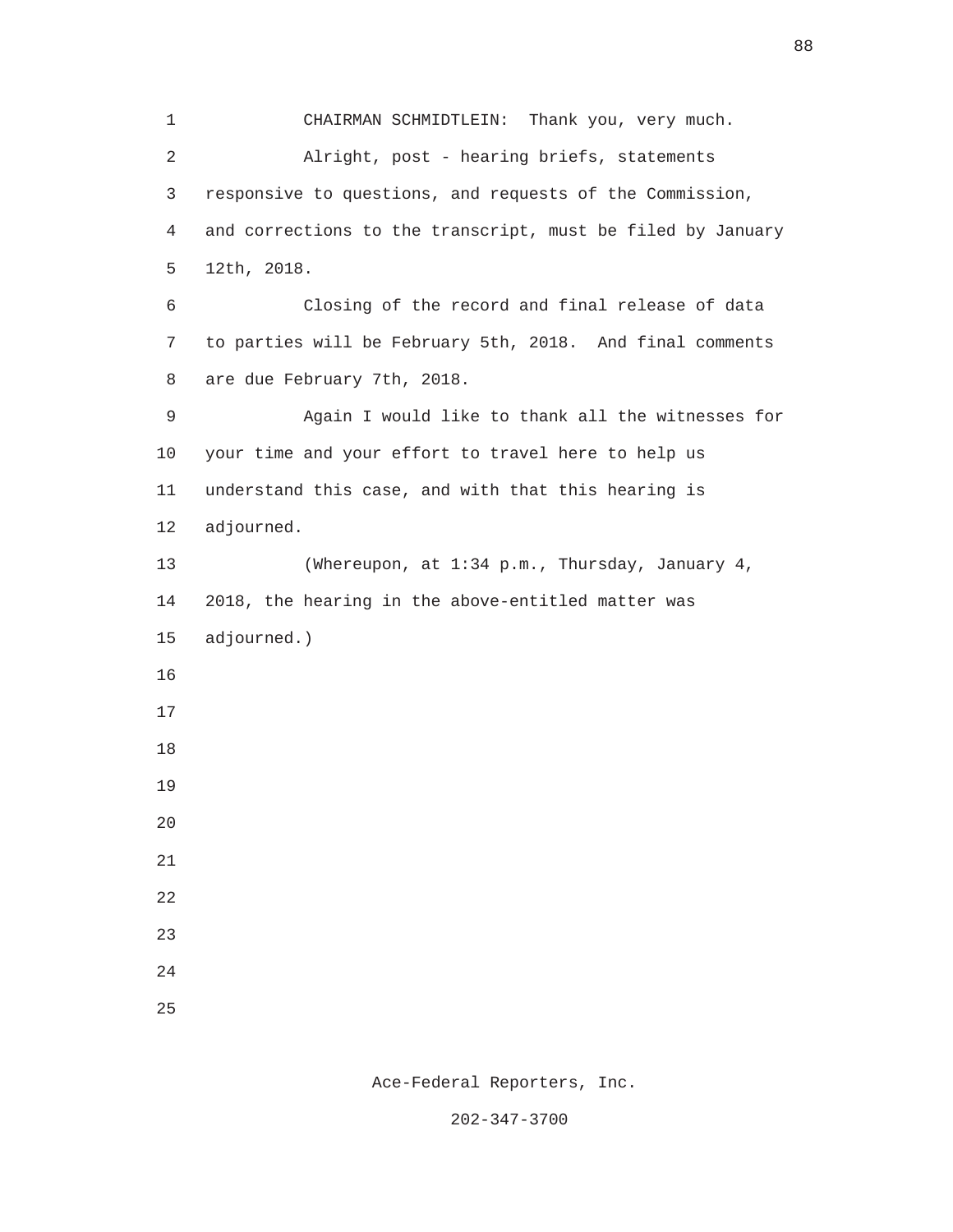CHAIRMAN SCHMIDTLEIN: Thank you, very much.

Alright, post - hearing briefs, statements responsive to questions, and requests of the Commission, and corrections to the transcript, must be filed by January 12th, 2018.

Closing of the record and final release of data to parties will be February 5th, 2018. And final comments are due February 7th, 2018.

Again I would like to thank all the witnesses for your time and your effort to travel here to help us understand this case, and with that this hearing is adjourned.

(Whereupon, at 1:34 p.m., Thursday, January 4, 2018, the hearing in the above-entitled matter was adjourned.)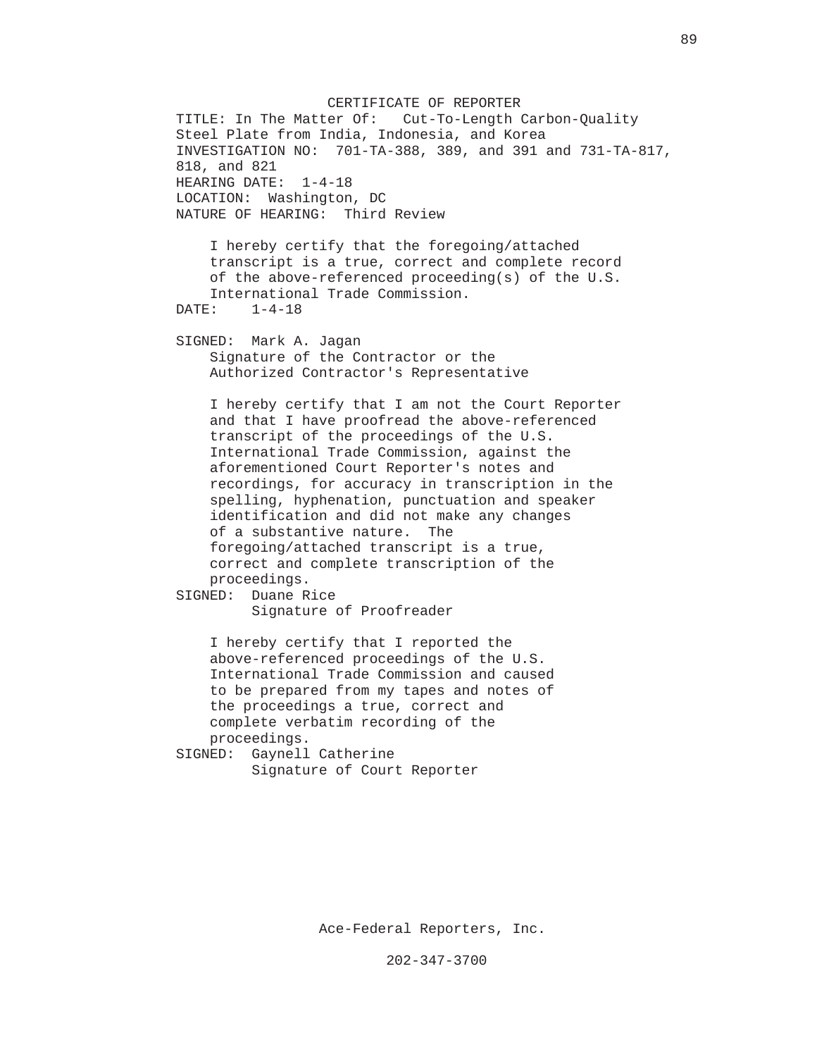# CERTIFICATE OF REPORTER

TITLE: In The Matter Of: Cut-To-Length Carbon-Quality Steel Plate from India, Indonesia, and Korea

INVESTIGATION NO: 701-TA-388, 389, and 391 and 731-TA-817, 818, and 821

HEARING DATE: 1-4-18

LOCATION: Washington, DC

NATURE OF HEARING: Third Review

I hereby certify that the foregoing/attached transcript is a true, correct and complete record of the above-referenced proceeding(s) of the U.S. International Trade Commission.

DATE: 1-4-18

SIGNED: Mark A. Jagan
Signature of the Contractor or the Authorized Contractor's Representative

I hereby certify that I am not the Court Reporter and that I have proofread the above-referenced transcript of the proceedings of the U.S. International Trade Commission, against the aforementioned Court Reporter's notes and recordings, for accuracy in transcription in the spelling, hyphenation, punctuation and speaker identification and did not make any changes of a substantive nature. The foregoing/attached transcript is a true, correct and complete transcription of the proceedings.

SIGNED: Duane Rice
Signature of Proofreader

I hereby certify that I reported the above-referenced proceedings of the U.S. International Trade Commission and caused to be prepared from my tapes and notes of the proceedings a true, correct and complete verbatim recording of the proceedings.

SIGNED: Gaynell Catherine
Signature of Court Reporter